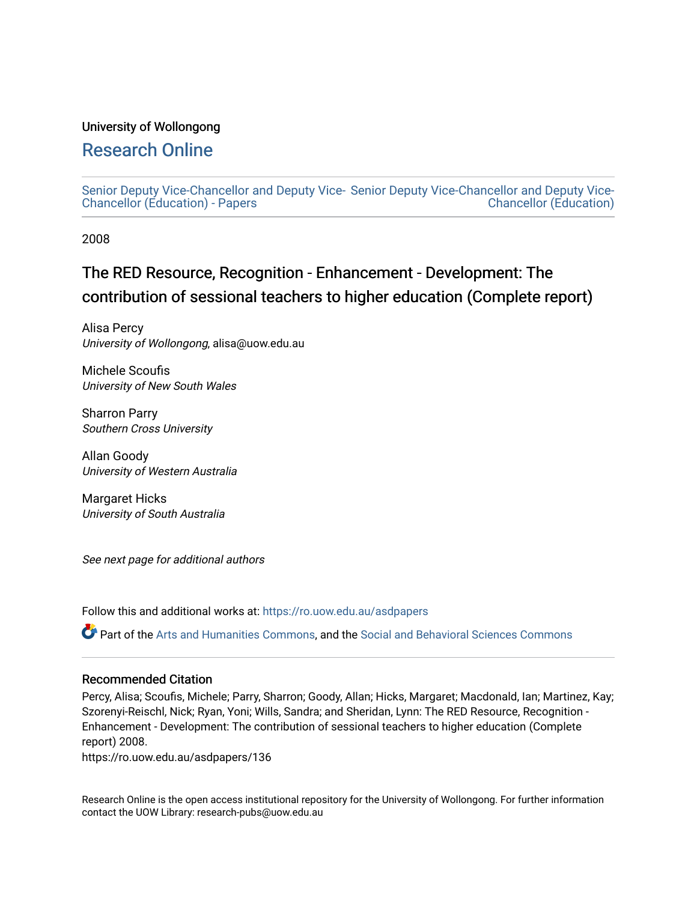University of Wollongong

# Research Online

Senior Deputy Vice-Chancellor and Deputy Vice-Chancellor (Education) - Papers | Senior Deputy Vice-Chancellor and Deputy Vice-Chancellor (Education)

2008

## The RED Resource, Recognition - Enhancement - Development: The contribution of sessional teachers to higher education (Complete report)

Alisa Percy
*University of Wollongong*, alisa@uow.edu.au

Michele Scoufis
*University of New South Wales*

Sharron Parry
*Southern Cross University*

Allan Goody
*University of Western Australia*

Margaret Hicks
*University of South Australia*

*See next page for additional authors*

Follow this and additional works at: https://ro.uow.edu.au/asdpapers

Part of the Arts and Humanities Commons, and the Social and Behavioral Sciences Commons

### Recommended Citation

Percy, Alisa; Scoufis, Michele; Parry, Sharron; Goody, Allan; Hicks, Margaret; Macdonald, Ian; Martinez, Kay; Szorenyi-Reischl, Nick; Ryan, Yoni; Wills, Sandra; and Sheridan, Lynn: The RED Resource, Recognition - Enhancement - Development: The contribution of sessional teachers to higher education (Complete report) 2008.
https://ro.uow.edu.au/asdpapers/136

Research Online is the open access institutional repository for the University of Wollongong. For further information contact the UOW Library: research-pubs@uow.edu.au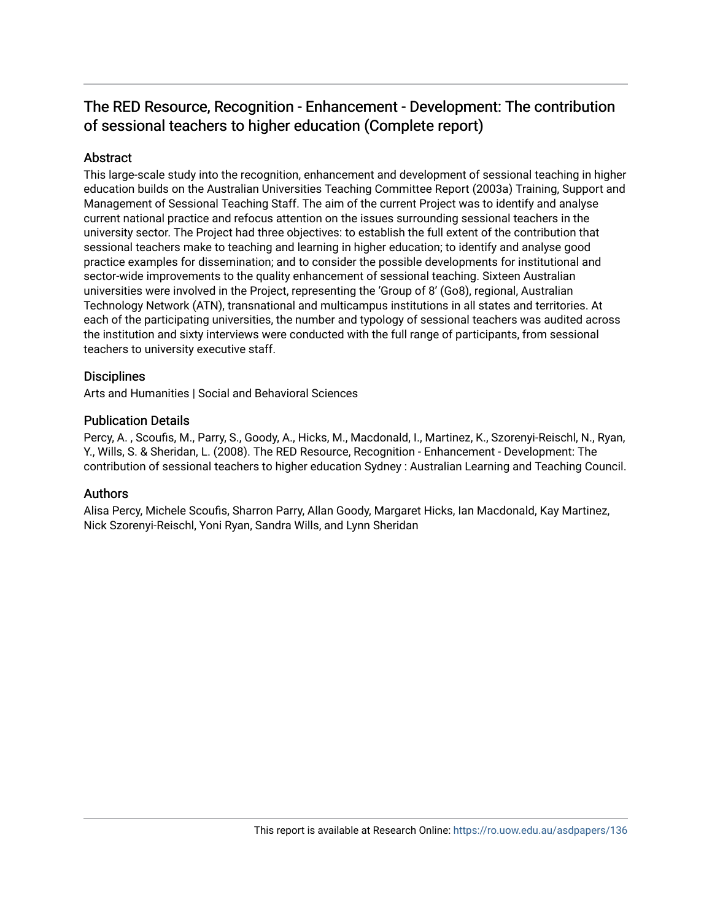# The RED Resource, Recognition - Enhancement - Development: The contribution of sessional teachers to higher education (Complete report)

## Abstract

This large-scale study into the recognition, enhancement and development of sessional teaching in higher education builds on the Australian Universities Teaching Committee Report (2003a) Training, Support and Management of Sessional Teaching Staff. The aim of the current Project was to identify and analyse current national practice and refocus attention on the issues surrounding sessional teachers in the university sector. The Project had three objectives: to establish the full extent of the contribution that sessional teachers make to teaching and learning in higher education; to identify and analyse good practice examples for dissemination; and to consider the possible developments for institutional and sector-wide improvements to the quality enhancement of sessional teaching. Sixteen Australian universities were involved in the Project, representing the 'Group of 8' (Go8), regional, Australian Technology Network (ATN), transnational and multicampus institutions in all states and territories. At each of the participating universities, the number and typology of sessional teachers was audited across the institution and sixty interviews were conducted with the full range of participants, from sessional teachers to university executive staff.

## Disciplines

Arts and Humanities | Social and Behavioral Sciences

## Publication Details

Percy, A. , Scoufis, M., Parry, S., Goody, A., Hicks, M., Macdonald, I., Martinez, K., Szorenyi-Reischl, N., Ryan, Y., Wills, S. & Sheridan, L. (2008). The RED Resource, Recognition - Enhancement - Development: The contribution of sessional teachers to higher education Sydney : Australian Learning and Teaching Council.

## Authors

Alisa Percy, Michele Scoufis, Sharron Parry, Allan Goody, Margaret Hicks, Ian Macdonald, Kay Martinez, Nick Szorenyi-Reischl, Yoni Ryan, Sandra Wills, and Lynn Sheridan

This report is available at Research Online: https://ro.uow.edu.au/asdpapers/136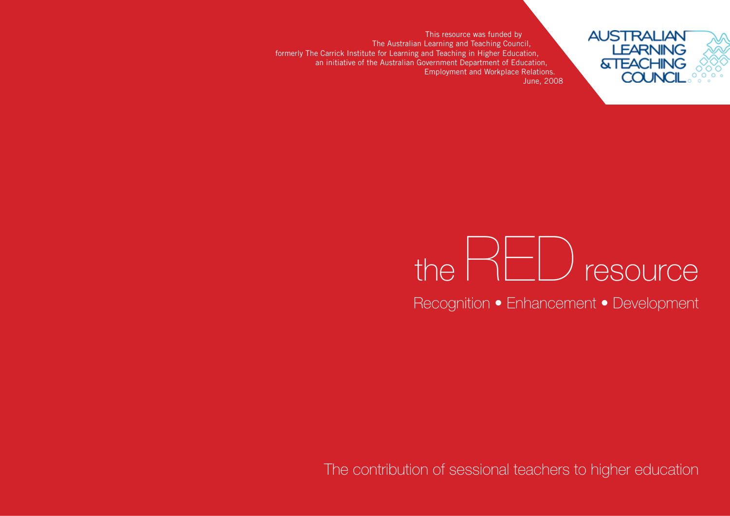This resource was funded by
The Australian Learning and Teaching Council,
formerly The Carrick Institute for Learning and Teaching in Higher Education,
an initiative of the Australian Government Department of Education,
Employment and Workplace Relations.
June, 2008

AUSTRALIAN LEARNING & TEACHING COUNCIL

# the RED resource

## Recognition • Enhancement • Development

The contribution of sessional teachers to higher education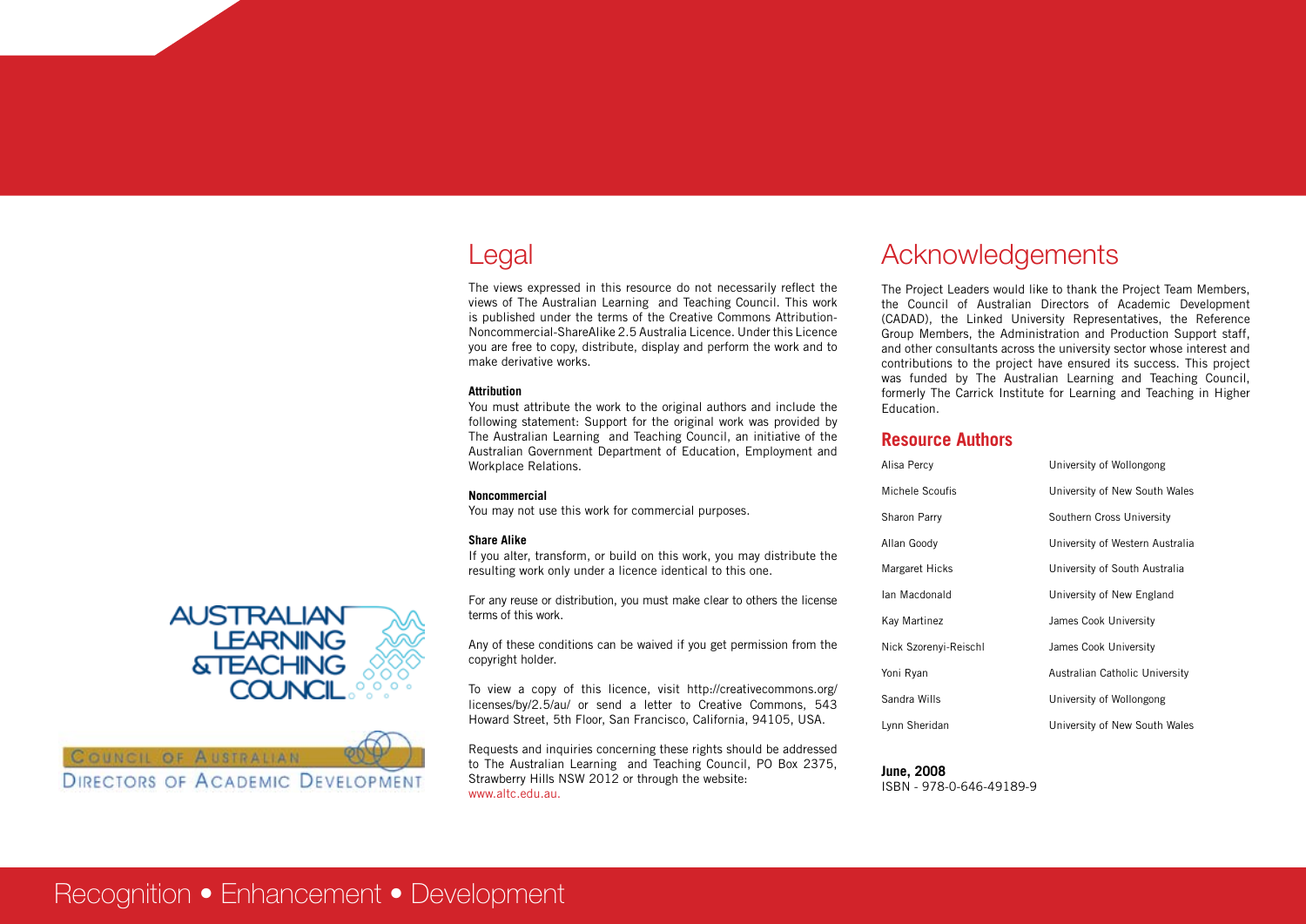## Legal

The views expressed in this resource do not necessarily reflect the views of The Australian Learning and Teaching Council. This work is published under the terms of the Creative Commons Attribution-Noncommercial-ShareAlike 2.5 Australia Licence. Under this Licence you are free to copy, distribute, display and perform the work and to make derivative works.

**Attribution**
You must attribute the work to the original authors and include the following statement: Support for the original work was provided by The Australian Learning and Teaching Council, an initiative of the Australian Government Department of Education, Employment and Workplace Relations.

**Noncommercial**
You may not use this work for commercial purposes.

**Share Alike**
If you alter, transform, or build on this work, you may distribute the resulting work only under a licence identical to this one.

For any reuse or distribution, you must make clear to others the license terms of this work.

Any of these conditions can be waived if you get permission from the copyright holder.

To view a copy of this licence, visit http://creativecommons.org/licenses/by/2.5/au/ or send a letter to Creative Commons, 543 Howard Street, 5th Floor, San Francisco, California, 94105, USA.

Requests and inquiries concerning these rights should be addressed to The Australian Learning and Teaching Council, PO Box 2375, Strawberry Hills NSW 2012 or through the website: www.altc.edu.au.

## Acknowledgements

The Project Leaders would like to thank the Project Team Members, the Council of Australian Directors of Academic Development (CADAD), the Linked University Representatives, the Reference Group Members, the Administration and Production Support staff, and other consultants across the university sector whose interest and contributions to the project have ensured its success. This project was funded by The Australian Learning and Teaching Council, formerly The Carrick Institute for Learning and Teaching in Higher Education.

### Resource Authors

| | |
|---|---|
| Alisa Percy | University of Wollongong |
| Michele Scoufis | University of New South Wales |
| Sharon Parry | Southern Cross University |
| Allan Goody | University of Western Australia |
| Margaret Hicks | University of South Australia |
| Ian Macdonald | University of New England |
| Kay Martinez | James Cook University |
| Nick Szorenyi-Reischl | James Cook University |
| Yoni Ryan | Australian Catholic University |
| Sandra Wills | University of Wollongong |
| Lynn Sheridan | University of New South Wales |

**June, 2008**
ISBN - 978-0-646-49189-9

AUSTRALIAN LEARNING & TEACHING COUNCIL

COUNCIL OF AUSTRALIAN DIRECTORS OF ACADEMIC DEVELOPMENT

Recognition • Enhancement • Development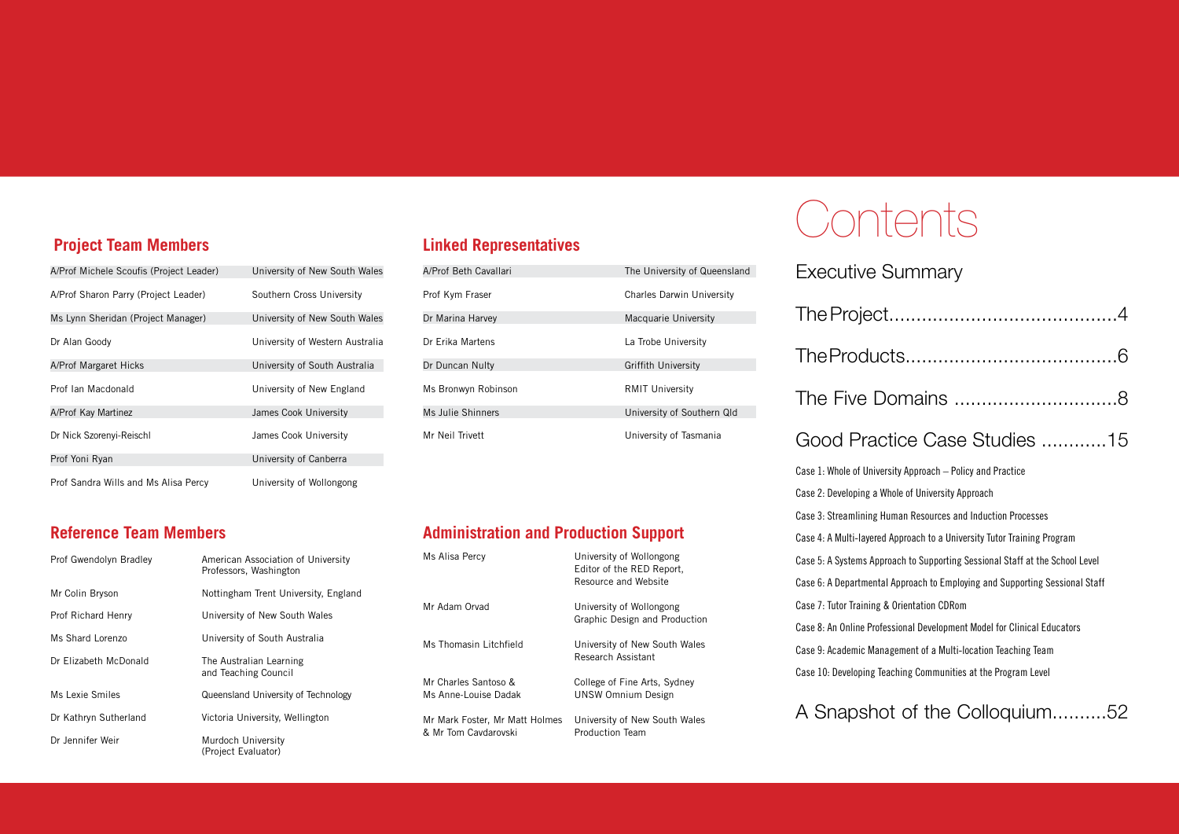## Project Team Members

| | |
|---|---|
| A/Prof Michele Scoufis (Project Leader) | University of New South Wales |
| A/Prof Sharon Parry (Project Leader) | Southern Cross University |
| Ms Lynn Sheridan (Project Manager) | University of New South Wales |
| Dr Alan Goody | University of Western Australia |
| A/Prof Margaret Hicks | University of South Australia |
| Prof Ian Macdonald | University of New England |
| A/Prof Kay Martinez | James Cook University |
| Dr Nick Szorenyi-Reischl | James Cook University |
| Prof Yoni Ryan | University of Canberra |
| Prof Sandra Wills and Ms Alisa Percy | University of Wollongong |

## Reference Team Members

| | |
|---|---|
| Prof Gwendolyn Bradley | American Association of University Professors, Washington |
| Mr Colin Bryson | Nottingham Trent University, England |
| Prof Richard Henry | University of New South Wales |
| Ms Shard Lorenzo | University of South Australia |
| Dr Elizabeth McDonald | The Australian Learning and Teaching Council |
| Ms Lexie Smiles | Queensland University of Technology |
| Dr Kathryn Sutherland | Victoria University, Wellington |
| Dr Jennifer Weir | Murdoch University (Project Evaluator) |

## Linked Representatives

| | |
|---|---|
| A/Prof Beth Cavallari | The University of Queensland |
| Prof Kym Fraser | Charles Darwin University |
| Dr Marina Harvey | Macquarie University |
| Dr Erika Martens | La Trobe University |
| Dr Duncan Nulty | Griffith University |
| Ms Bronwyn Robinson | RMIT University |
| Ms Julie Shinners | University of Southern Qld |
| Mr Neil Trivett | University of Tasmania |

## Administration and Production Support

| | |
|---|---|
| Ms Alisa Percy | University of Wollongong Editor of the RED Report, Resource and Website |
| Mr Adam Orvad | University of Wollongong Graphic Design and Production |
| Ms Thomasin Litchfield | University of New South Wales Research Assistant |
| Mr Charles Santoso & Ms Anne-Louise Dadak | College of Fine Arts, Sydney UNSW Omnium Design |
| Mr Mark Foster, Mr Matt Holmes & Mr Tom Cavdarovski | University of New South Wales Production Team |

# Contents

## Executive Summary

## The Project..........................................4

## The Products......................................6

## The Five Domains ..............................8

## Good Practice Case Studies ............15

- Case 1: Whole of University Approach – Policy and Practice
- Case 2: Developing a Whole of University Approach
- Case 3: Streamlining Human Resources and Induction Processes
- Case 4: A Multi-layered Approach to a University Tutor Training Program
- Case 5: A Systems Approach to Supporting Sessional Staff at the School Level
- Case 6: A Departmental Approach to Employing and Supporting Sessional Staff
- Case 7: Tutor Training & Orientation CDRom
- Case 8: An Online Professional Development Model for Clinical Educators
- Case 9: Academic Management of a Multi-location Teaching Team
- Case 10: Developing Teaching Communities at the Program Level

## A Snapshot of the Colloquium..........52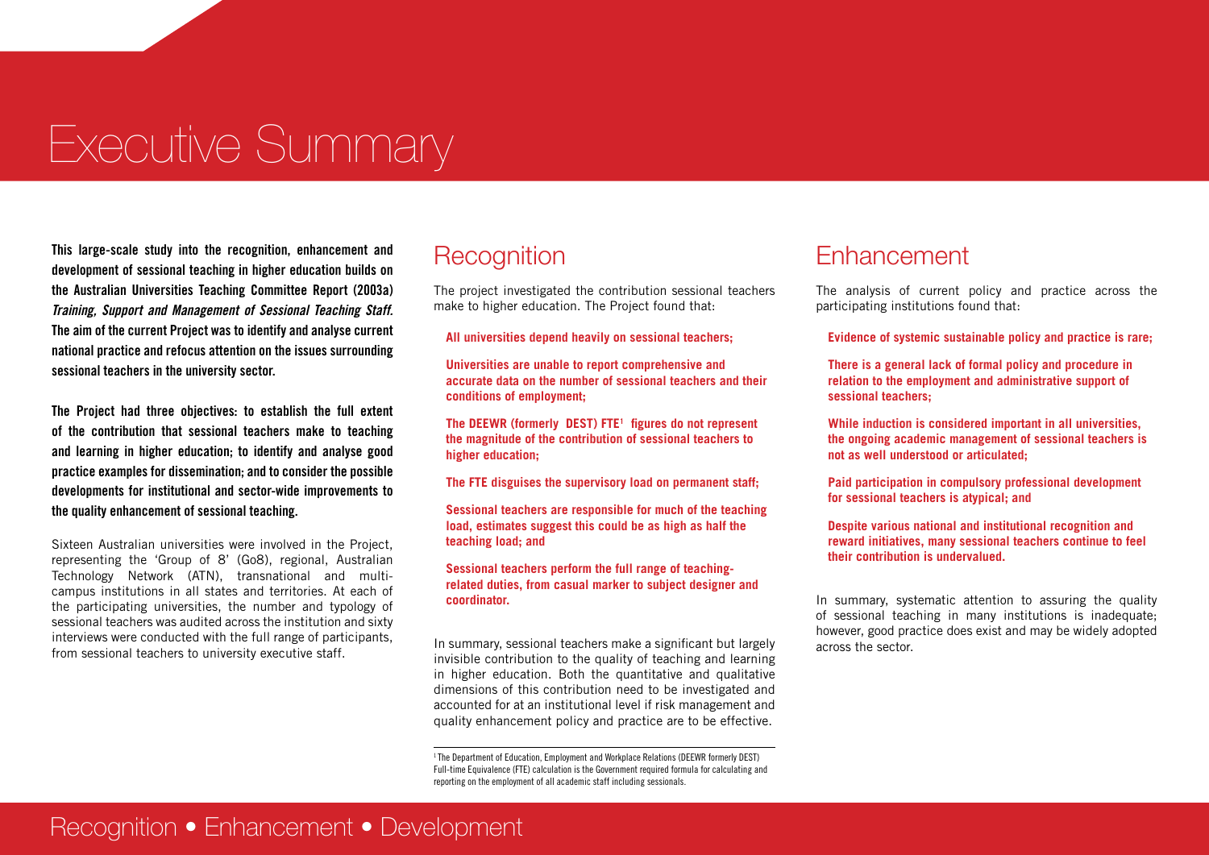# Executive Summary

**This large-scale study into the recognition, enhancement and development of sessional teaching in higher education builds on the Australian Universities Teaching Committee Report (2003a) *Training, Support and Management of Sessional Teaching Staff.* The aim of the current Project was to identify and analyse current national practice and refocus attention on the issues surrounding sessional teachers in the university sector.**

**The Project had three objectives: to establish the full extent of the contribution that sessional teachers make to teaching and learning in higher education; to identify and analyse good practice examples for dissemination; and to consider the possible developments for institutional and sector-wide improvements to the quality enhancement of sessional teaching.**

Sixteen Australian universities were involved in the Project, representing the 'Group of 8' (Go8), regional, Australian Technology Network (ATN), transnational and multi-campus institutions in all states and territories. At each of the participating universities, the number and typology of sessional teachers was audited across the institution and sixty interviews were conducted with the full range of participants, from sessional teachers to university executive staff.

## Recognition

The project investigated the contribution sessional teachers make to higher education. The Project found that:

**All universities depend heavily on sessional teachers;**

**Universities are unable to report comprehensive and accurate data on the number of sessional teachers and their conditions of employment;**

**The DEEWR (formerly DEST) FTE[1] figures do not represent the magnitude of the contribution of sessional teachers to higher education;**

**The FTE disguises the supervisory load on permanent staff;**

**Sessional teachers are responsible for much of the teaching load, estimates suggest this could be as high as half the teaching load; and**

**Sessional teachers perform the full range of teaching-related duties, from casual marker to subject designer and coordinator.**

In summary, sessional teachers make a significant but largely invisible contribution to the quality of teaching and learning in higher education. Both the quantitative and qualitative dimensions of this contribution need to be investigated and accounted for at an institutional level if risk management and quality enhancement policy and practice are to be effective.

[1] The Department of Education, Employment and Workplace Relations (DEEWR formerly DEST) Full-time Equivalence (FTE) calculation is the Government required formula for calculating and reporting on the employment of all academic staff including sessionals.

## Enhancement

The analysis of current policy and practice across the participating institutions found that:

**Evidence of systemic sustainable policy and practice is rare;**

**There is a general lack of formal policy and procedure in relation to the employment and administrative support of sessional teachers;**

**While induction is considered important in all universities, the ongoing academic management of sessional teachers is not as well understood or articulated;**

**Paid participation in compulsory professional development for sessional teachers is atypical; and**

**Despite various national and institutional recognition and reward initiatives, many sessional teachers continue to feel their contribution is undervalued.**

In summary, systematic attention to assuring the quality of sessional teaching in many institutions is inadequate; however, good practice does exist and may be widely adopted across the sector.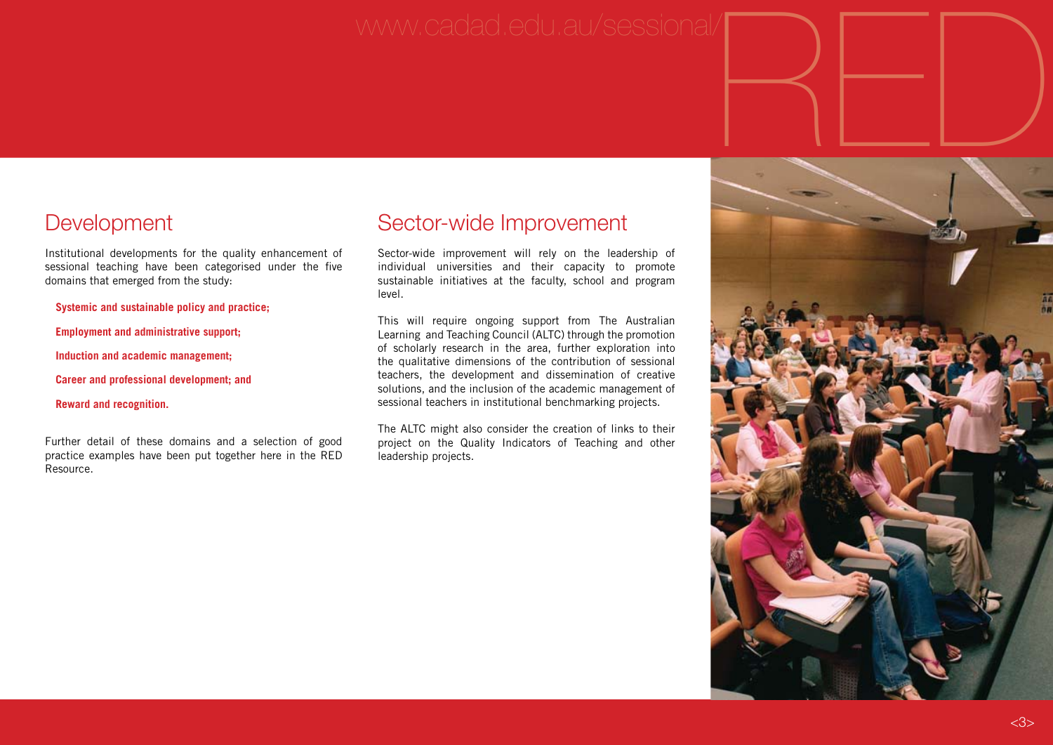## Development

Institutional developments for the quality enhancement of sessional teaching have been categorised under the five domains that emerged from the study:

- **Systemic and sustainable policy and practice;**
- **Employment and administrative support;**
- **Induction and academic management;**
- **Career and professional development; and**
- **Reward and recognition.**

Further detail of these domains and a selection of good practice examples have been put together here in the RED Resource.

## Sector-wide Improvement

Sector-wide improvement will rely on the leadership of individual universities and their capacity to promote sustainable initiatives at the faculty, school and program level.

This will require ongoing support from The Australian Learning and Teaching Council (ALTC) through the promotion of scholarly research in the area, further exploration into the qualitative dimensions of the contribution of sessional teachers, the development and dissemination of creative solutions, and the inclusion of the academic management of sessional teachers in institutional benchmarking projects.

The ALTC might also consider the creation of links to their project on the Quality Indicators of Teaching and other leadership projects.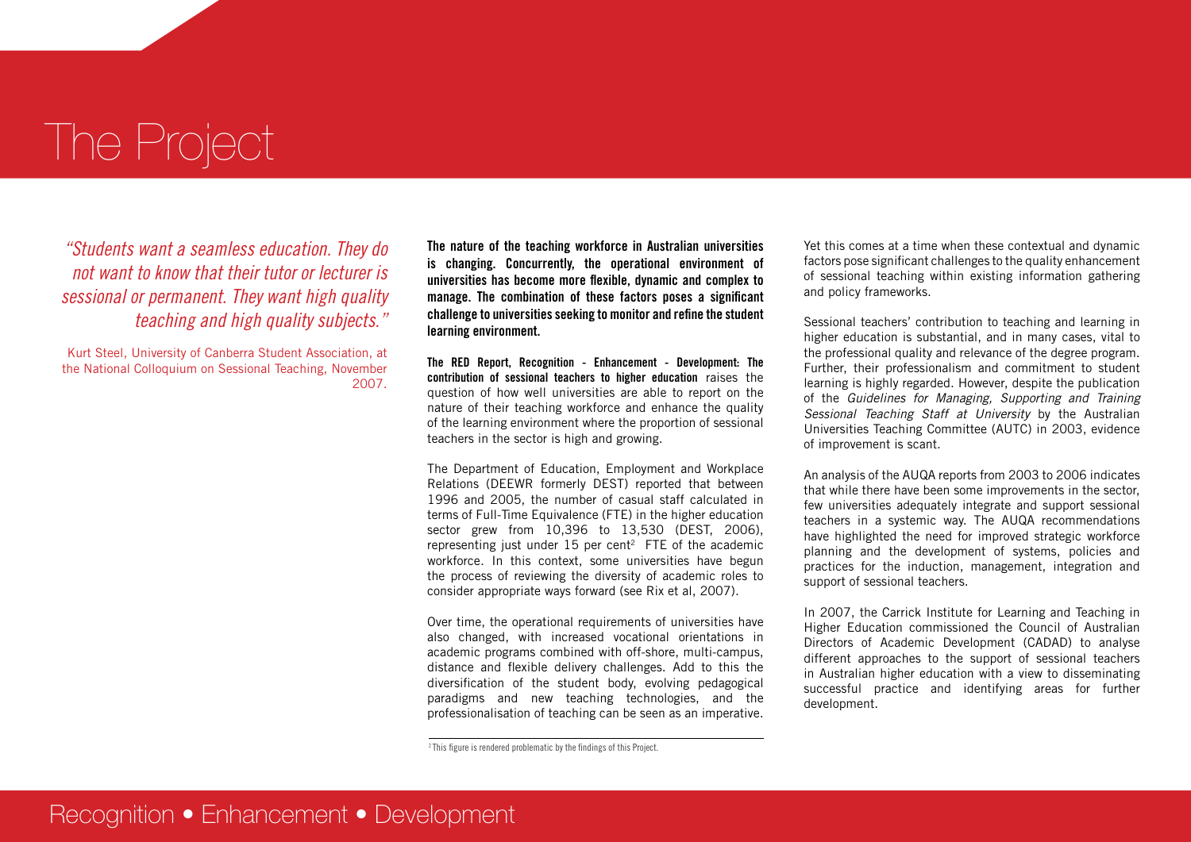# The Project

*"Students want a seamless education. They do not want to know that their tutor or lecturer is sessional or permanent. They want high quality teaching and high quality subjects."*

Kurt Steel, University of Canberra Student Association, at the National Colloquium on Sessional Teaching, November 2007.

**The nature of the teaching workforce in Australian universities is changing. Concurrently, the operational environment of universities has become more flexible, dynamic and complex to manage. The combination of these factors poses a significant challenge to universities seeking to monitor and refine the student learning environment.**

**The RED Report, Recognition - Enhancement - Development: The contribution of sessional teachers to higher education** raises the question of how well universities are able to report on the nature of their teaching workforce and enhance the quality of the learning environment where the proportion of sessional teachers in the sector is high and growing.

The Department of Education, Employment and Workplace Relations (DEEWR formerly DEST) reported that between 1996 and 2005, the number of casual staff calculated in terms of Full-Time Equivalence (FTE) in the higher education sector grew from 10,396 to 13,530 (DEST, 2006), representing just under 15 per cent[2] FTE of the academic workforce. In this context, some universities have begun the process of reviewing the diversity of academic roles to consider appropriate ways forward (see Rix et al, 2007).

Over time, the operational requirements of universities have also changed, with increased vocational orientations in academic programs combined with off-shore, multi-campus, distance and flexible delivery challenges. Add to this the diversification of the student body, evolving pedagogical paradigms and new teaching technologies, and the professionalisation of teaching can be seen as an imperative.

[2] This figure is rendered problematic by the findings of this Project.

Yet this comes at a time when these contextual and dynamic factors pose significant challenges to the quality enhancement of sessional teaching within existing information gathering and policy frameworks.

Sessional teachers' contribution to teaching and learning in higher education is substantial, and in many cases, vital to the professional quality and relevance of the degree program. Further, their professionalism and commitment to student learning is highly regarded. However, despite the publication of the *Guidelines for Managing, Supporting and Training Sessional Teaching Staff at University* by the Australian Universities Teaching Committee (AUTC) in 2003, evidence of improvement is scant.

An analysis of the AUQA reports from 2003 to 2006 indicates that while there have been some improvements in the sector, few universities adequately integrate and support sessional teachers in a systemic way. The AUQA recommendations have highlighted the need for improved strategic workforce planning and the development of systems, policies and practices for the induction, management, integration and support of sessional teachers.

In 2007, the Carrick Institute for Learning and Teaching in Higher Education commissioned the Council of Australian Directors of Academic Development (CADAD) to analyse different approaches to the support of sessional teachers in Australian higher education with a view to disseminating successful practice and identifying areas for further development.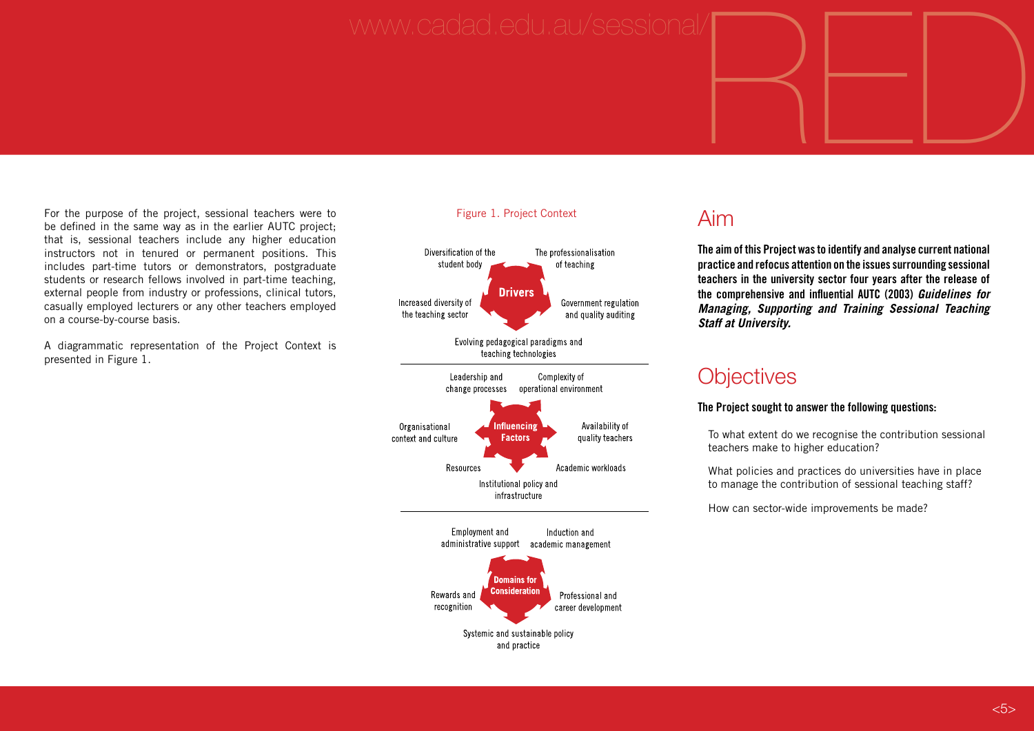For the purpose of the project, sessional teachers were to be defined in the same way as in the earlier AUTC project; that is, sessional teachers include any higher education instructors not in tenured or permanent positions. This includes part-time tutors or demonstrators, postgraduate students or research fellows involved in part-time teaching, external people from industry or professions, clinical tutors, casually employed lecturers or any other teachers employed on a course-by-course basis.

A diagrammatic representation of the Project Context is presented in Figure 1.

Figure 1. Project Context

**Drivers**

- Diversification of the student body
- The professionalisation of teaching
- Increased diversity of the teaching sector
- Government regulation and quality auditing
- Evolving pedagogical paradigms and teaching technologies

**Influencing Factors**

- Leadership and change processes
- Complexity of operational environment
- Organisational context and culture
- Availability of quality teachers
- Resources
- Academic workloads
- Institutional policy and infrastructure

**Domains for Consideration**

- Employment and administrative support
- Induction and academic management
- Rewards and recognition
- Professional and career development
- Systemic and sustainable policy and practice

## Aim

**The aim of this Project was to identify and analyse current national practice and refocus attention on the issues surrounding sessional teachers in the university sector four years after the release of the comprehensive and influential AUTC (2003) *Guidelines for Managing, Supporting and Training Sessional Teaching Staff at University.***

## Objectives

**The Project sought to answer the following questions:**

To what extent do we recognise the contribution sessional teachers make to higher education?

What policies and practices do universities have in place to manage the contribution of sessional teaching staff?

How can sector-wide improvements be made?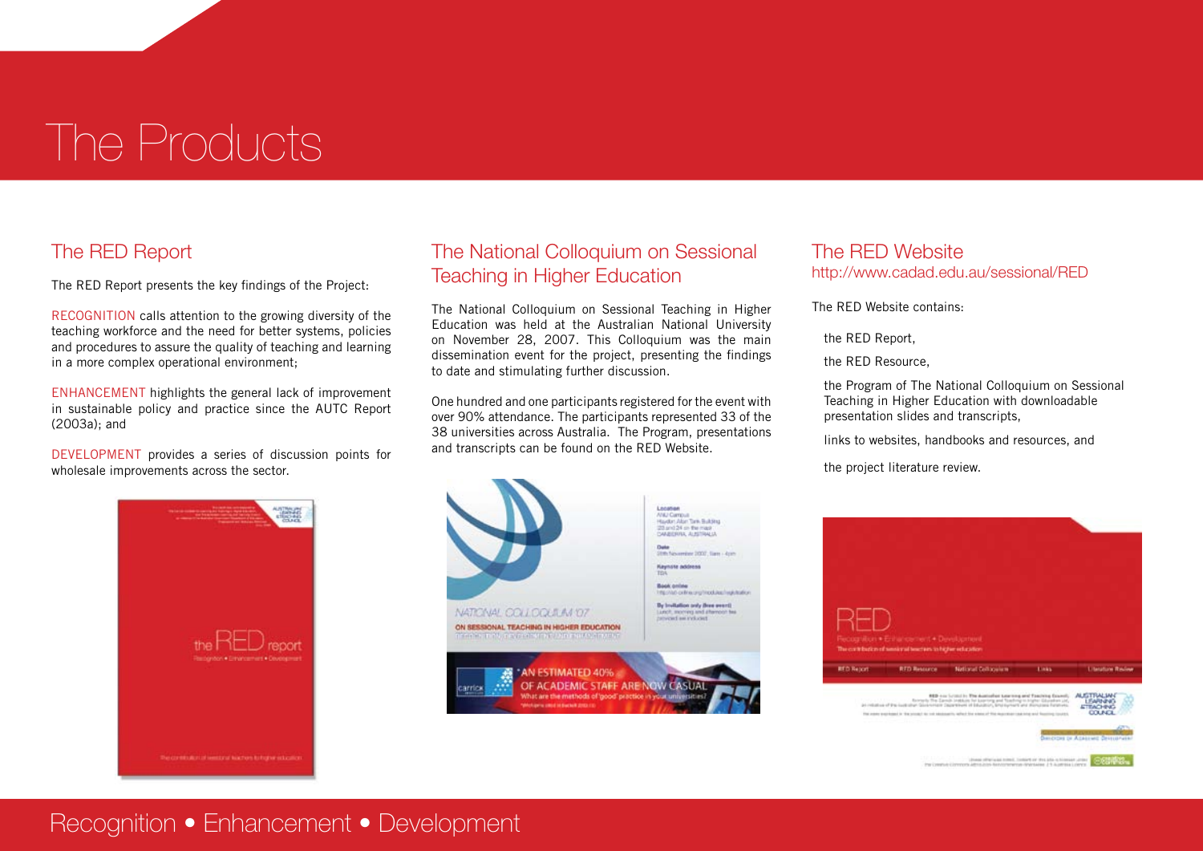# The Products

## The RED Report

The RED Report presents the key findings of the Project:

RECOGNITION calls attention to the growing diversity of the teaching workforce and the need for better systems, policies and procedures to assure the quality of teaching and learning in a more complex operational environment;

ENHANCEMENT highlights the general lack of improvement in sustainable policy and practice since the AUTC Report (2003a); and

DEVELOPMENT provides a series of discussion points for wholesale improvements across the sector.

## The National Colloquium on Sessional Teaching in Higher Education

The National Colloquium on Sessional Teaching in Higher Education was held at the Australian National University on November 28, 2007. This Colloquium was the main dissemination event for the project, presenting the findings to date and stimulating further discussion.

One hundred and one participants registered for the event with over 90% attendance. The participants represented 33 of the 38 universities across Australia. The Program, presentations and transcripts can be found on the RED Website.

## The RED Website

http://www.cadad.edu.au/sessional/RED

The RED Website contains:

- the RED Report,
- the RED Resource,
- the Program of The National Colloquium on Sessional Teaching in Higher Education with downloadable presentation slides and transcripts,
- links to websites, handbooks and resources, and
- the project literature review.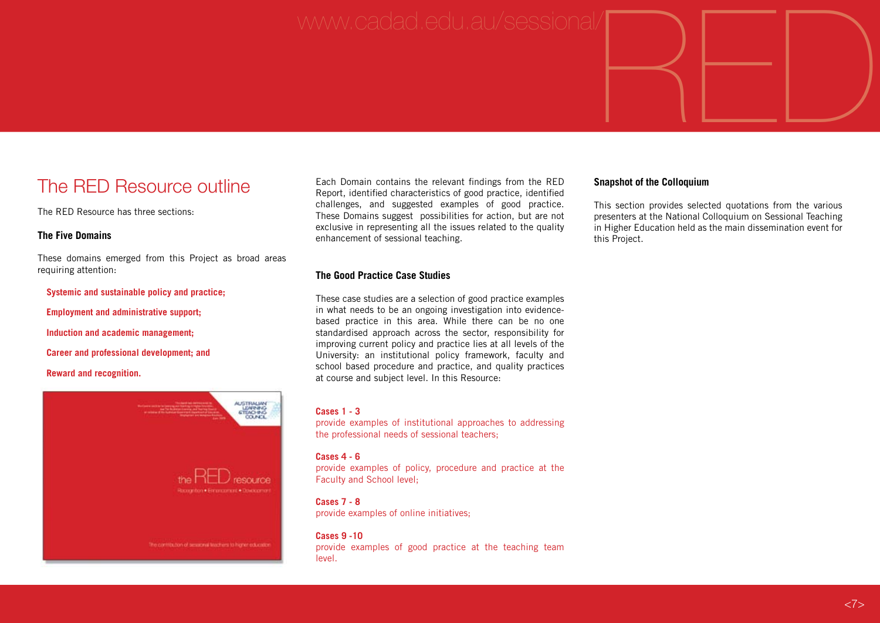# The RED Resource outline

The RED Resource has three sections:

### The Five Domains

These domains emerged from this Project as broad areas requiring attention:

- **Systemic and sustainable policy and practice;**
- **Employment and administrative support;**
- **Induction and academic management;**
- **Career and professional development; and**
- **Reward and recognition.**

Each Domain contains the relevant findings from the RED Report, identified characteristics of good practice, identified challenges, and suggested examples of good practice. These Domains suggest possibilities for action, but are not exclusive in representing all the issues related to the quality enhancement of sessional teaching.

### The Good Practice Case Studies

These case studies are a selection of good practice examples in what needs to be an ongoing investigation into evidence-based practice in this area. While there can be no one standardised approach across the sector, responsibility for improving current policy and practice lies at all levels of the University: an institutional policy framework, faculty and school based procedure and practice, and quality practices at course and subject level. In this Resource:

**Cases 1 - 3**
provide examples of institutional approaches to addressing the professional needs of sessional teachers;

**Cases 4 - 6**
provide examples of policy, procedure and practice at the Faculty and School level;

**Cases 7 - 8**
provide examples of online initiatives;

**Cases 9 -10**
provide examples of good practice at the teaching team level.

### Snapshot of the Colloquium

This section provides selected quotations from the various presenters at the National Colloquium on Sessional Teaching in Higher Education held as the main dissemination event for this Project.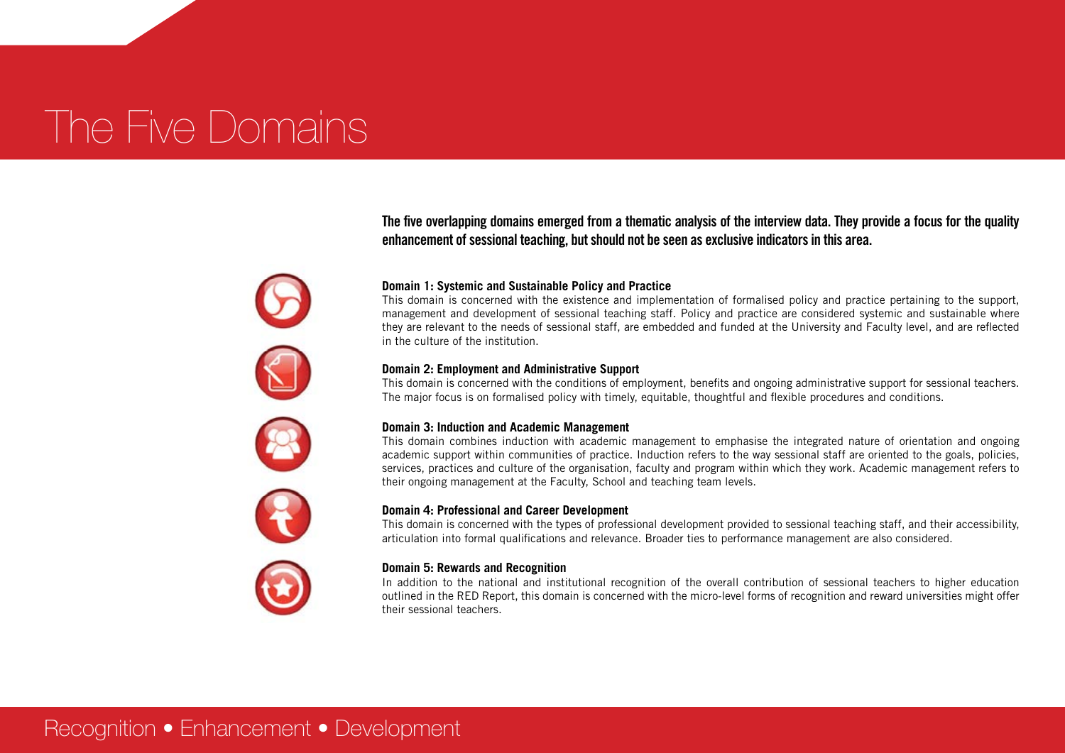# The Five Domains

**The five overlapping domains emerged from a thematic analysis of the interview data. They provide a focus for the quality enhancement of sessional teaching, but should not be seen as exclusive indicators in this area.**

**Domain 1: Systemic and Sustainable Policy and Practice**

This domain is concerned with the existence and implementation of formalised policy and practice pertaining to the support, management and development of sessional teaching staff. Policy and practice are considered systemic and sustainable where they are relevant to the needs of sessional staff, are embedded and funded at the University and Faculty level, and are reflected in the culture of the institution.

**Domain 2: Employment and Administrative Support**

This domain is concerned with the conditions of employment, benefits and ongoing administrative support for sessional teachers. The major focus is on formalised policy with timely, equitable, thoughtful and flexible procedures and conditions.

**Domain 3: Induction and Academic Management**

This domain combines induction with academic management to emphasise the integrated nature of orientation and ongoing academic support within communities of practice. Induction refers to the way sessional staff are oriented to the goals, policies, services, practices and culture of the organisation, faculty and program within which they work. Academic management refers to their ongoing management at the Faculty, School and teaching team levels.

**Domain 4: Professional and Career Development**

This domain is concerned with the types of professional development provided to sessional teaching staff, and their accessibility, articulation into formal qualifications and relevance. Broader ties to performance management are also considered.

**Domain 5: Rewards and Recognition**

In addition to the national and institutional recognition of the overall contribution of sessional teachers to higher education outlined in the RED Report, this domain is concerned with the micro-level forms of recognition and reward universities might offer their sessional teachers.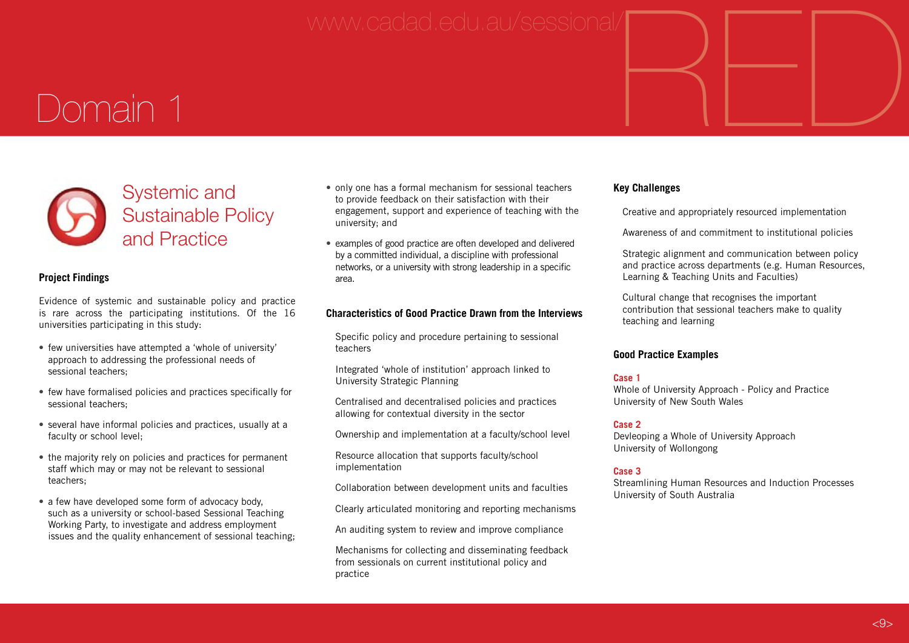# Domain 1

## Systemic and Sustainable Policy and Practice

### Project Findings

Evidence of systemic and sustainable policy and practice is rare across the participating institutions. Of the 16 universities participating in this study:

- few universities have attempted a 'whole of university' approach to addressing the professional needs of sessional teachers;
- few have formalised policies and practices specifically for sessional teachers;
- several have informal policies and practices, usually at a faculty or school level;
- the majority rely on policies and practices for permanent staff which may or may not be relevant to sessional teachers;
- a few have developed some form of advocacy body, such as a university or school-based Sessional Teaching Working Party, to investigate and address employment issues and the quality enhancement of sessional teaching;
- only one has a formal mechanism for sessional teachers to provide feedback on their satisfaction with their engagement, support and experience of teaching with the university; and
- examples of good practice are often developed and delivered by a committed individual, a discipline with professional networks, or a university with strong leadership in a specific area.

### Characteristics of Good Practice Drawn from the Interviews

Specific policy and procedure pertaining to sessional teachers

Integrated 'whole of institution' approach linked to University Strategic Planning

Centralised and decentralised policies and practices allowing for contextual diversity in the sector

Ownership and implementation at a faculty/school level

Resource allocation that supports faculty/school implementation

Collaboration between development units and faculties

Clearly articulated monitoring and reporting mechanisms

An auditing system to review and improve compliance

Mechanisms for collecting and disseminating feedback from sessionals on current institutional policy and practice

### Key Challenges

Creative and appropriately resourced implementation

Awareness of and commitment to institutional policies

Strategic alignment and communication between policy and practice across departments (e.g. Human Resources, Learning & Teaching Units and Faculties)

Cultural change that recognises the important contribution that sessional teachers make to quality teaching and learning

### Good Practice Examples

**Case 1**
Whole of University Approach - Policy and Practice
University of New South Wales

**Case 2**
Devleoping a Whole of University Approach
University of Wollongong

**Case 3**
Streamlining Human Resources and Induction Processes
University of South Australia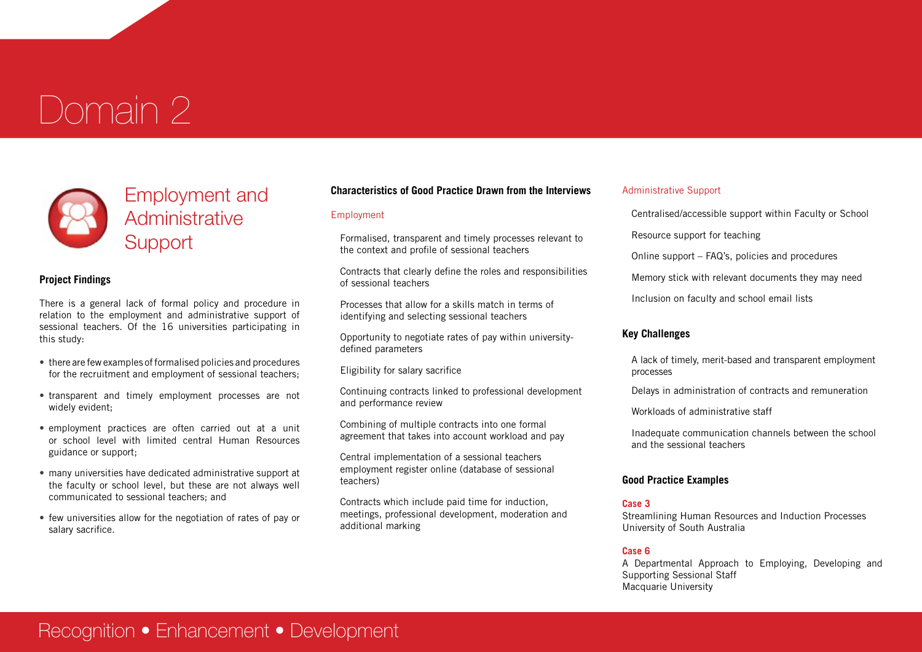# Domain 2

## Employment and Administrative Support

### Project Findings

There is a general lack of formal policy and procedure in relation to the employment and administrative support of sessional teachers. Of the 16 universities participating in this study:

- there are few examples of formalised policies and procedures for the recruitment and employment of sessional teachers;
- transparent and timely employment processes are not widely evident;
- employment practices are often carried out at a unit or school level with limited central Human Resources guidance or support;
- many universities have dedicated administrative support at the faculty or school level, but these are not always well communicated to sessional teachers; and
- few universities allow for the negotiation of rates of pay or salary sacrifice.

### Characteristics of Good Practice Drawn from the Interviews

#### Employment

- Formalised, transparent and timely processes relevant to the context and profile of sessional teachers
- Contracts that clearly define the roles and responsibilities of sessional teachers
- Processes that allow for a skills match in terms of identifying and selecting sessional teachers
- Opportunity to negotiate rates of pay within university-defined parameters
- Eligibility for salary sacrifice
- Continuing contracts linked to professional development and performance review
- Combining of multiple contracts into one formal agreement that takes into account workload and pay
- Central implementation of a sessional teachers employment register online (database of sessional teachers)
- Contracts which include paid time for induction, meetings, professional development, moderation and additional marking

#### Administrative Support

- Centralised/accessible support within Faculty or School
- Resource support for teaching
- Online support – FAQ's, policies and procedures
- Memory stick with relevant documents they may need
- Inclusion on faculty and school email lists

### Key Challenges

- A lack of timely, merit-based and transparent employment processes
- Delays in administration of contracts and remuneration
- Workloads of administrative staff
- Inadequate communication channels between the school and the sessional teachers

### Good Practice Examples

**Case 3**
Streamlining Human Resources and Induction Processes
University of South Australia

**Case 6**
A Departmental Approach to Employing, Developing and Supporting Sessional Staff
Macquarie University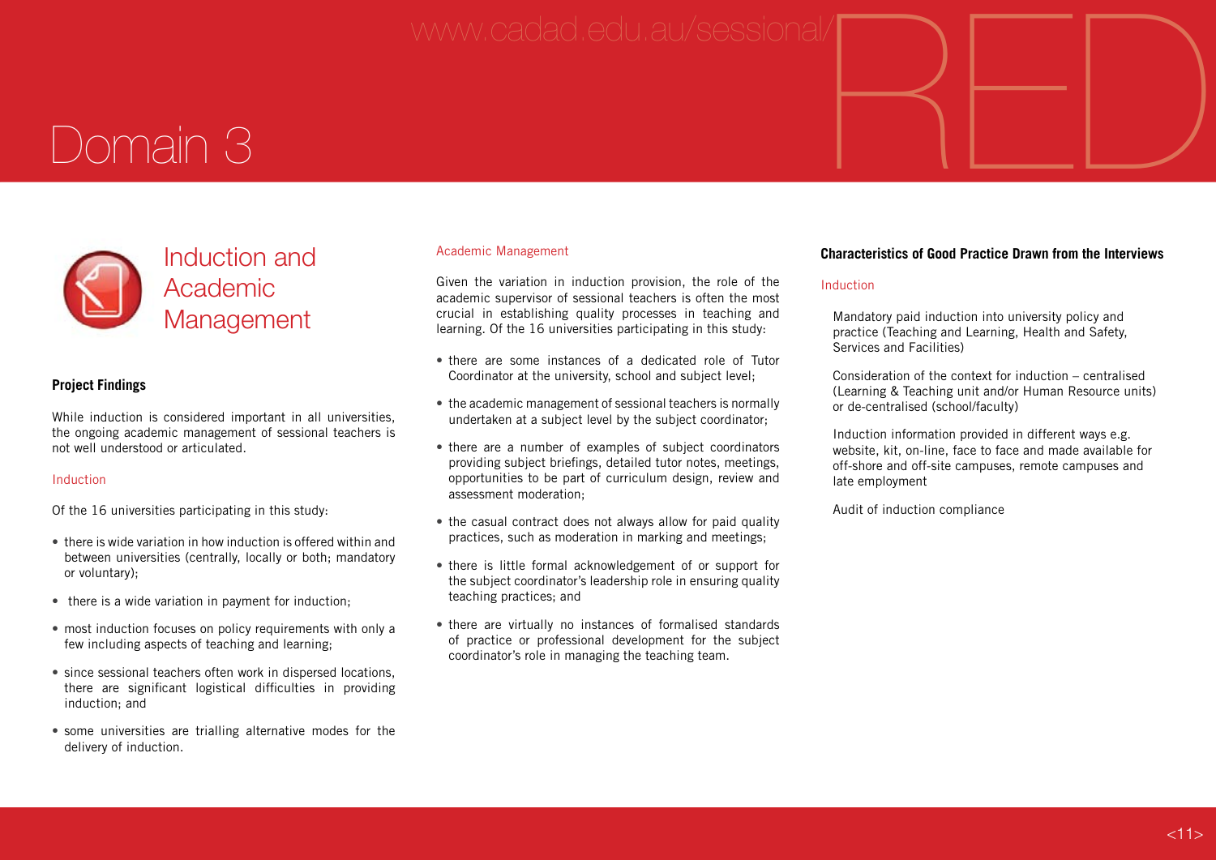# Domain 3

## Induction and Academic Management

### Project Findings

While induction is considered important in all universities, the ongoing academic management of sessional teachers is not well understood or articulated.

#### Induction

Of the 16 universities participating in this study:

- there is wide variation in how induction is offered within and between universities (centrally, locally or both; mandatory or voluntary);
- there is a wide variation in payment for induction;
- most induction focuses on policy requirements with only a few including aspects of teaching and learning;
- since sessional teachers often work in dispersed locations, there are significant logistical difficulties in providing induction; and
- some universities are trialling alternative modes for the delivery of induction.

#### Academic Management

Given the variation in induction provision, the role of the academic supervisor of sessional teachers is often the most crucial in establishing quality processes in teaching and learning. Of the 16 universities participating in this study:

- there are some instances of a dedicated role of Tutor Coordinator at the university, school and subject level;
- the academic management of sessional teachers is normally undertaken at a subject level by the subject coordinator;
- there are a number of examples of subject coordinators providing subject briefings, detailed tutor notes, meetings, opportunities to be part of curriculum design, review and assessment moderation;
- the casual contract does not always allow for paid quality practices, such as moderation in marking and meetings;
- there is little formal acknowledgement of or support for the subject coordinator's leadership role in ensuring quality teaching practices; and
- there are virtually no instances of formalised standards of practice or professional development for the subject coordinator's role in managing the teaching team.

### Characteristics of Good Practice Drawn from the Interviews

#### Induction

Mandatory paid induction into university policy and practice (Teaching and Learning, Health and Safety, Services and Facilities)

Consideration of the context for induction – centralised (Learning & Teaching unit and/or Human Resource units) or de-centralised (school/faculty)

Induction information provided in different ways e.g. website, kit, on-line, face to face and made available for off-shore and off-site campuses, remote campuses and late employment

Audit of induction compliance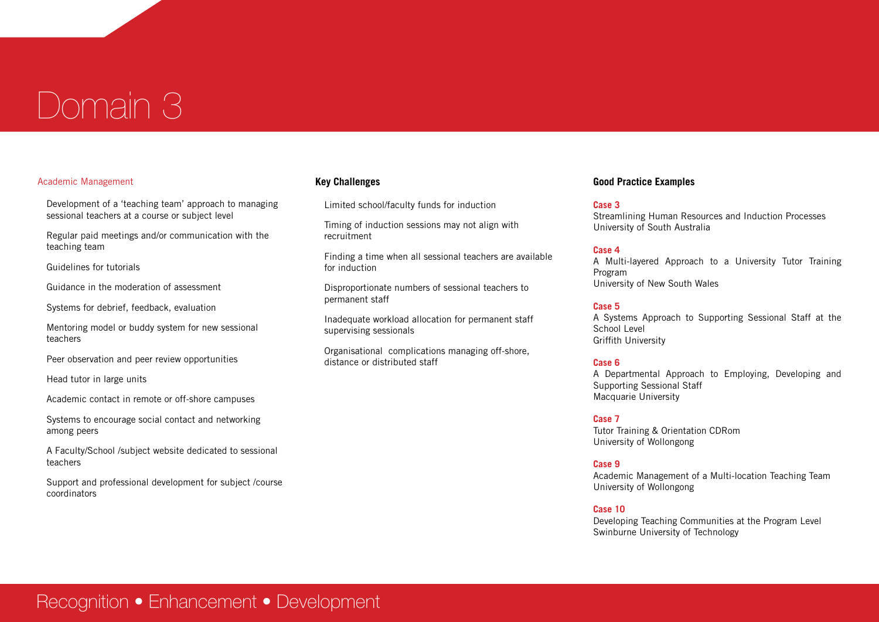# Domain 3

## Academic Management

- Development of a 'teaching team' approach to managing sessional teachers at a course or subject level
- Regular paid meetings and/or communication with the teaching team
- Guidelines for tutorials
- Guidance in the moderation of assessment
- Systems for debrief, feedback, evaluation
- Mentoring model or buddy system for new sessional teachers
- Peer observation and peer review opportunities
- Head tutor in large units
- Academic contact in remote or off-shore campuses
- Systems to encourage social contact and networking among peers
- A Faculty/School /subject website dedicated to sessional teachers
- Support and professional development for subject /course coordinators

## Key Challenges

- Limited school/faculty funds for induction
- Timing of induction sessions may not align with recruitment
- Finding a time when all sessional teachers are available for induction
- Disproportionate numbers of sessional teachers to permanent staff
- Inadequate workload allocation for permanent staff supervising sessionals
- Organisational complications managing off-shore, distance or distributed staff

## Good Practice Examples

**Case 3**
Streamlining Human Resources and Induction Processes
University of South Australia

**Case 4**
A Multi-layered Approach to a University Tutor Training Program
University of New South Wales

**Case 5**
A Systems Approach to Supporting Sessional Staff at the School Level
Griffith University

**Case 6**
A Departmental Approach to Employing, Developing and Supporting Sessional Staff
Macquarie University

**Case 7**
Tutor Training & Orientation CDRom
University of Wollongong

**Case 9**
Academic Management of a Multi-location Teaching Team
University of Wollongong

**Case 10**
Developing Teaching Communities at the Program Level
Swinburne University of Technology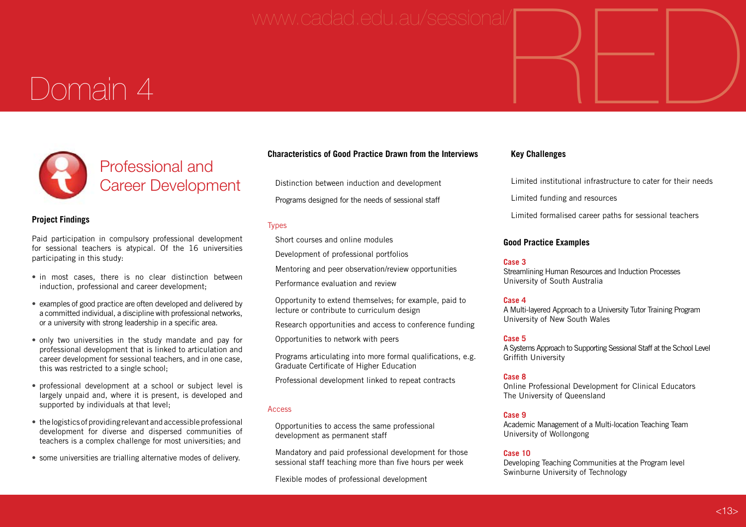# Domain 4

## Professional and Career Development

### Project Findings

Paid participation in compulsory professional development for sessional teachers is atypical. Of the 16 universities participating in this study:

- in most cases, there is no clear distinction between induction, professional and career development;
- examples of good practice are often developed and delivered by a committed individual, a discipline with professional networks, or a university with strong leadership in a specific area.
- only two universities in the study mandate and pay for professional development that is linked to articulation and career development for sessional teachers, and in one case, this was restricted to a single school;
- professional development at a school or subject level is largely unpaid and, where it is present, is developed and supported by individuals at that level;
- the logistics of providing relevant and accessible professional development for diverse and dispersed communities of teachers is a complex challenge for most universities; and
- some universities are trialling alternative modes of delivery.

### Characteristics of Good Practice Drawn from the Interviews

Distinction between induction and development

Programs designed for the needs of sessional staff

#### Types

Short courses and online modules

Development of professional portfolios

Mentoring and peer observation/review opportunities

Performance evaluation and review

Opportunity to extend themselves; for example, paid to lecture or contribute to curriculum design

Research opportunities and access to conference funding

Opportunities to network with peers

Programs articulating into more formal qualifications, e.g. Graduate Certificate of Higher Education

Professional development linked to repeat contracts

#### Access

Opportunities to access the same professional development as permanent staff

Mandatory and paid professional development for those sessional staff teaching more than five hours per week

Flexible modes of professional development

### Key Challenges

Limited institutional infrastructure to cater for their needs

Limited funding and resources

Limited formalised career paths for sessional teachers

### Good Practice Examples

**Case 3**
Streamlining Human Resources and Induction Processes
University of South Australia

**Case 4**
A Multi-layered Approach to a University Tutor Training Program
University of New South Wales

**Case 5**
A Systems Approach to Supporting Sessional Staff at the School Level
Griffith University

**Case 8**
Online Professional Development for Clinical Educators
The University of Queensland

**Case 9**
Academic Management of a Multi-location Teaching Team
University of Wollongong

**Case 10**
Developing Teaching Communities at the Program level
Swinburne University of Technology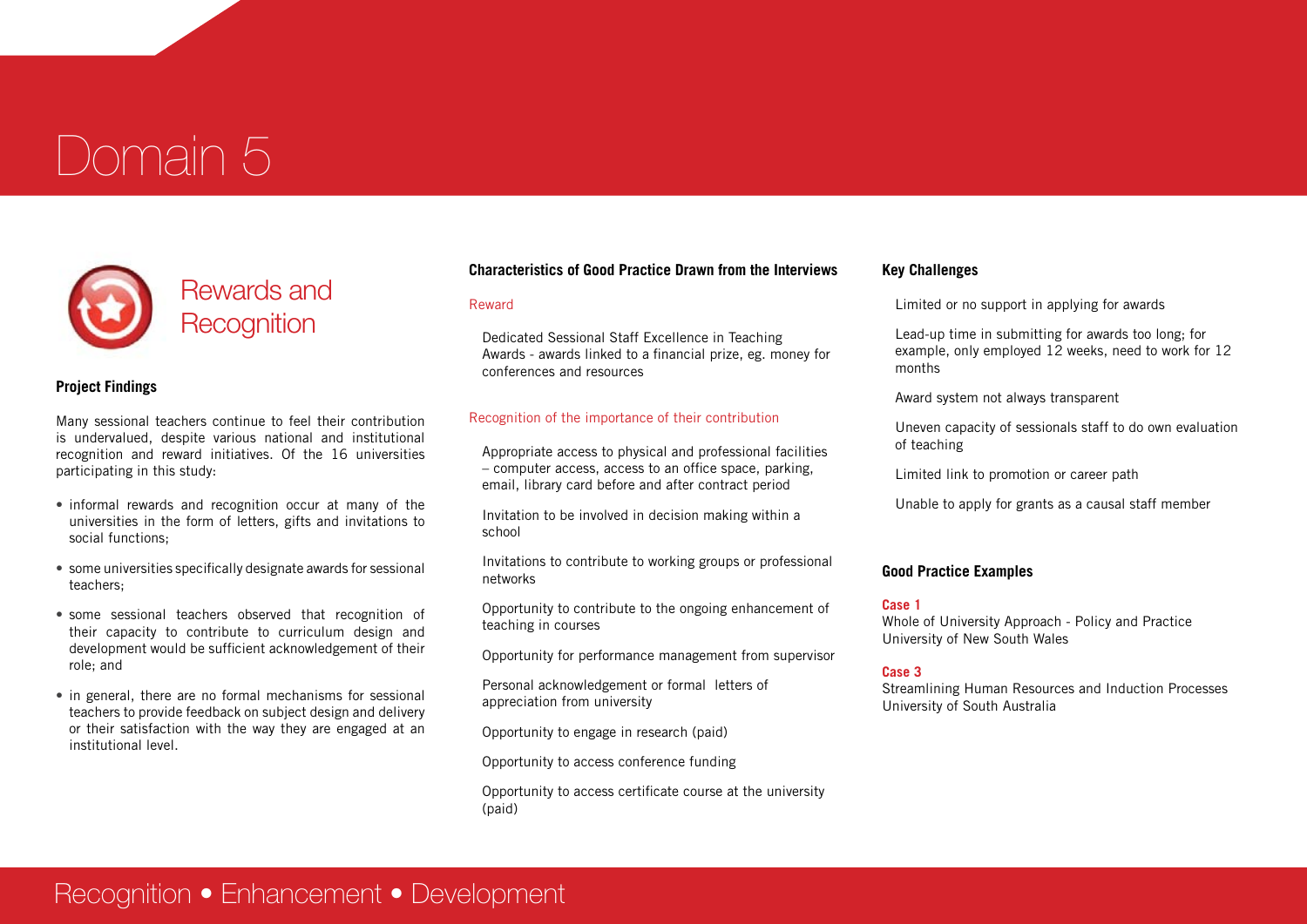# Domain 5

## Rewards and Recognition

### Project Findings

Many sessional teachers continue to feel their contribution is undervalued, despite various national and institutional recognition and reward initiatives. Of the 16 universities participating in this study:

- informal rewards and recognition occur at many of the universities in the form of letters, gifts and invitations to social functions;
- some universities specifically designate awards for sessional teachers;
- some sessional teachers observed that recognition of their capacity to contribute to curriculum design and development would be sufficient acknowledgement of their role; and
- in general, there are no formal mechanisms for sessional teachers to provide feedback on subject design and delivery or their satisfaction with the way they are engaged at an institutional level.

### Characteristics of Good Practice Drawn from the Interviews

#### Reward

Dedicated Sessional Staff Excellence in Teaching Awards - awards linked to a financial prize, eg. money for conferences and resources

#### Recognition of the importance of their contribution

Appropriate access to physical and professional facilities – computer access, access to an office space, parking, email, library card before and after contract period

Invitation to be involved in decision making within a school

Invitations to contribute to working groups or professional networks

Opportunity to contribute to the ongoing enhancement of teaching in courses

Opportunity for performance management from supervisor

Personal acknowledgement or formal letters of appreciation from university

Opportunity to engage in research (paid)

Opportunity to access conference funding

Opportunity to access certificate course at the university (paid)

### Key Challenges

Limited or no support in applying for awards

Lead-up time in submitting for awards too long; for example, only employed 12 weeks, need to work for 12 months

Award system not always transparent

Uneven capacity of sessionals staff to do own evaluation of teaching

Limited link to promotion or career path

Unable to apply for grants as a causal staff member

### Good Practice Examples

**Case 1**
Whole of University Approach - Policy and Practice
University of New South Wales

**Case 3**
Streamlining Human Resources and Induction Processes
University of South Australia

Recognition • Enhancement • Development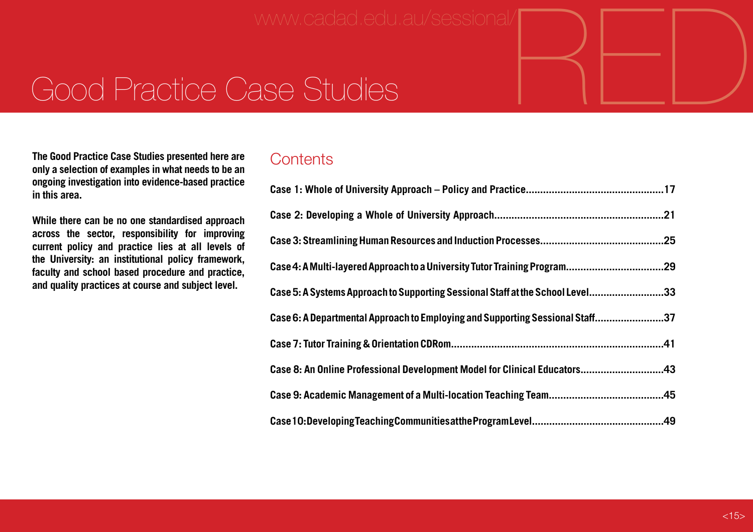# Good Practice Case Studies

**The Good Practice Case Studies presented here are only a selection of examples in what needs to be an ongoing investigation into evidence-based practice in this area.**

**While there can be no one standardised approach across the sector, responsibility for improving current policy and practice lies at all levels of the University: an institutional policy framework, faculty and school based procedure and practice, and quality practices at course and subject level.**

## Contents

**Case 1: Whole of University Approach – Policy and Practice................................................17**

**Case 2: Developing a Whole of University Approach..........................................................21**

**Case 3: Streamlining Human Resources and Induction Processes..........................................25**

**Case 4: A Multi-layered Approach to a University Tutor Training Program..................................29**

**Case 5: A Systems Approach to Supporting Sessional Staff at the School Level..........................33**

**Case 6: A Departmental Approach to Employing and Supporting Sessional Staff........................37**

**Case 7: Tutor Training & Orientation CDRom........................................................................41**

**Case 8: An Online Professional Development Model for Clinical Educators............................43**

**Case 9: Academic Management of a Multi-location Teaching Team.......................................45**

**Case 10: Developing Teaching Communities at the Program Level..........................................49**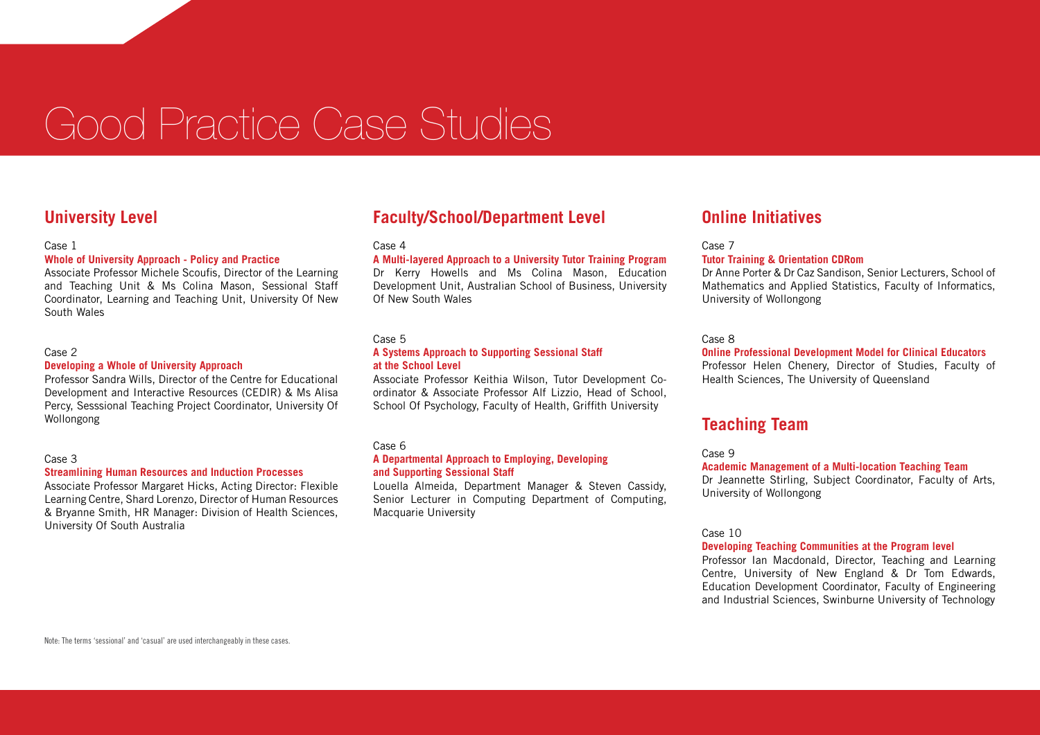# Good Practice Case Studies

## University Level

Case 1

**Whole of University Approach - Policy and Practice**

Associate Professor Michele Scoufis, Director of the Learning and Teaching Unit & Ms Colina Mason, Sessional Staff Coordinator, Learning and Teaching Unit, University Of New South Wales

Case 2

**Developing a Whole of University Approach**

Professor Sandra Wills, Director of the Centre for Educational Development and Interactive Resources (CEDIR) & Ms Alisa Percy, Sesssional Teaching Project Coordinator, University Of Wollongong

Case 3

**Streamlining Human Resources and Induction Processes**

Associate Professor Margaret Hicks, Acting Director: Flexible Learning Centre, Shard Lorenzo, Director of Human Resources & Bryanne Smith, HR Manager: Division of Health Sciences, University Of South Australia

## Faculty/School/Department Level

Case 4

**A Multi-layered Approach to a University Tutor Training Program**

Dr Kerry Howells and Ms Colina Mason, Education Development Unit, Australian School of Business, University Of New South Wales

Case 5

**A Systems Approach to Supporting Sessional Staff at the School Level**

Associate Professor Keithia Wilson, Tutor Development Co-ordinator & Associate Professor Alf Lizzio, Head of School, School Of Psychology, Faculty of Health, Griffith University

Case 6

**A Departmental Approach to Employing, Developing and Supporting Sessional Staff**

Louella Almeida, Department Manager & Steven Cassidy, Senior Lecturer in Computing Department of Computing, Macquarie University

## Online Initiatives

Case 7

**Tutor Training & Orientation CDRom**

Dr Anne Porter & Dr Caz Sandison, Senior Lecturers, School of Mathematics and Applied Statistics, Faculty of Informatics, University of Wollongong

Case 8

**Online Professional Development Model for Clinical Educators**

Professor Helen Chenery, Director of Studies, Faculty of Health Sciences, The University of Queensland

## Teaching Team

Case 9

**Academic Management of a Multi-location Teaching Team**

Dr Jeannette Stirling, Subject Coordinator, Faculty of Arts, University of Wollongong

Case 10

**Developing Teaching Communities at the Program level**

Professor Ian Macdonald, Director, Teaching and Learning Centre, University of New England & Dr Tom Edwards, Education Development Coordinator, Faculty of Engineering and Industrial Sciences, Swinburne University of Technology

Note: The terms 'sessional' and 'casual' are used interchangeably in these cases.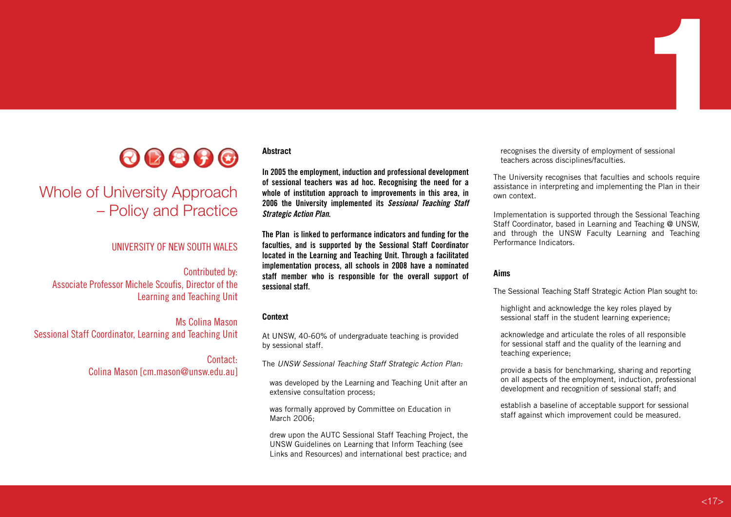# Whole of University Approach – Policy and Practice

UNIVERSITY OF NEW SOUTH WALES

Contributed by:
Associate Professor Michele Scoufis, Director of the Learning and Teaching Unit

Ms Colina Mason
Sessional Staff Coordinator, Learning and Teaching Unit

Contact:
Colina Mason [cm.mason@unsw.edu.au]

## Abstract

**In 2005 the employment, induction and professional development of sessional teachers was ad hoc. Recognising the need for a whole of institution approach to improvements in this area, in 2006 the University implemented its *Sessional Teaching Staff Strategic Action Plan*.**

**The Plan is linked to performance indicators and funding for the faculties, and is supported by the Sessional Staff Coordinator located in the Learning and Teaching Unit. Through a facilitated implementation process, all schools in 2008 have a nominated staff member who is responsible for the overall support of sessional staff.**

## Context

At UNSW, 40-60% of undergraduate teaching is provided by sessional staff.

The *UNSW Sessional Teaching Staff Strategic Action Plan:*

- was developed by the Learning and Teaching Unit after an extensive consultation process;
- was formally approved by Committee on Education in March 2006;
- drew upon the AUTC Sessional Staff Teaching Project, the UNSW Guidelines on Learning that Inform Teaching (see Links and Resources) and international best practice; and
- recognises the diversity of employment of sessional teachers across disciplines/faculties.

The University recognises that faculties and schools require assistance in interpreting and implementing the Plan in their own context.

Implementation is supported through the Sessional Teaching Staff Coordinator, based in Learning and Teaching @ UNSW, and through the UNSW Faculty Learning and Teaching Performance Indicators.

## Aims

The Sessional Teaching Staff Strategic Action Plan sought to:

- highlight and acknowledge the key roles played by sessional staff in the student learning experience;
- acknowledge and articulate the roles of all responsible for sessional staff and the quality of the learning and teaching experience;
- provide a basis for benchmarking, sharing and reporting on all aspects of the employment, induction, professional development and recognition of sessional staff; and
- establish a baseline of acceptable support for sessional staff against which improvement could be measured.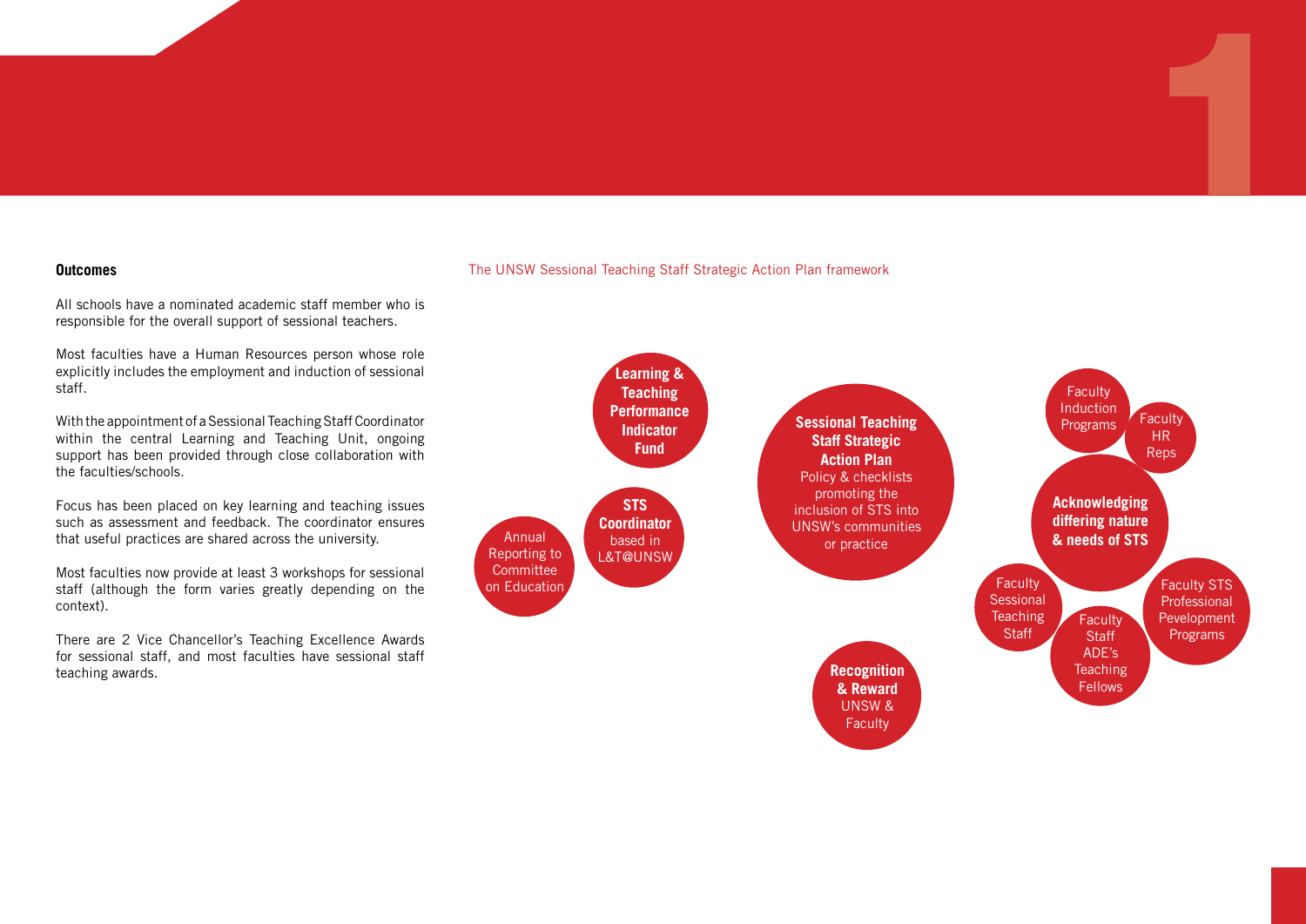### Outcomes

All schools have a nominated academic staff member who is responsible for the overall support of sessional teachers.

Most faculties have a Human Resources person whose role explicitly includes the employment and induction of sessional staff.

With the appointment of a Sessional Teaching Staff Coordinator within the central Learning and Teaching Unit, ongoing support has been provided through close collaboration with the faculties/schools.

Focus has been placed on key learning and teaching issues such as assessment and feedback. The coordinator ensures that useful practices are shared across the university.

Most faculties now provide at least 3 workshops for sessional staff (although the form varies greatly depending on the context).

There are 2 Vice Chancellor's Teaching Excellence Awards for sessional staff, and most faculties have sessional staff teaching awards.

The UNSW Sessional Teaching Staff Strategic Action Plan framework

**Learning & Teaching Performance Indicator Fund**

**STS Coordinator** based in L&T@UNSW

Annual Reporting to Committee on Education

**Sessional Teaching Staff Strategic Action Plan** Policy & checklists promoting the inclusion of STS into UNSW's communities or practice

**Recognition & Reward** UNSW & Faculty

Faculty Induction Programs

Faculty HR Reps

**Acknowledging differing nature & needs of STS**

Faculty Sessional Teaching Staff

Faculty Staff ADE's Teaching Fellows

Faculty STS Professional Pevelopment Programs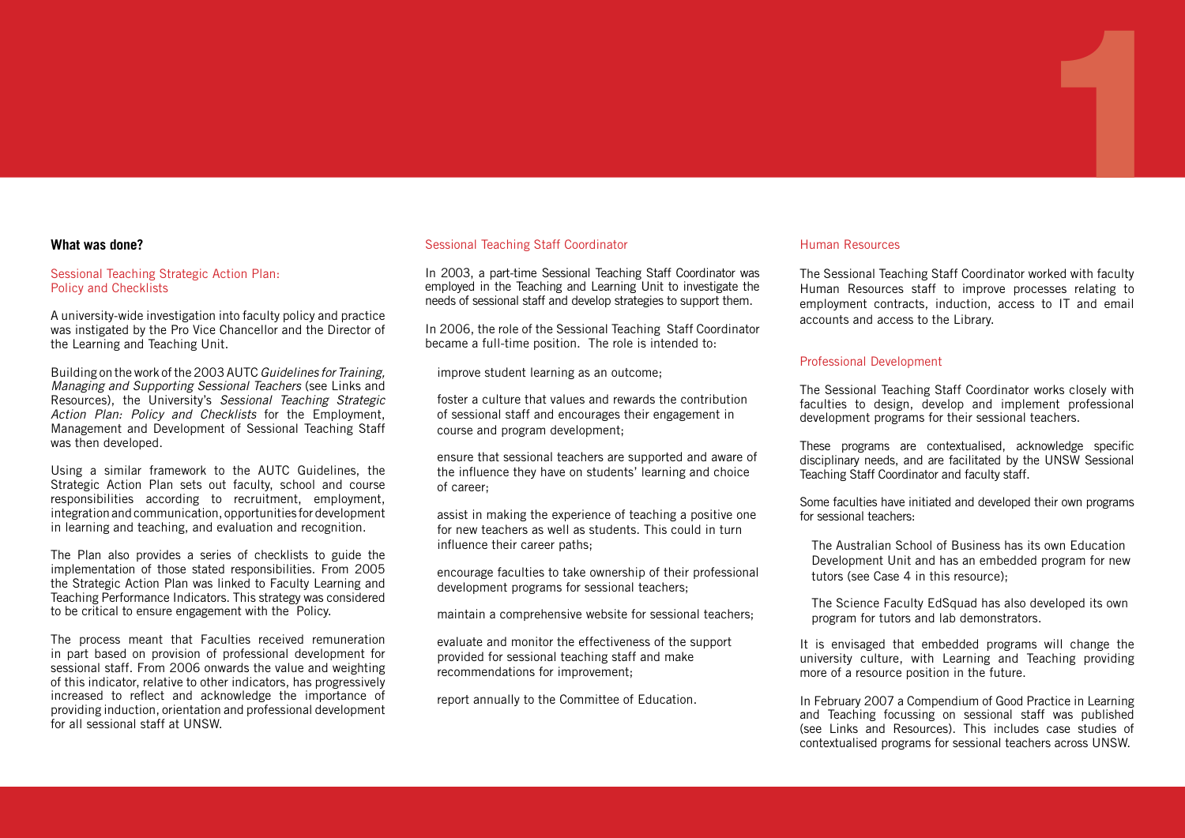## What was done?

### Sessional Teaching Strategic Action Plan: Policy and Checklists

A university-wide investigation into faculty policy and practice was instigated by the Pro Vice Chancellor and the Director of the Learning and Teaching Unit.

Building on the work of the 2003 AUTC *Guidelines for Training, Managing and Supporting Sessional Teachers* (see Links and Resources), the University's *Sessional Teaching Strategic Action Plan: Policy and Checklists* for the Employment, Management and Development of Sessional Teaching Staff was then developed.

Using a similar framework to the AUTC Guidelines, the Strategic Action Plan sets out faculty, school and course responsibilities according to recruitment, employment, integration and communication, opportunities for development in learning and teaching, and evaluation and recognition.

The Plan also provides a series of checklists to guide the implementation of those stated responsibilities. From 2005 the Strategic Action Plan was linked to Faculty Learning and Teaching Performance Indicators. This strategy was considered to be critical to ensure engagement with the Policy.

The process meant that Faculties received remuneration in part based on provision of professional development for sessional staff. From 2006 onwards the value and weighting of this indicator, relative to other indicators, has progressively increased to reflect and acknowledge the importance of providing induction, orientation and professional development for all sessional staff at UNSW.

### Sessional Teaching Staff Coordinator

In 2003, a part-time Sessional Teaching Staff Coordinator was employed in the Teaching and Learning Unit to investigate the needs of sessional staff and develop strategies to support them.

In 2006, the role of the Sessional Teaching Staff Coordinator became a full-time position. The role is intended to:

- improve student learning as an outcome;
- foster a culture that values and rewards the contribution of sessional staff and encourages their engagement in course and program development;
- ensure that sessional teachers are supported and aware of the influence they have on students' learning and choice of career;
- assist in making the experience of teaching a positive one for new teachers as well as students. This could in turn influence their career paths;
- encourage faculties to take ownership of their professional development programs for sessional teachers;
- maintain a comprehensive website for sessional teachers;
- evaluate and monitor the effectiveness of the support provided for sessional teaching staff and make recommendations for improvement;
- report annually to the Committee of Education.

### Human Resources

The Sessional Teaching Staff Coordinator worked with faculty Human Resources staff to improve processes relating to employment contracts, induction, access to IT and email accounts and access to the Library.

### Professional Development

The Sessional Teaching Staff Coordinator works closely with faculties to design, develop and implement professional development programs for their sessional teachers.

These programs are contextualised, acknowledge specific disciplinary needs, and are facilitated by the UNSW Sessional Teaching Staff Coordinator and faculty staff.

Some faculties have initiated and developed their own programs for sessional teachers:

- The Australian School of Business has its own Education Development Unit and has an embedded program for new tutors (see Case 4 in this resource);
- The Science Faculty EdSquad has also developed its own program for tutors and lab demonstrators.

It is envisaged that embedded programs will change the university culture, with Learning and Teaching providing more of a resource position in the future.

In February 2007 a Compendium of Good Practice in Learning and Teaching focussing on sessional staff was published (see Links and Resources). This includes case studies of contextualised programs for sessional teachers across UNSW.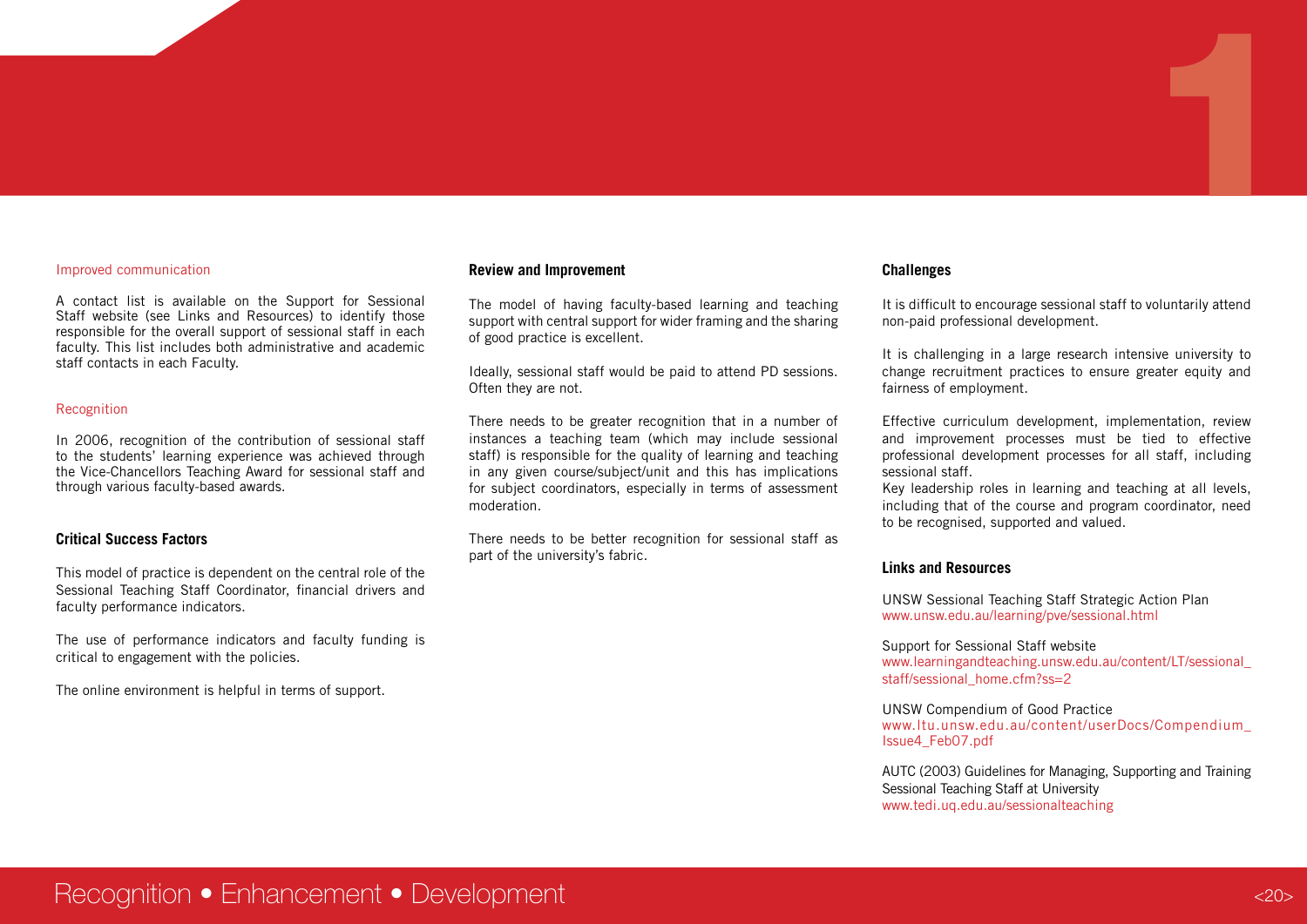Improved communication

A contact list is available on the Support for Sessional Staff website (see Links and Resources) to identify those responsible for the overall support of sessional staff in each faculty. This list includes both administrative and academic staff contacts in each Faculty.

Recognition

In 2006, recognition of the contribution of sessional staff to the students' learning experience was achieved through the Vice-Chancellors Teaching Award for sessional staff and through various faculty-based awards.

### Critical Success Factors

This model of practice is dependent on the central role of the Sessional Teaching Staff Coordinator, financial drivers and faculty performance indicators.

The use of performance indicators and faculty funding is critical to engagement with the policies.

The online environment is helpful in terms of support.

### Review and Improvement

The model of having faculty-based learning and teaching support with central support for wider framing and the sharing of good practice is excellent.

Ideally, sessional staff would be paid to attend PD sessions. Often they are not.

There needs to be greater recognition that in a number of instances a teaching team (which may include sessional staff) is responsible for the quality of learning and teaching in any given course/subject/unit and this has implications for subject coordinators, especially in terms of assessment moderation.

There needs to be better recognition for sessional staff as part of the university's fabric.

### Challenges

It is difficult to encourage sessional staff to voluntarily attend non-paid professional development.

It is challenging in a large research intensive university to change recruitment practices to ensure greater equity and fairness of employment.

Effective curriculum development, implementation, review and improvement processes must be tied to effective professional development processes for all staff, including sessional staff.
Key leadership roles in learning and teaching at all levels, including that of the course and program coordinator, need to be recognised, supported and valued.

### Links and Resources

UNSW Sessional Teaching Staff Strategic Action Plan
www.unsw.edu.au/learning/pve/sessional.html

Support for Sessional Staff website
www.learningandteaching.unsw.edu.au/content/LT/sessional_staff/sessional_home.cfm?ss=2

UNSW Compendium of Good Practice
www.ltu.unsw.edu.au/content/userDocs/Compendium_Issue4_Feb07.pdf

AUTC (2003) Guidelines for Managing, Supporting and Training Sessional Teaching Staff at University
www.tedi.uq.edu.au/sessionalteaching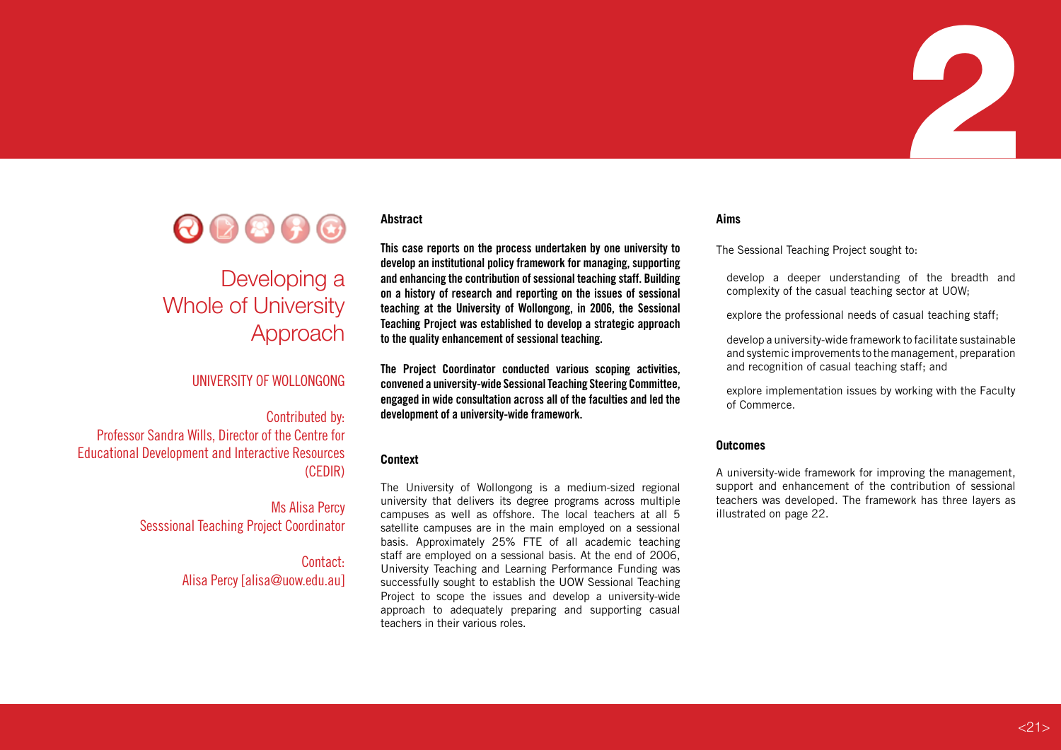# Developing a Whole of University Approach

UNIVERSITY OF WOLLONGONG

Contributed by:
Professor Sandra Wills, Director of the Centre for Educational Development and Interactive Resources (CEDIR)

Ms Alisa Percy
Sesssional Teaching Project Coordinator

Contact:
Alisa Percy [alisa@uow.edu.au]

### Abstract

**This case reports on the process undertaken by one university to develop an institutional policy framework for managing, supporting and enhancing the contribution of sessional teaching staff. Building on a history of research and reporting on the issues of sessional teaching at the University of Wollongong, in 2006, the Sessional Teaching Project was established to develop a strategic approach to the quality enhancement of sessional teaching.**

**The Project Coordinator conducted various scoping activities, convened a university-wide Sessional Teaching Steering Committee, engaged in wide consultation across all of the faculties and led the development of a university-wide framework.**

### Context

The University of Wollongong is a medium-sized regional university that delivers its degree programs across multiple campuses as well as offshore. The local teachers at all 5 satellite campuses are in the main employed on a sessional basis. Approximately 25% FTE of all academic teaching staff are employed on a sessional basis. At the end of 2006, University Teaching and Learning Performance Funding was successfully sought to establish the UOW Sessional Teaching Project to scope the issues and develop a university-wide approach to adequately preparing and supporting casual teachers in their various roles.

### Aims

The Sessional Teaching Project sought to:

- develop a deeper understanding of the breadth and complexity of the casual teaching sector at UOW;
- explore the professional needs of casual teaching staff;
- develop a university-wide framework to facilitate sustainable and systemic improvements to the management, preparation and recognition of casual teaching staff; and
- explore implementation issues by working with the Faculty of Commerce.

### Outcomes

A university-wide framework for improving the management, support and enhancement of the contribution of sessional teachers was developed. The framework has three layers as illustrated on page 22.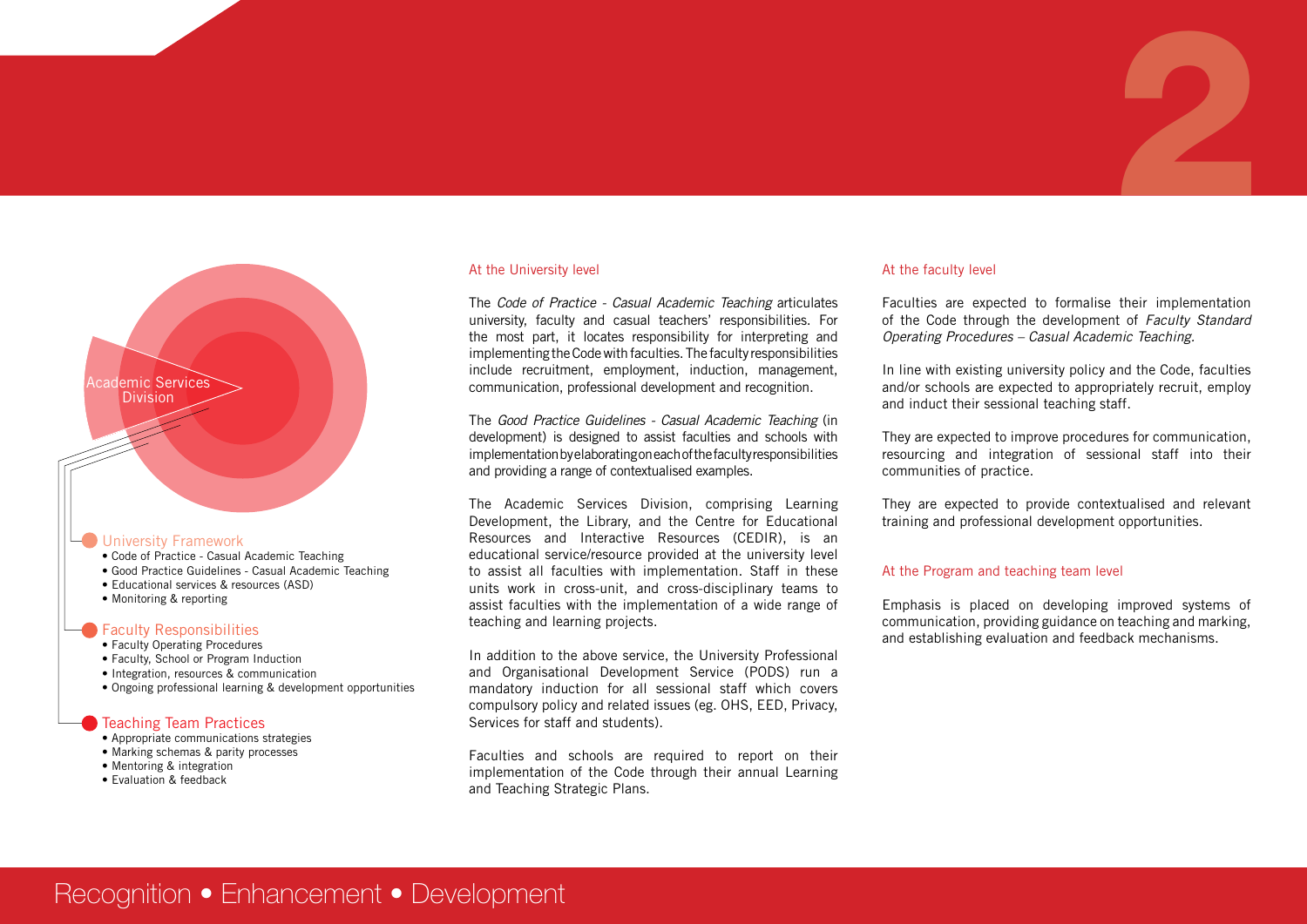Academic Services Division

## University Framework

- Code of Practice - Casual Academic Teaching
- Good Practice Guidelines - Casual Academic Teaching
- Educational services & resources (ASD)
- Monitoring & reporting

## Faculty Responsibilities

- Faculty Operating Procedures
- Faculty, School or Program Induction
- Integration, resources & communication
- Ongoing professional learning & development opportunities

## Teaching Team Practices

- Appropriate communications strategies
- Marking schemas & parity processes
- Mentoring & integration
- Evaluation & feedback

### At the University level

The *Code of Practice - Casual Academic Teaching* articulates university, faculty and casual teachers' responsibilities. For the most part, it locates responsibility for interpreting and implementing the Code with faculties. The faculty responsibilities include recruitment, employment, induction, management, communication, professional development and recognition.

The *Good Practice Guidelines - Casual Academic Teaching* (in development) is designed to assist faculties and schools with implementation by elaborating on each of the faculty responsibilities and providing a range of contextualised examples.

The Academic Services Division, comprising Learning Development, the Library, and the Centre for Educational Resources and Interactive Resources (CEDIR), is an educational service/resource provided at the university level to assist all faculties with implementation. Staff in these units work in cross-unit, and cross-disciplinary teams to assist faculties with the implementation of a wide range of teaching and learning projects.

In addition to the above service, the University Professional and Organisational Development Service (PODS) run a mandatory induction for all sessional staff which covers compulsory policy and related issues (eg. OHS, EED, Privacy, Services for staff and students).

Faculties and schools are required to report on their implementation of the Code through their annual Learning and Teaching Strategic Plans.

### At the faculty level

Faculties are expected to formalise their implementation of the Code through the development of *Faculty Standard Operating Procedures – Casual Academic Teaching.*

In line with existing university policy and the Code, faculties and/or schools are expected to appropriately recruit, employ and induct their sessional teaching staff.

They are expected to improve procedures for communication, resourcing and integration of sessional staff into their communities of practice.

They are expected to provide contextualised and relevant training and professional development opportunities.

### At the Program and teaching team level

Emphasis is placed on developing improved systems of communication, providing guidance on teaching and marking, and establishing evaluation and feedback mechanisms.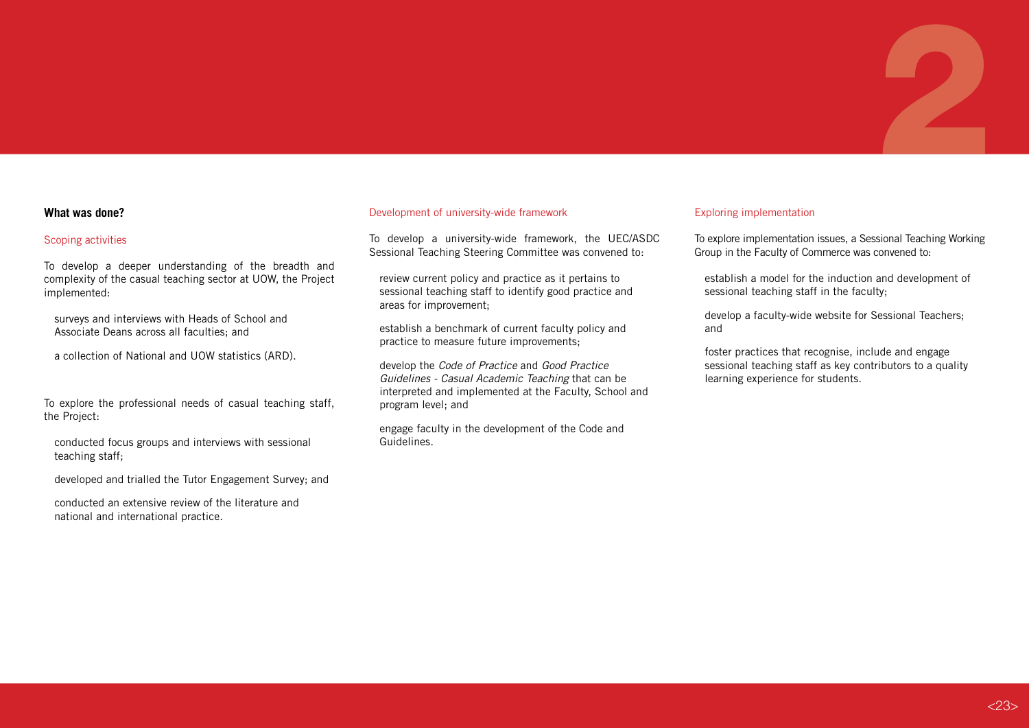## What was done?

### Scoping activities

To develop a deeper understanding of the breadth and complexity of the casual teaching sector at UOW, the Project implemented:

- surveys and interviews with Heads of School and Associate Deans across all faculties; and
- a collection of National and UOW statistics (ARD).

To explore the professional needs of casual teaching staff, the Project:

- conducted focus groups and interviews with sessional teaching staff;
- developed and trialled the Tutor Engagement Survey; and
- conducted an extensive review of the literature and national and international practice.

### Development of university-wide framework

To develop a university-wide framework, the UEC/ASDC Sessional Teaching Steering Committee was convened to:

- review current policy and practice as it pertains to sessional teaching staff to identify good practice and areas for improvement;
- establish a benchmark of current faculty policy and practice to measure future improvements;
- develop the *Code of Practice* and *Good Practice Guidelines - Casual Academic Teaching* that can be interpreted and implemented at the Faculty, School and program level; and
- engage faculty in the development of the Code and Guidelines.

### Exploring implementation

To explore implementation issues, a Sessional Teaching Working Group in the Faculty of Commerce was convened to:

- establish a model for the induction and development of sessional teaching staff in the faculty;
- develop a faculty-wide website for Sessional Teachers; and
- foster practices that recognise, include and engage sessional teaching staff as key contributors to a quality learning experience for students.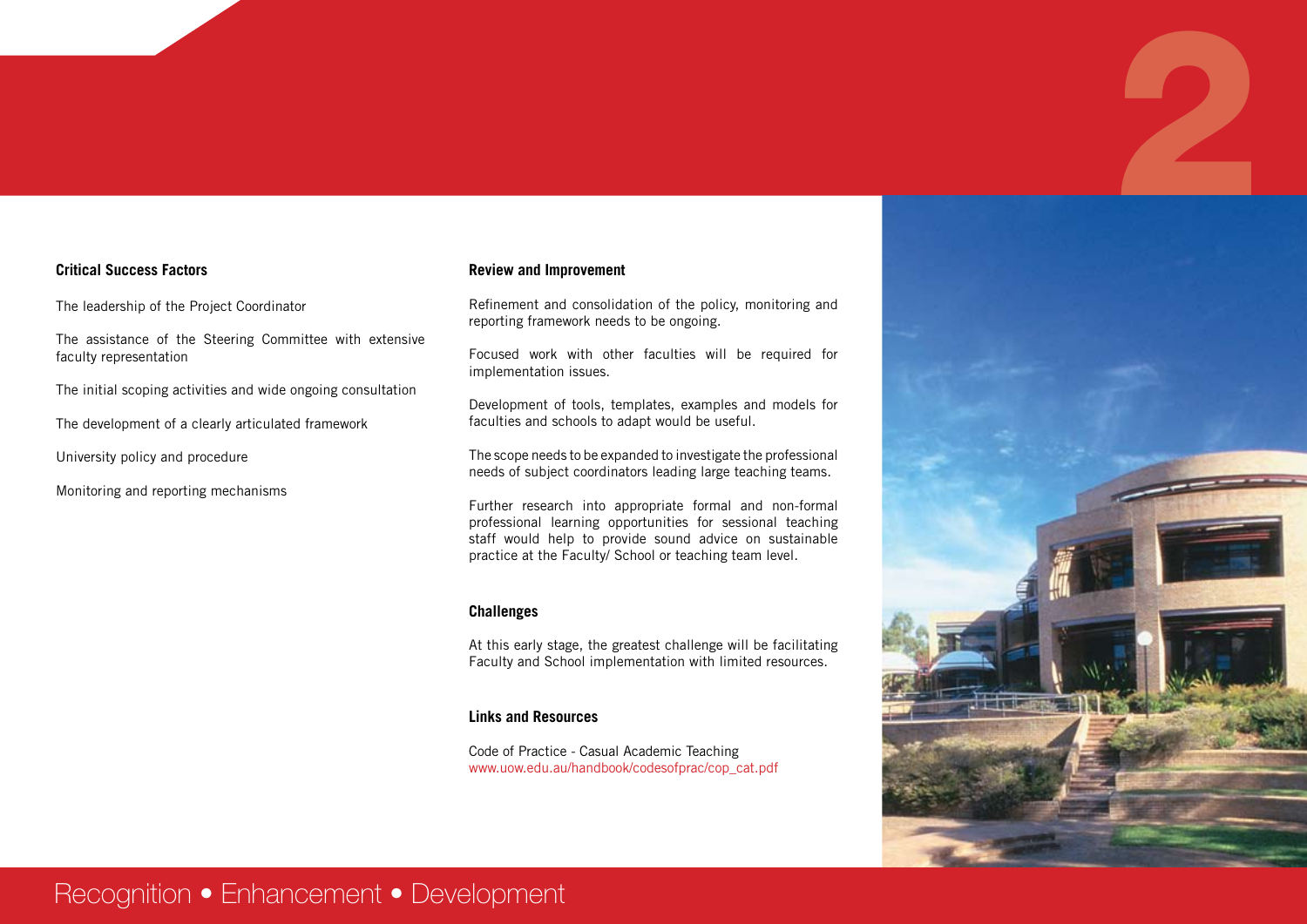### Critical Success Factors

The leadership of the Project Coordinator

The assistance of the Steering Committee with extensive faculty representation

The initial scoping activities and wide ongoing consultation

The development of a clearly articulated framework

University policy and procedure

Monitoring and reporting mechanisms

### Review and Improvement

Refinement and consolidation of the policy, monitoring and reporting framework needs to be ongoing.

Focused work with other faculties will be required for implementation issues.

Development of tools, templates, examples and models for faculties and schools to adapt would be useful.

The scope needs to be expanded to investigate the professional needs of subject coordinators leading large teaching teams.

Further research into appropriate formal and non-formal professional learning opportunities for sessional teaching staff would help to provide sound advice on sustainable practice at the Faculty/ School or teaching team level.

### Challenges

At this early stage, the greatest challenge will be facilitating Faculty and School implementation with limited resources.

### Links and Resources

Code of Practice - Casual Academic Teaching
www.uow.edu.au/handbook/codesofprac/cop_cat.pdf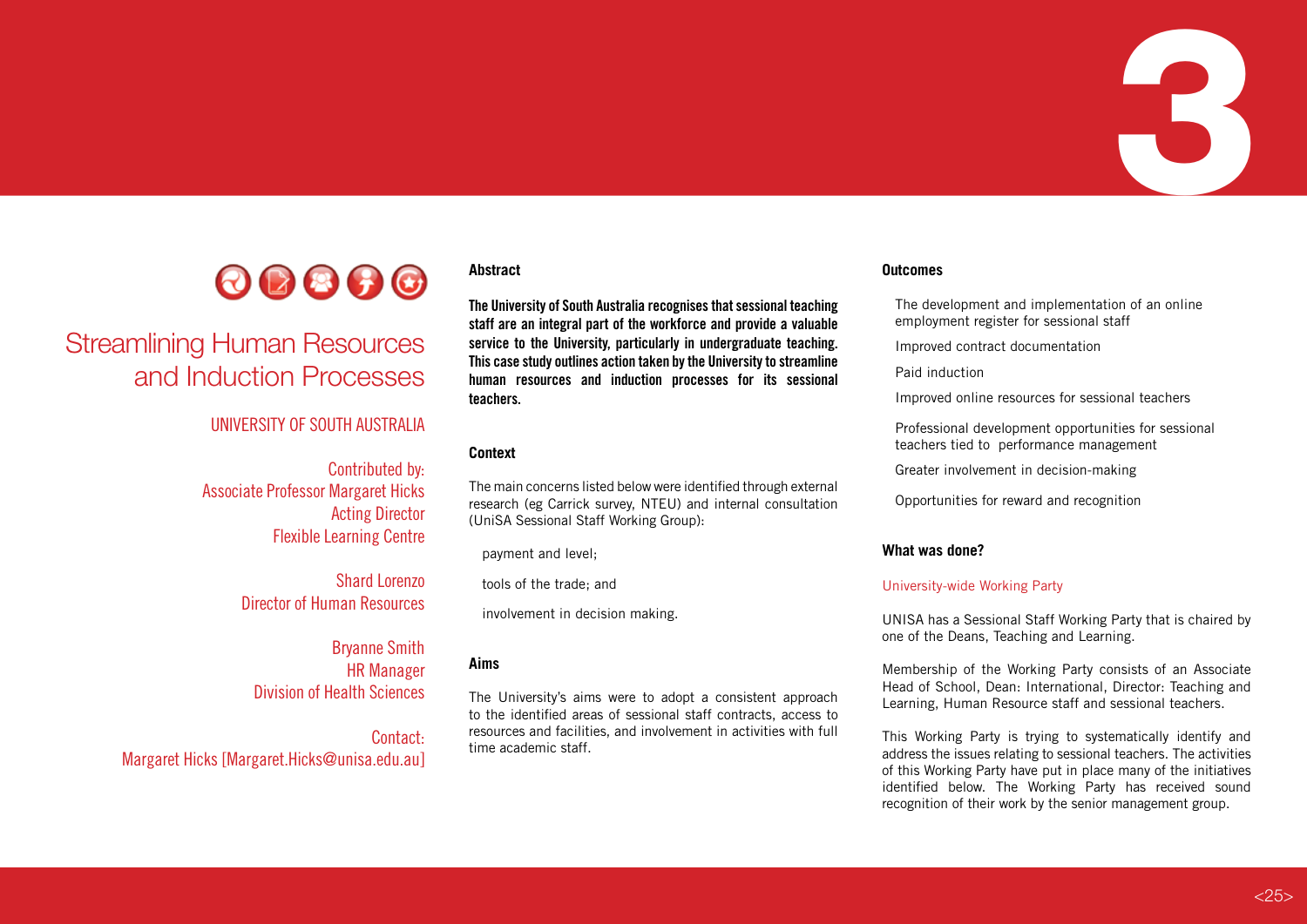# Streamlining Human Resources and Induction Processes

UNIVERSITY OF SOUTH AUSTRALIA

Contributed by:
Associate Professor Margaret Hicks
Acting Director
Flexible Learning Centre

Shard Lorenzo
Director of Human Resources

Bryanne Smith
HR Manager
Division of Health Sciences

Contact:
Margaret Hicks [Margaret.Hicks@unisa.edu.au]

## Abstract

**The University of South Australia recognises that sessional teaching staff are an integral part of the workforce and provide a valuable service to the University, particularly in undergraduate teaching. This case study outlines action taken by the University to streamline human resources and induction processes for its sessional teachers.**

## Context

The main concerns listed below were identified through external research (eg Carrick survey, NTEU) and internal consultation (UniSA Sessional Staff Working Group):

- payment and level;
- tools of the trade; and
- involvement in decision making.

## Aims

The University's aims were to adopt a consistent approach to the identified areas of sessional staff contracts, access to resources and facilities, and involvement in activities with full time academic staff.

## Outcomes

- The development and implementation of an online employment register for sessional staff
- Improved contract documentation
- Paid induction
- Improved online resources for sessional teachers
- Professional development opportunities for sessional teachers tied to performance management
- Greater involvement in decision-making
- Opportunities for reward and recognition

## What was done?

### University-wide Working Party

UNISA has a Sessional Staff Working Party that is chaired by one of the Deans, Teaching and Learning.

Membership of the Working Party consists of an Associate Head of School, Dean: International, Director: Teaching and Learning, Human Resource staff and sessional teachers.

This Working Party is trying to systematically identify and address the issues relating to sessional teachers. The activities of this Working Party have put in place many of the initiatives identified below. The Working Party has received sound recognition of their work by the senior management group.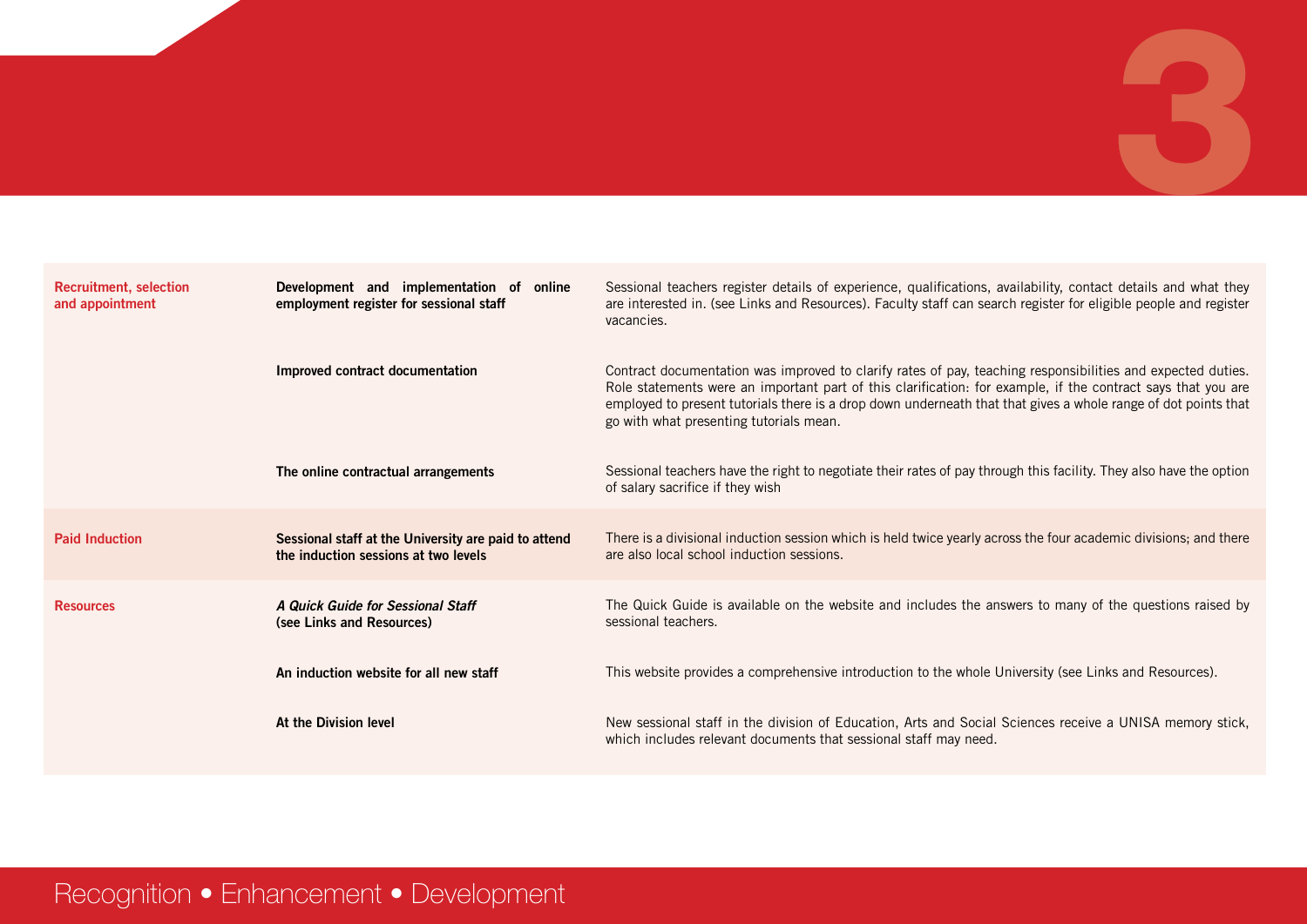| | | |
|---|---|---|
| **Recruitment, selection and appointment** | **Development and implementation of online employment register for sessional staff** | Sessional teachers register details of experience, qualifications, availability, contact details and what they are interested in. (see Links and Resources). Faculty staff can search register for eligible people and register vacancies. |
| | **Improved contract documentation** | Contract documentation was improved to clarify rates of pay, teaching responsibilities and expected duties. Role statements were an important part of this clarification: for example, if the contract says that you are employed to present tutorials there is a drop down underneath that that gives a whole range of dot points that go with what presenting tutorials mean. |
| | **The online contractual arrangements** | Sessional teachers have the right to negotiate their rates of pay through this facility. They also have the option of salary sacrifice if they wish |
| **Paid Induction** | **Sessional staff at the University are paid to attend the induction sessions at two levels** | There is a divisional induction session which is held twice yearly across the four academic divisions; and there are also local school induction sessions. |
| **Resources** | ***A Quick Guide for Sessional Staff*** **(see Links and Resources)** | The Quick Guide is available on the website and includes the answers to many of the questions raised by sessional teachers. |
| | **An induction website for all new staff** | This website provides a comprehensive introduction to the whole University (see Links and Resources). |
| | **At the Division level** | New sessional staff in the division of Education, Arts and Social Sciences receive a UNISA memory stick, which includes relevant documents that sessional staff may need. |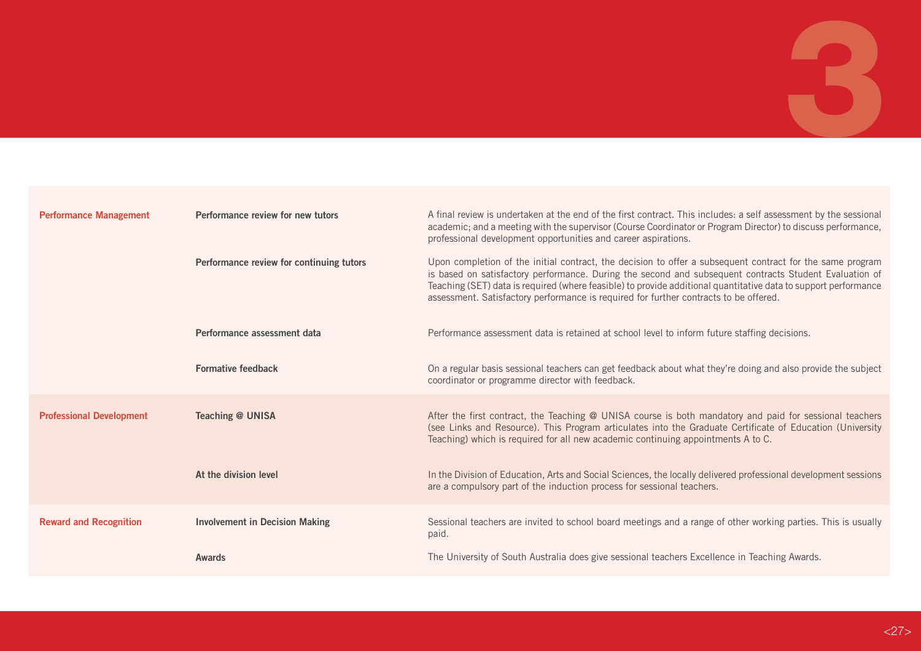| | | |
|---|---|---|
| **Performance Management** | **Performance review for new tutors** | A final review is undertaken at the end of the first contract. This includes: a self assessment by the sessional academic; and a meeting with the supervisor (Course Coordinator or Program Director) to discuss performance, professional development opportunities and career aspirations. |
| | **Performance review for continuing tutors** | Upon completion of the initial contract, the decision to offer a subsequent contract for the same program is based on satisfactory performance. During the second and subsequent contracts Student Evaluation of Teaching (SET) data is required (where feasible) to provide additional quantitative data to support performance assessment. Satisfactory performance is required for further contracts to be offered. |
| | **Performance assessment data** | Performance assessment data is retained at school level to inform future staffing decisions. |
| | **Formative feedback** | On a regular basis sessional teachers can get feedback about what they're doing and also provide the subject coordinator or programme director with feedback. |
| **Professional Development** | **Teaching @ UNISA** | After the first contract, the Teaching @ UNISA course is both mandatory and paid for sessional teachers (see Links and Resource). This Program articulates into the Graduate Certificate of Education (University Teaching) which is required for all new academic continuing appointments A to C. |
| | **At the division level** | In the Division of Education, Arts and Social Sciences, the locally delivered professional development sessions are a compulsory part of the induction process for sessional teachers. |
| **Reward and Recognition** | **Involvement in Decision Making** | Sessional teachers are invited to school board meetings and a range of other working parties. This is usually paid. |
| | **Awards** | The University of South Australia does give sessional teachers Excellence in Teaching Awards. |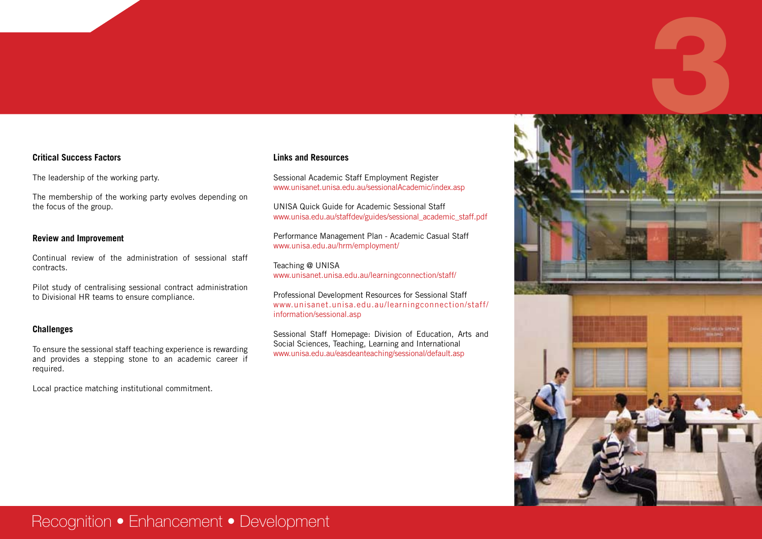### Critical Success Factors

The leadership of the working party.

The membership of the working party evolves depending on the focus of the group.

### Review and Improvement

Continual review of the administration of sessional staff contracts.

Pilot study of centralising sessional contract administration to Divisional HR teams to ensure compliance.

### Challenges

To ensure the sessional staff teaching experience is rewarding and provides a stepping stone to an academic career if required.

Local practice matching institutional commitment.

### Links and Resources

Sessional Academic Staff Employment Register
www.unisanet.unisa.edu.au/sessionalAcademic/index.asp

UNISA Quick Guide for Academic Sessional Staff
www.unisa.edu.au/staffdev/guides/sessional_academic_staff.pdf

Performance Management Plan - Academic Casual Staff
www.unisa.edu.au/hrm/employment/

Teaching @ UNISA
www.unisanet.unisa.edu.au/learningconnection/staff/

Professional Development Resources for Sessional Staff
www.unisanet.unisa.edu.au/learningconnection/staff/information/sessional.asp

Sessional Staff Homepage: Division of Education, Arts and Social Sciences, Teaching, Learning and International
www.unisa.edu.au/easdeanteaching/sessional/default.asp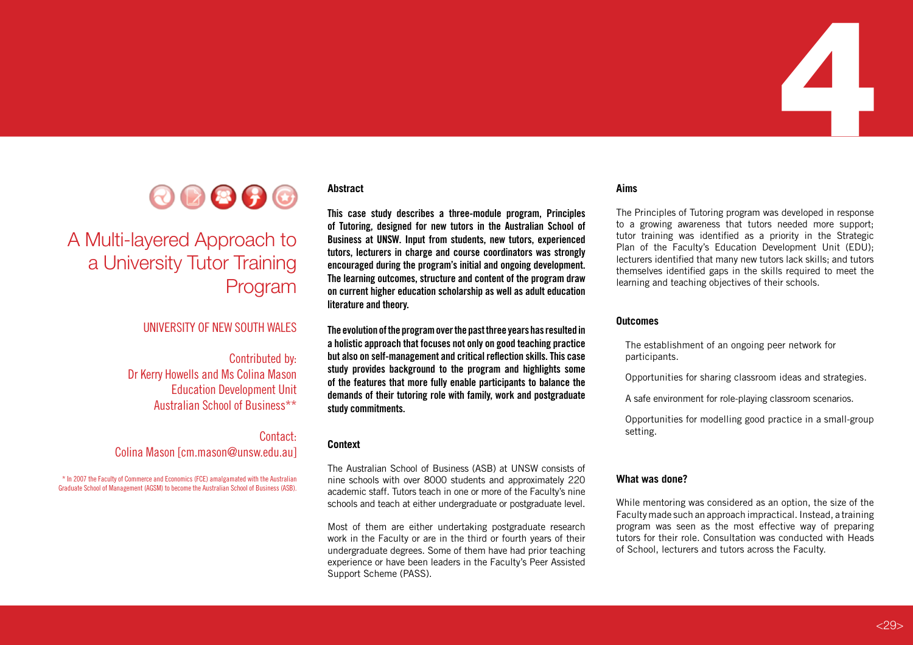# 4

## A Multi-layered Approach to a University Tutor Training Program

UNIVERSITY OF NEW SOUTH WALES

Contributed by:
Dr Kerry Howells and Ms Colina Mason
Education Development Unit
Australian School of Business**

Contact:
Colina Mason [cm.mason@unsw.edu.au]

* In 2007 the Faculty of Commerce and Economics (FCE) amalgamated with the Australian Graduate School of Management (AGSM) to become the Australian School of Business (ASB).

### Abstract

**This case study describes a three-module program, Principles of Tutoring, designed for new tutors in the Australian School of Business at UNSW. Input from students, new tutors, experienced tutors, lecturers in charge and course coordinators was strongly encouraged during the program's initial and ongoing development. The learning outcomes, structure and content of the program draw on current higher education scholarship as well as adult education literature and theory.**

**The evolution of the program over the past three years has resulted in a holistic approach that focuses not only on good teaching practice but also on self-management and critical reflection skills. This case study provides background to the program and highlights some of the features that more fully enable participants to balance the demands of their tutoring role with family, work and postgraduate study commitments.**

### Context

The Australian School of Business (ASB) at UNSW consists of nine schools with over 8000 students and approximately 220 academic staff. Tutors teach in one or more of the Faculty's nine schools and teach at either undergraduate or postgraduate level.

Most of them are either undertaking postgraduate research work in the Faculty or are in the third or fourth years of their undergraduate degrees. Some of them have had prior teaching experience or have been leaders in the Faculty's Peer Assisted Support Scheme (PASS).

### Aims

The Principles of Tutoring program was developed in response to a growing awareness that tutors needed more support; tutor training was identified as a priority in the Strategic Plan of the Faculty's Education Development Unit (EDU); lecturers identified that many new tutors lack skills; and tutors themselves identified gaps in the skills required to meet the learning and teaching objectives of their schools.

### Outcomes

- The establishment of an ongoing peer network for participants.
- Opportunities for sharing classroom ideas and strategies.
- A safe environment for role-playing classroom scenarios.
- Opportunities for modelling good practice in a small-group setting.

### What was done?

While mentoring was considered as an option, the size of the Faculty made such an approach impractical. Instead, a training program was seen as the most effective way of preparing tutors for their role. Consultation was conducted with Heads of School, lecturers and tutors across the Faculty.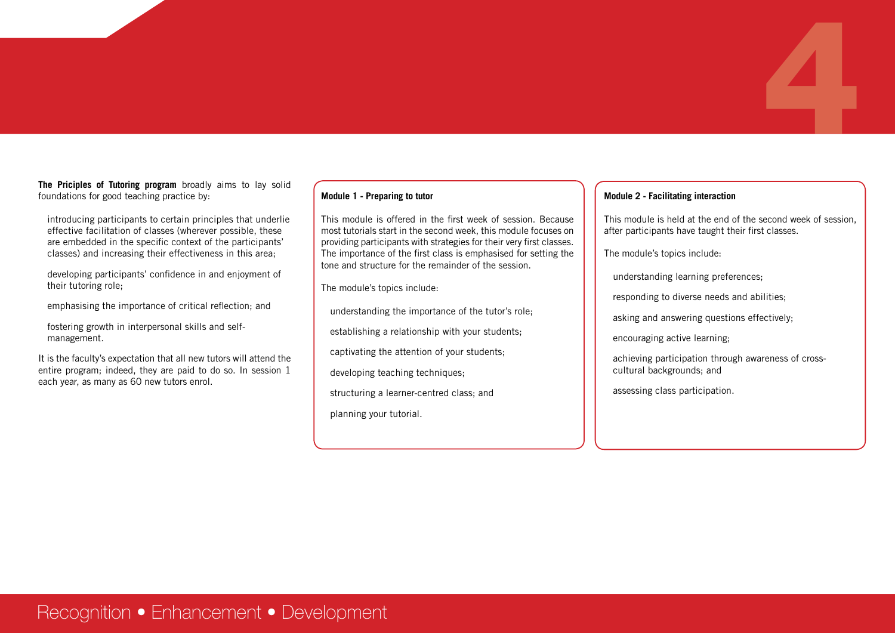**The Priciples of Tutoring program** broadly aims to lay solid foundations for good teaching practice by:

- introducing participants to certain principles that underlie effective facilitation of classes (wherever possible, these are embedded in the specific context of the participants' classes) and increasing their effectiveness in this area;
- developing participants' confidence in and enjoyment of their tutoring role;
- emphasising the importance of critical reflection; and
- fostering growth in interpersonal skills and self-management.

It is the faculty's expectation that all new tutors will attend the entire program; indeed, they are paid to do so. In session 1 each year, as many as 60 new tutors enrol.

**Module 1 - Preparing to tutor**

This module is offered in the first week of session. Because most tutorials start in the second week, this module focuses on providing participants with strategies for their very first classes. The importance of the first class is emphasised for setting the tone and structure for the remainder of the session.

The module's topics include:

- understanding the importance of the tutor's role;
- establishing a relationship with your students;
- captivating the attention of your students;
- developing teaching techniques;
- structuring a learner-centred class; and
- planning your tutorial.

**Module 2 - Facilitating interaction**

This module is held at the end of the second week of session, after participants have taught their first classes.

The module's topics include:

- understanding learning preferences;
- responding to diverse needs and abilities;
- asking and answering questions effectively;
- encouraging active learning;
- achieving participation through awareness of cross-cultural backgrounds; and
- assessing class participation.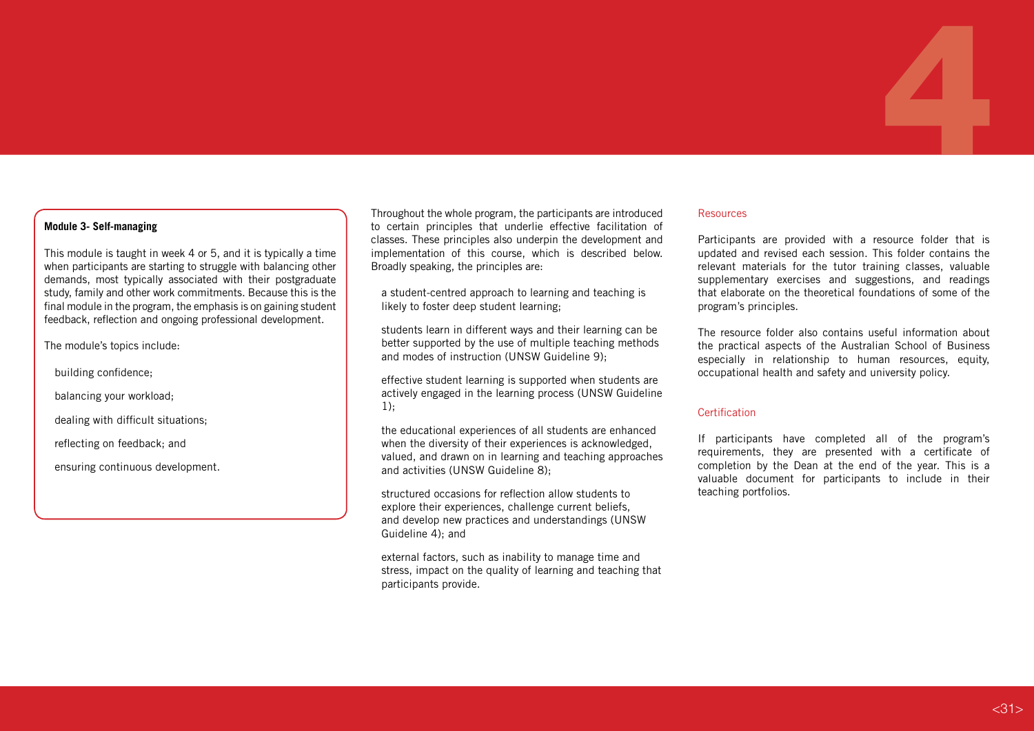**Module 3- Self-managing**

This module is taught in week 4 or 5, and it is typically a time when participants are starting to struggle with balancing other demands, most typically associated with their postgraduate study, family and other work commitments. Because this is the final module in the program, the emphasis is on gaining student feedback, reflection and ongoing professional development.

The module's topics include:

- building confidence;
- balancing your workload;
- dealing with difficult situations;
- reflecting on feedback; and
- ensuring continuous development.

Throughout the whole program, the participants are introduced to certain principles that underlie effective facilitation of classes. These principles also underpin the development and implementation of this course, which is described below. Broadly speaking, the principles are:

- a student-centred approach to learning and teaching is likely to foster deep student learning;
- students learn in different ways and their learning can be better supported by the use of multiple teaching methods and modes of instruction (UNSW Guideline 9);
- effective student learning is supported when students are actively engaged in the learning process (UNSW Guideline 1);
- the educational experiences of all students are enhanced when the diversity of their experiences is acknowledged, valued, and drawn on in learning and teaching approaches and activities (UNSW Guideline 8);
- structured occasions for reflection allow students to explore their experiences, challenge current beliefs, and develop new practices and understandings (UNSW Guideline 4); and
- external factors, such as inability to manage time and stress, impact on the quality of learning and teaching that participants provide.

## Resources

Participants are provided with a resource folder that is updated and revised each session. This folder contains the relevant materials for the tutor training classes, valuable supplementary exercises and suggestions, and readings that elaborate on the theoretical foundations of some of the program's principles.

The resource folder also contains useful information about the practical aspects of the Australian School of Business especially in relationship to human resources, equity, occupational health and safety and university policy.

## Certification

If participants have completed all of the program's requirements, they are presented with a certificate of completion by the Dean at the end of the year. This is a valuable document for participants to include in their teaching portfolios.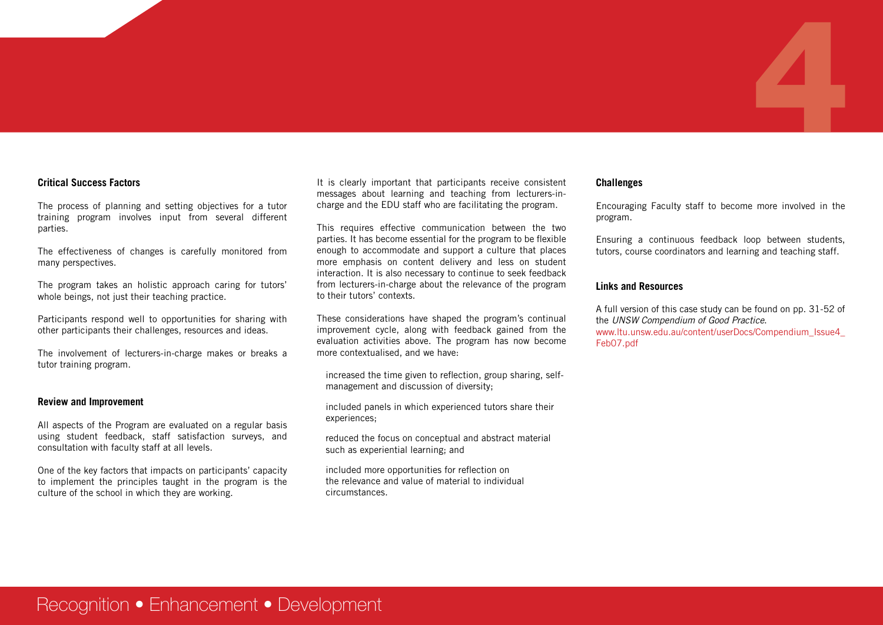### Critical Success Factors

The process of planning and setting objectives for a tutor training program involves input from several different parties.

The effectiveness of changes is carefully monitored from many perspectives.

The program takes an holistic approach caring for tutors' whole beings, not just their teaching practice.

Participants respond well to opportunities for sharing with other participants their challenges, resources and ideas.

The involvement of lecturers-in-charge makes or breaks a tutor training program.

### Review and Improvement

All aspects of the Program are evaluated on a regular basis using student feedback, staff satisfaction surveys, and consultation with faculty staff at all levels.

One of the key factors that impacts on participants' capacity to implement the principles taught in the program is the culture of the school in which they are working.

It is clearly important that participants receive consistent messages about learning and teaching from lecturers-in-charge and the EDU staff who are facilitating the program.

This requires effective communication between the two parties. It has become essential for the program to be flexible enough to accommodate and support a culture that places more emphasis on content delivery and less on student interaction. It is also necessary to continue to seek feedback from lecturers-in-charge about the relevance of the program to their tutors' contexts.

These considerations have shaped the program's continual improvement cycle, along with feedback gained from the evaluation activities above. The program has now become more contextualised, and we have:

- increased the time given to reflection, group sharing, self-management and discussion of diversity;
- included panels in which experienced tutors share their experiences;
- reduced the focus on conceptual and abstract material such as experiential learning; and
- included more opportunities for reflection on the relevance and value of material to individual circumstances.

### Challenges

Encouraging Faculty staff to become more involved in the program.

Ensuring a continuous feedback loop between students, tutors, course coordinators and learning and teaching staff.

### Links and Resources

A full version of this case study can be found on pp. 31-52 of the *UNSW Compendium of Good Practice*.
www.ltu.unsw.edu.au/content/userDocs/Compendium_Issue4_Feb07.pdf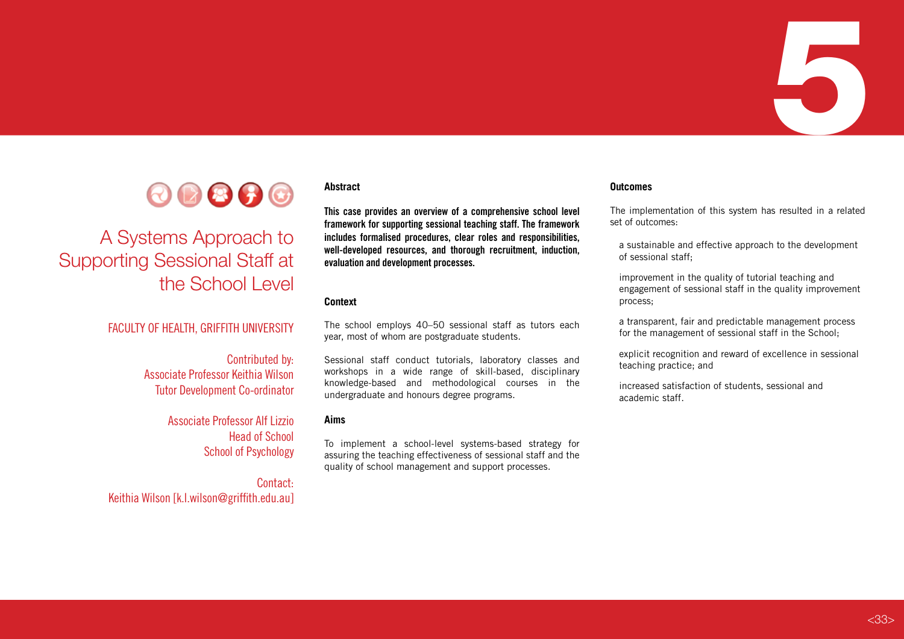5

# A Systems Approach to Supporting Sessional Staff at the School Level

FACULTY OF HEALTH, GRIFFITH UNIVERSITY

Contributed by:
Associate Professor Keithia Wilson
Tutor Development Co-ordinator

Associate Professor Alf Lizzio
Head of School
School of Psychology

Contact:
Keithia Wilson [k.l.wilson@griffith.edu.au]

## Abstract

**This case provides an overview of a comprehensive school level framework for supporting sessional teaching staff. The framework includes formalised procedures, clear roles and responsibilities, well-developed resources, and thorough recruitment, induction, evaluation and development processes.**

## Context

The school employs 40–50 sessional staff as tutors each year, most of whom are postgraduate students.

Sessional staff conduct tutorials, laboratory classes and workshops in a wide range of skill-based, disciplinary knowledge-based and methodological courses in the undergraduate and honours degree programs.

## Aims

To implement a school-level systems-based strategy for assuring the teaching effectiveness of sessional staff and the quality of school management and support processes.

## Outcomes

The implementation of this system has resulted in a related set of outcomes:

- a sustainable and effective approach to the development of sessional staff;
- improvement in the quality of tutorial teaching and engagement of sessional staff in the quality improvement process;
- a transparent, fair and predictable management process for the management of sessional staff in the School;
- explicit recognition and reward of excellence in sessional teaching practice; and
- increased satisfaction of students, sessional and academic staff.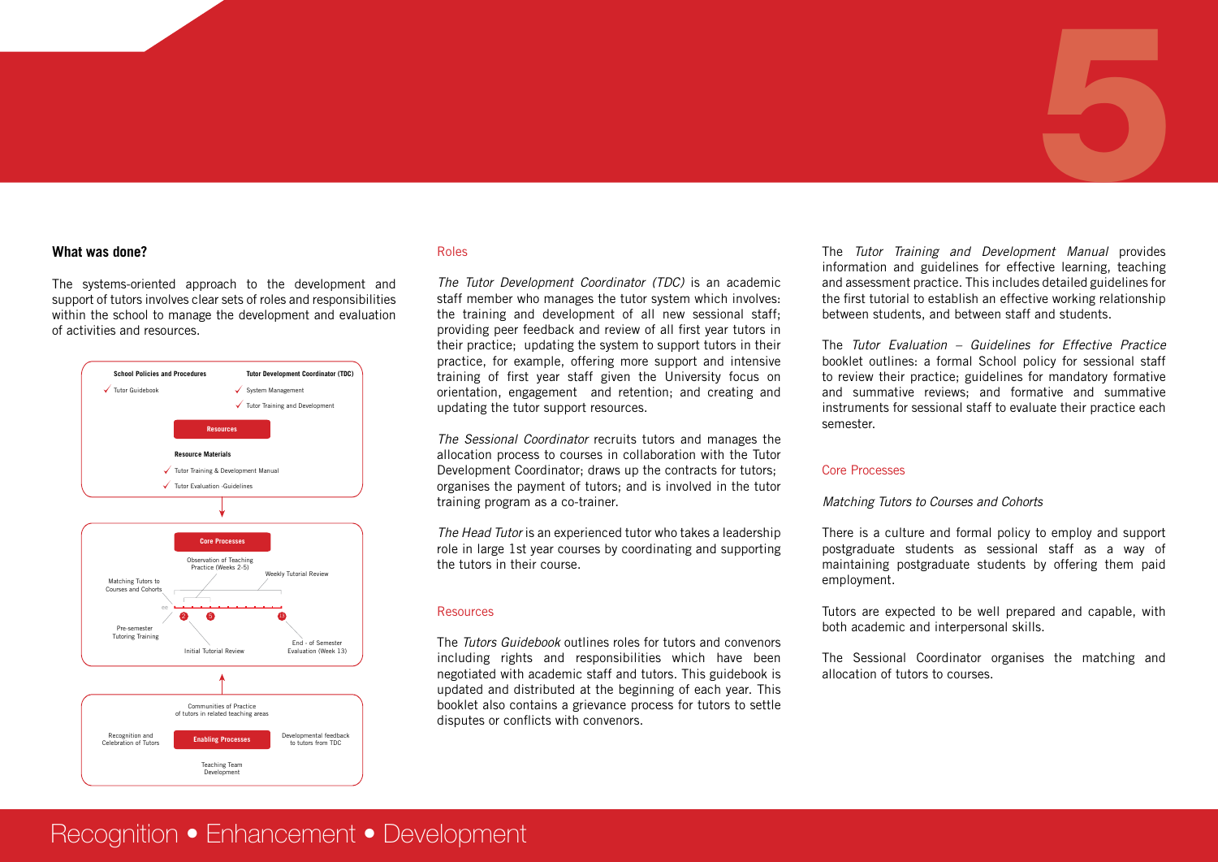## What was done?

The systems-oriented approach to the development and support of tutors involves clear sets of roles and responsibilities within the school to manage the development and evaluation of activities and resources.

### Roles

*The Tutor Development Coordinator (TDC)* is an academic staff member who manages the tutor system which involves: the training and development of all new sessional staff; providing peer feedback and review of all first year tutors in their practice; updating the system to support tutors in their practice, for example, offering more support and intensive training of first year staff given the University focus on orientation, engagement and retention; and creating and updating the tutor support resources.

*The Sessional Coordinator* recruits tutors and manages the allocation process to courses in collaboration with the Tutor Development Coordinator; draws up the contracts for tutors; organises the payment of tutors; and is involved in the tutor training program as a co-trainer.

*The Head Tutor* is an experienced tutor who takes a leadership role in large 1st year courses by coordinating and supporting the tutors in their course.

### Resources

The *Tutors Guidebook* outlines roles for tutors and convenors including rights and responsibilities which have been negotiated with academic staff and tutors. This guidebook is updated and distributed at the beginning of each year. This booklet also contains a grievance process for tutors to settle disputes or conflicts with convenors.

The *Tutor Training and Development Manual* provides information and guidelines for effective learning, teaching and assessment practice. This includes detailed guidelines for the first tutorial to establish an effective working relationship between students, and between staff and students.

The *Tutor Evaluation – Guidelines for Effective Practice* booklet outlines: a formal School policy for sessional staff to review their practice; guidelines for mandatory formative and summative reviews; and formative and summative instruments for sessional staff to evaluate their practice each semester.

### Core Processes

*Matching Tutors to Courses and Cohorts*

There is a culture and formal policy to employ and support postgraduate students as sessional staff as a way of maintaining postgraduate students by offering them paid employment.

Tutors are expected to be well prepared and capable, with both academic and interpersonal skills.

The Sessional Coordinator organises the matching and allocation of tutors to courses.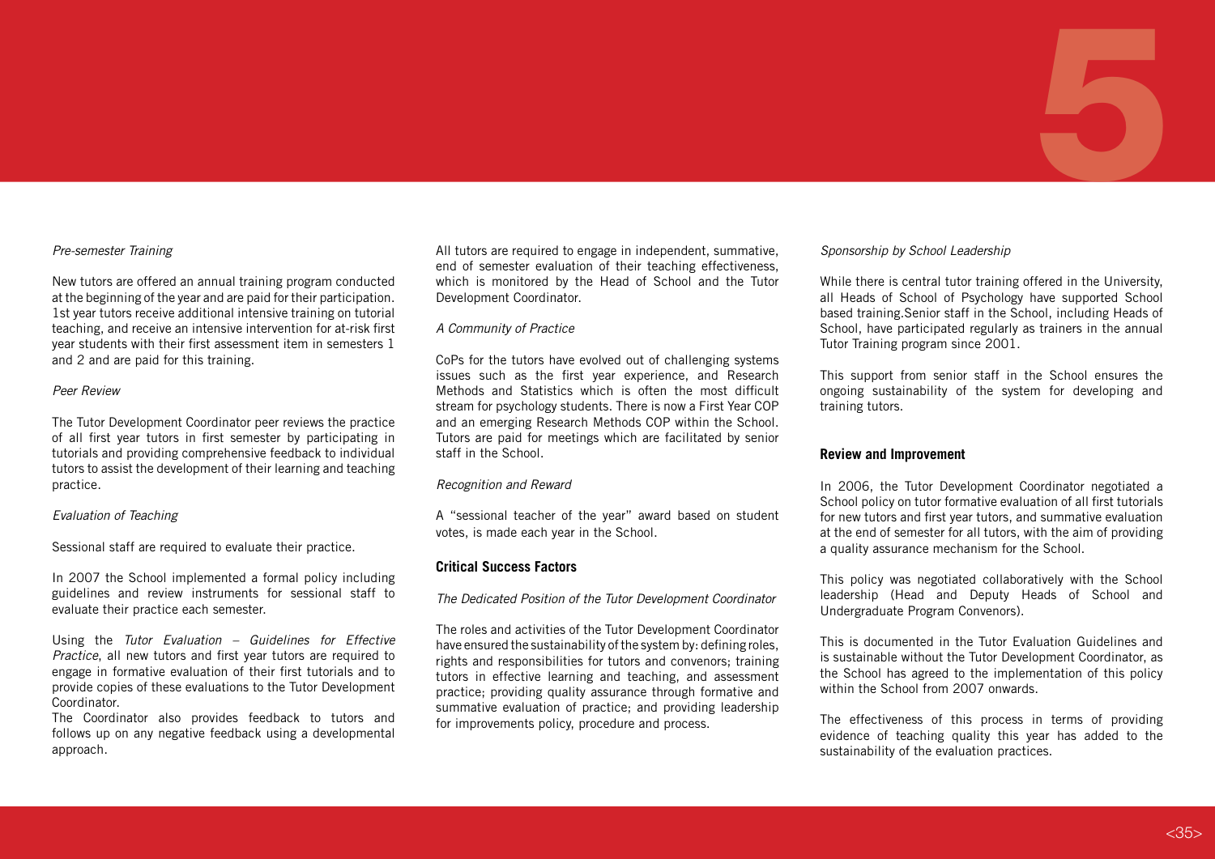*Pre-semester Training*

New tutors are offered an annual training program conducted at the beginning of the year and are paid for their participation. 1st year tutors receive additional intensive training on tutorial teaching, and receive an intensive intervention for at-risk first year students with their first assessment item in semesters 1 and 2 and are paid for this training.

*Peer Review*

The Tutor Development Coordinator peer reviews the practice of all first year tutors in first semester by participating in tutorials and providing comprehensive feedback to individual tutors to assist the development of their learning and teaching practice.

*Evaluation of Teaching*

Sessional staff are required to evaluate their practice.

In 2007 the School implemented a formal policy including guidelines and review instruments for sessional staff to evaluate their practice each semester.

Using the *Tutor Evaluation – Guidelines for Effective Practice*, all new tutors and first year tutors are required to engage in formative evaluation of their first tutorials and to provide copies of these evaluations to the Tutor Development Coordinator.

The Coordinator also provides feedback to tutors and follows up on any negative feedback using a developmental approach.

All tutors are required to engage in independent, summative, end of semester evaluation of their teaching effectiveness, which is monitored by the Head of School and the Tutor Development Coordinator.

*A Community of Practice*

CoPs for the tutors have evolved out of challenging systems issues such as the first year experience, and Research Methods and Statistics which is often the most difficult stream for psychology students. There is now a First Year COP and an emerging Research Methods COP within the School. Tutors are paid for meetings which are facilitated by senior staff in the School.

*Recognition and Reward*

A "sessional teacher of the year" award based on student votes, is made each year in the School.

## Critical Success Factors

*The Dedicated Position of the Tutor Development Coordinator*

The roles and activities of the Tutor Development Coordinator have ensured the sustainability of the system by: defining roles, rights and responsibilities for tutors and convenors; training tutors in effective learning and teaching, and assessment practice; providing quality assurance through formative and summative evaluation of practice; and providing leadership for improvements policy, procedure and process.

*Sponsorship by School Leadership*

While there is central tutor training offered in the University, all Heads of School of Psychology have supported School based training.Senior staff in the School, including Heads of School, have participated regularly as trainers in the annual Tutor Training program since 2001.

This support from senior staff in the School ensures the ongoing sustainability of the system for developing and training tutors.

## Review and Improvement

In 2006, the Tutor Development Coordinator negotiated a School policy on tutor formative evaluation of all first tutorials for new tutors and first year tutors, and summative evaluation at the end of semester for all tutors, with the aim of providing a quality assurance mechanism for the School.

This policy was negotiated collaboratively with the School leadership (Head and Deputy Heads of School and Undergraduate Program Convenors).

This is documented in the Tutor Evaluation Guidelines and is sustainable without the Tutor Development Coordinator, as the School has agreed to the implementation of this policy within the School from 2007 onwards.

The effectiveness of this process in terms of providing evidence of teaching quality this year has added to the sustainability of the evaluation practices.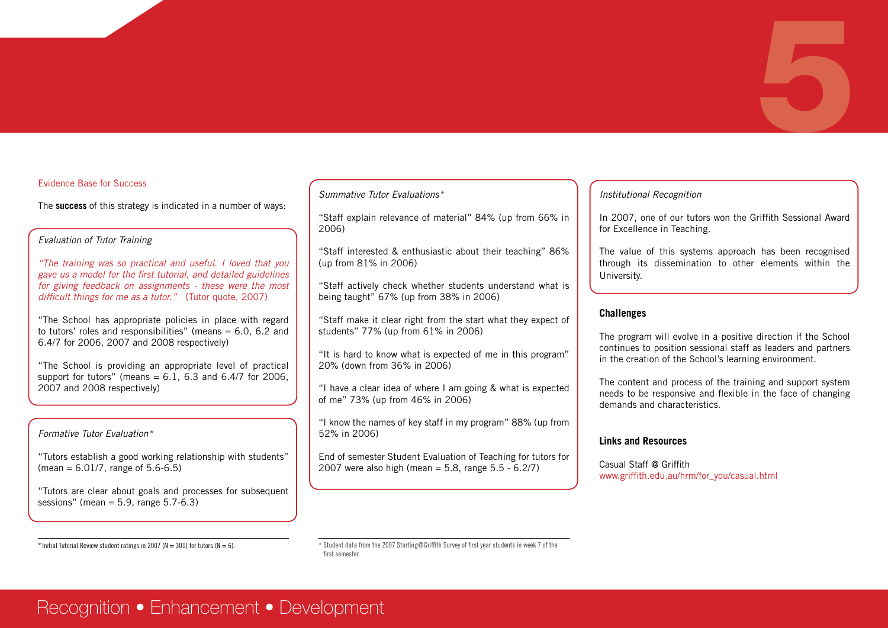### Evidence Base for Success

The **success** of this strategy is indicated in a number of ways:

*Evaluation of Tutor Training*

*"The training was so practical and useful. I loved that you gave us a model for the first tutorial, and detailed guidelines for giving feedback on assignments - these were the most difficult things for me as a tutor."* (Tutor quote, 2007)

"The School has appropriate policies in place with regard to tutors' roles and responsibilities" (means = 6.0, 6.2 and 6.4/7 for 2006, 2007 and 2008 respectively)

"The School is providing an appropriate level of practical support for tutors" (means = 6.1, 6.3 and 6.4/7 for 2006, 2007 and 2008 respectively)

*Formative Tutor Evaluation**

"Tutors establish a good working relationship with students" (mean = 6.01/7, range of 5.6-6.5)

"Tutors are clear about goals and processes for subsequent sessions" (mean = 5.9, range 5.7-6.3)

*Summative Tutor Evaluations**

"Staff explain relevance of material" 84% (up from 66% in 2006)

"Staff interested & enthusiastic about their teaching" 86% (up from 81% in 2006)

"Staff actively check whether students understand what is being taught" 67% (up from 38% in 2006)

"Staff make it clear right from the start what they expect of students" 77% (up from 61% in 2006)

"It is hard to know what is expected of me in this program" 20% (down from 36% in 2006)

"I have a clear idea of where I am going & what is expected of me" 73% (up from 46% in 2006)

"I know the names of key staff in my program" 88% (up from 52% in 2006)

End of semester Student Evaluation of Teaching for tutors for 2007 were also high (mean = 5.8, range 5.5 - 6.2/7)

*Institutional Recognition*

In 2007, one of our tutors won the Griffith Sessional Award for Excellence in Teaching.

The value of this systems approach has been recognised through its dissemination to other elements within the University.

### Challenges

The program will evolve in a positive direction if the School continues to position sessional staff as leaders and partners in the creation of the School's learning environment.

The content and process of the training and support system needs to be responsive and flexible in the face of changing demands and characteristics.

### Links and Resources

Casual Staff @ Griffith
www.griffith.edu.au/hrm/for_you/casual.html

---

* Initial Tutorial Review student ratings in 2007 (N = 301) for tutors (N = 6).

* Student data from the 2007 Starting@Griffith Survey of first year students in week 7 of the first semester.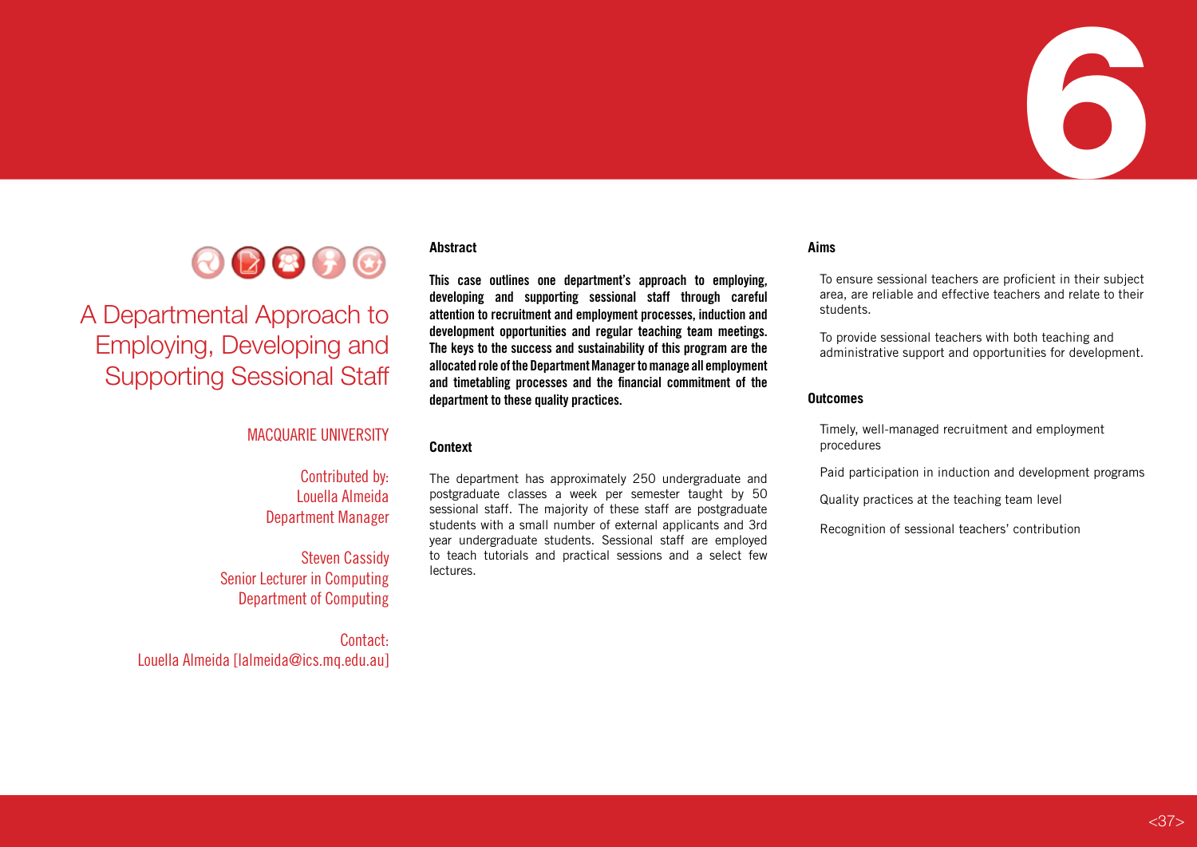# 6

# A Departmental Approach to Employing, Developing and Supporting Sessional Staff

MACQUARIE UNIVERSITY

Contributed by:
Louella Almeida
Department Manager

Steven Cassidy
Senior Lecturer in Computing
Department of Computing

Contact:
Louella Almeida [lalmeida@ics.mq.edu.au]

## Abstract

**This case outlines one department's approach to employing, developing and supporting sessional staff through careful attention to recruitment and employment processes, induction and development opportunities and regular teaching team meetings. The keys to the success and sustainability of this program are the allocated role of the Department Manager to manage all employment and timetabling processes and the financial commitment of the department to these quality practices.**

## Context

The department has approximately 250 undergraduate and postgraduate classes a week per semester taught by 50 sessional staff. The majority of these staff are postgraduate students with a small number of external applicants and 3rd year undergraduate students. Sessional staff are employed to teach tutorials and practical sessions and a select few lectures.

## Aims

To ensure sessional teachers are proficient in their subject area, are reliable and effective teachers and relate to their students.

To provide sessional teachers with both teaching and administrative support and opportunities for development.

## Outcomes

Timely, well-managed recruitment and employment procedures

Paid participation in induction and development programs

Quality practices at the teaching team level

Recognition of sessional teachers' contribution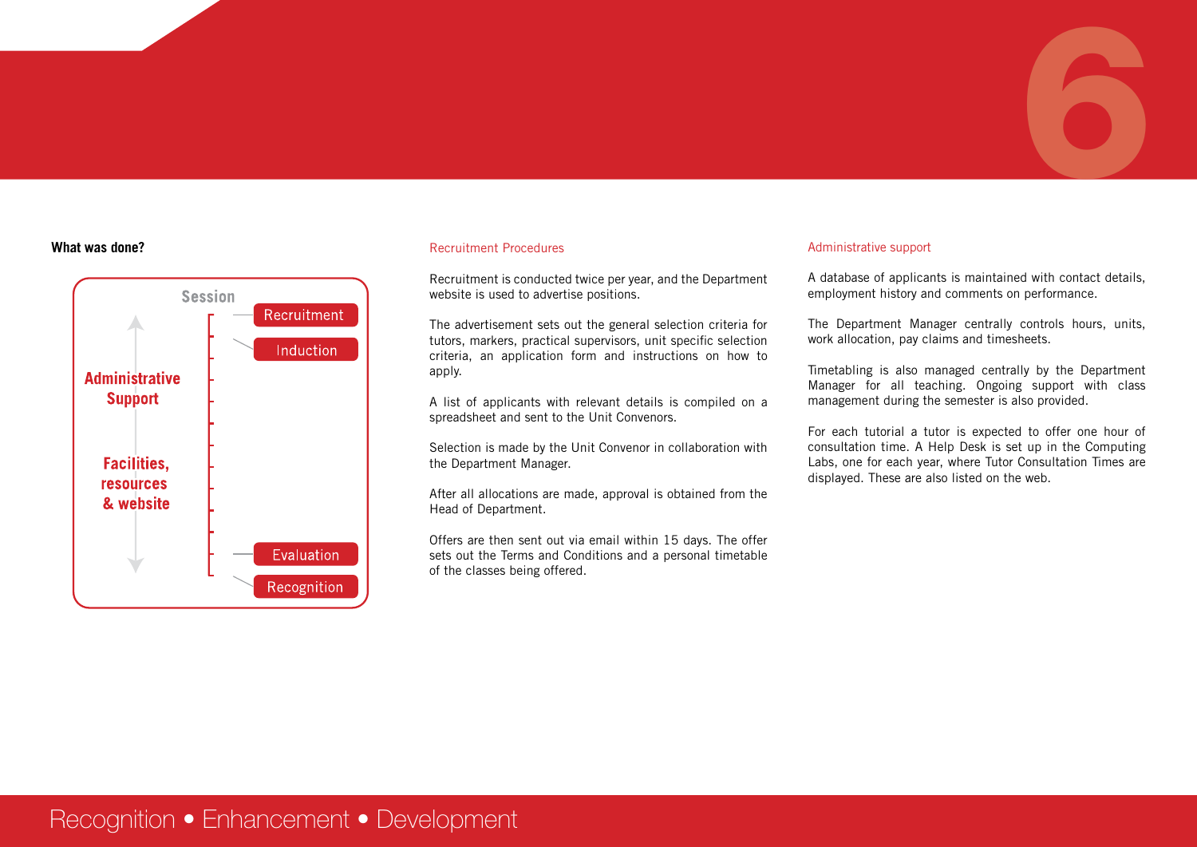**What was done?**

Session

Recruitment

Induction

Administrative Support

Facilities, resources & website

Evaluation

Recognition

## Recruitment Procedures

Recruitment is conducted twice per year, and the Department website is used to advertise positions.

The advertisement sets out the general selection criteria for tutors, markers, practical supervisors, unit specific selection criteria, an application form and instructions on how to apply.

A list of applicants with relevant details is compiled on a spreadsheet and sent to the Unit Convenors.

Selection is made by the Unit Convenor in collaboration with the Department Manager.

After all allocations are made, approval is obtained from the Head of Department.

Offers are then sent out via email within 15 days. The offer sets out the Terms and Conditions and a personal timetable of the classes being offered.

## Administrative support

A database of applicants is maintained with contact details, employment history and comments on performance.

The Department Manager centrally controls hours, units, work allocation, pay claims and timesheets.

Timetabling is also managed centrally by the Department Manager for all teaching. Ongoing support with class management during the semester is also provided.

For each tutorial a tutor is expected to offer one hour of consultation time. A Help Desk is set up in the Computing Labs, one for each year, where Tutor Consultation Times are displayed. These are also listed on the web.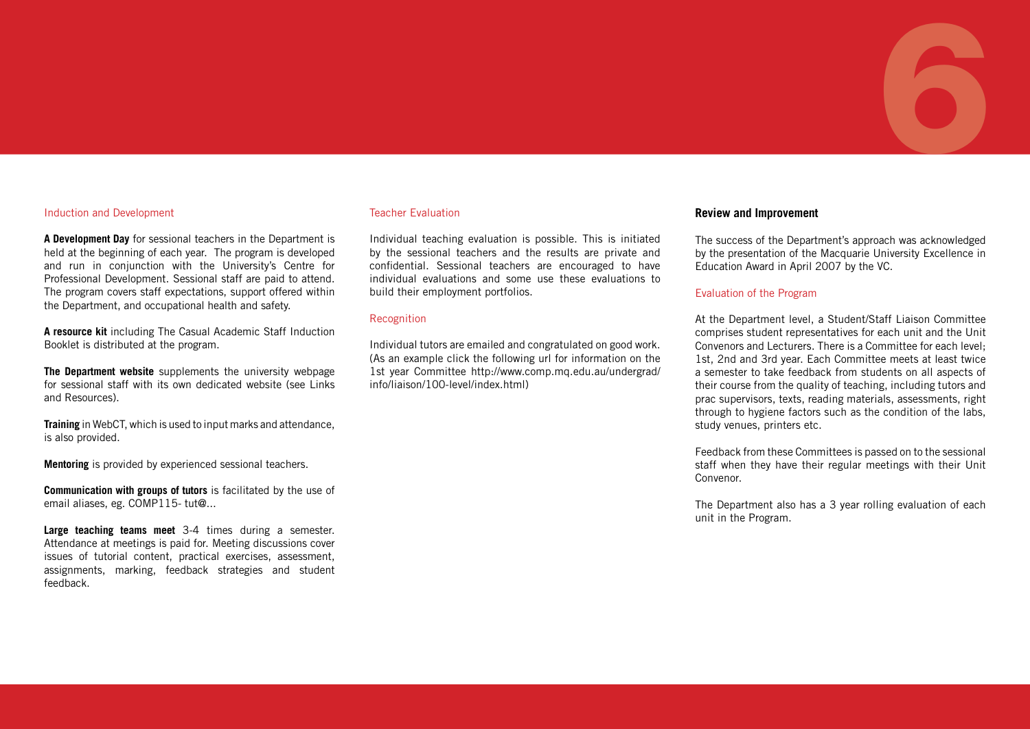### Induction and Development

**A Development Day** for sessional teachers in the Department is held at the beginning of each year. The program is developed and run in conjunction with the University's Centre for Professional Development. Sessional staff are paid to attend. The program covers staff expectations, support offered within the Department, and occupational health and safety.

**A resource kit** including The Casual Academic Staff Induction Booklet is distributed at the program.

**The Department website** supplements the university webpage for sessional staff with its own dedicated website (see Links and Resources).

**Training** in WebCT, which is used to input marks and attendance, is also provided.

**Mentoring** is provided by experienced sessional teachers.

**Communication with groups of tutors** is facilitated by the use of email aliases, eg. COMP115- tut@...

**Large teaching teams meet** 3-4 times during a semester. Attendance at meetings is paid for. Meeting discussions cover issues of tutorial content, practical exercises, assessment, assignments, marking, feedback strategies and student feedback.

### Teacher Evaluation

Individual teaching evaluation is possible. This is initiated by the sessional teachers and the results are private and confidential. Sessional teachers are encouraged to have individual evaluations and some use these evaluations to build their employment portfolios.

### Recognition

Individual tutors are emailed and congratulated on good work. (As an example click the following url for information on the 1st year Committee http://www.comp.mq.edu.au/undergrad/info/liaison/100-level/index.html)

## Review and Improvement

The success of the Department's approach was acknowledged by the presentation of the Macquarie University Excellence in Education Award in April 2007 by the VC.

### Evaluation of the Program

At the Department level, a Student/Staff Liaison Committee comprises student representatives for each unit and the Unit Convenors and Lecturers. There is a Committee for each level; 1st, 2nd and 3rd year. Each Committee meets at least twice a semester to take feedback from students on all aspects of their course from the quality of teaching, including tutors and prac supervisors, texts, reading materials, assessments, right through to hygiene factors such as the condition of the labs, study venues, printers etc.

Feedback from these Committees is passed on to the sessional staff when they have their regular meetings with their Unit Convenor.

The Department also has a 3 year rolling evaluation of each unit in the Program.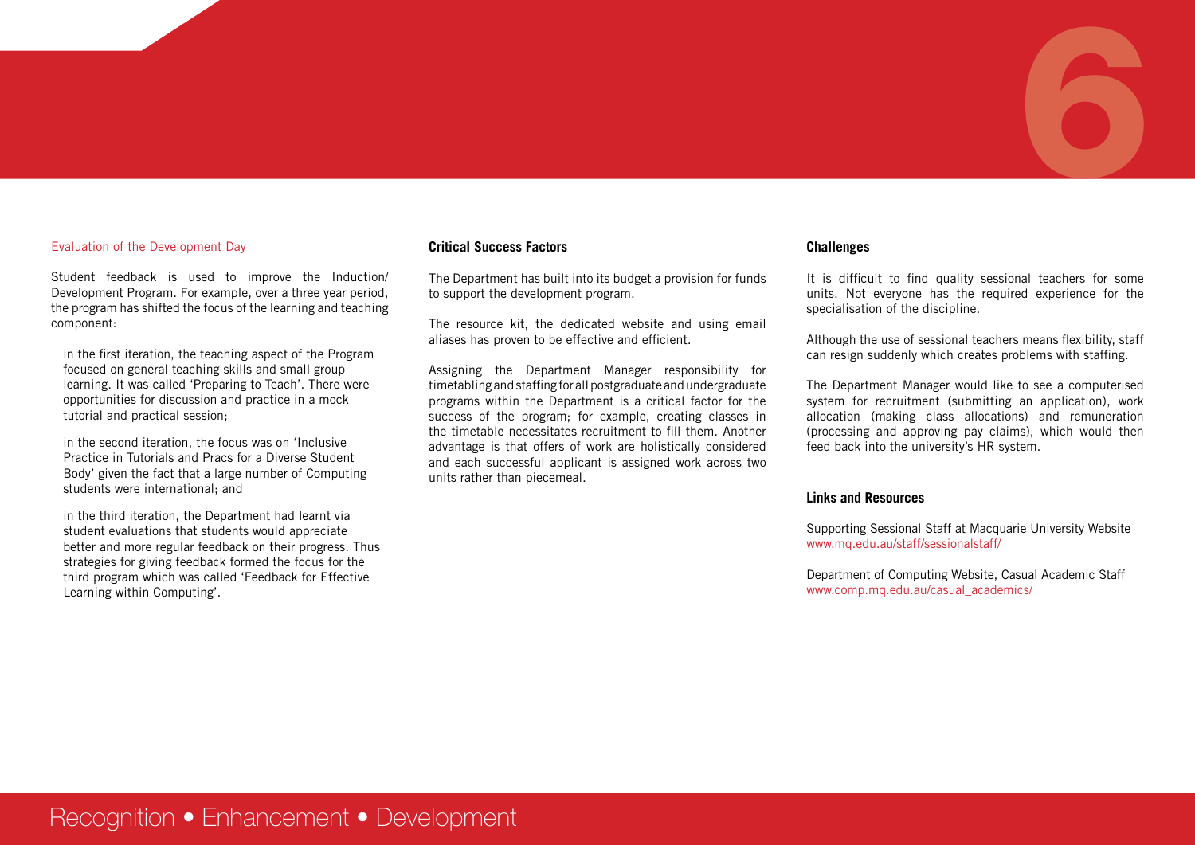Evaluation of the Development Day

Student feedback is used to improve the Induction/Development Program. For example, over a three year period, the program has shifted the focus of the learning and teaching component:

in the first iteration, the teaching aspect of the Program focused on general teaching skills and small group learning. It was called 'Preparing to Teach'. There were opportunities for discussion and practice in a mock tutorial and practical session;

in the second iteration, the focus was on 'Inclusive Practice in Tutorials and Pracs for a Diverse Student Body' given the fact that a large number of Computing students were international; and

in the third iteration, the Department had learnt via student evaluations that students would appreciate better and more regular feedback on their progress. Thus strategies for giving feedback formed the focus for the third program which was called 'Feedback for Effective Learning within Computing'.

**Critical Success Factors**

The Department has built into its budget a provision for funds to support the development program.

The resource kit, the dedicated website and using email aliases has proven to be effective and efficient.

Assigning the Department Manager responsibility for timetabling and staffing for all postgraduate and undergraduate programs within the Department is a critical factor for the success of the program; for example, creating classes in the timetable necessitates recruitment to fill them. Another advantage is that offers of work are holistically considered and each successful applicant is assigned work across two units rather than piecemeal.

**Challenges**

It is difficult to find quality sessional teachers for some units. Not everyone has the required experience for the specialisation of the discipline.

Although the use of sessional teachers means flexibility, staff can resign suddenly which creates problems with staffing.

The Department Manager would like to see a computerised system for recruitment (submitting an application), work allocation (making class allocations) and remuneration (processing and approving pay claims), which would then feed back into the university's HR system.

**Links and Resources**

Supporting Sessional Staff at Macquarie University Website
www.mq.edu.au/staff/sessionalstaff/

Department of Computing Website, Casual Academic Staff
www.comp.mq.edu.au/casual_academics/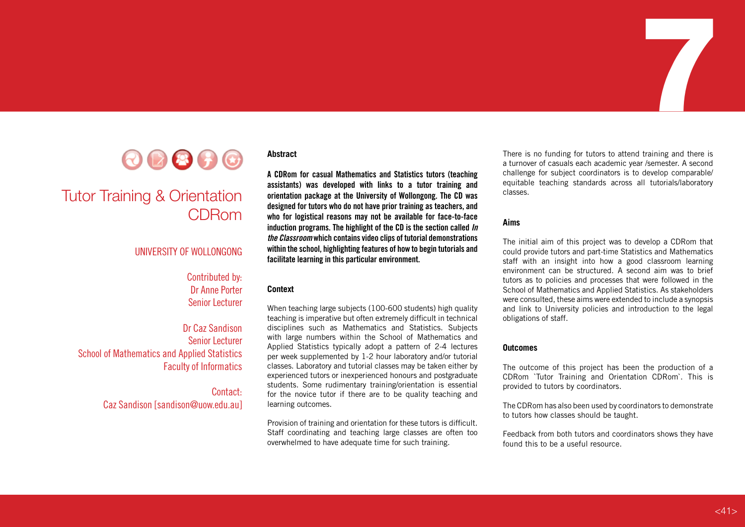# Tutor Training & Orientation CDRom

UNIVERSITY OF WOLLONGONG

Contributed by:
Dr Anne Porter
Senior Lecturer

Dr Caz Sandison
Senior Lecturer
School of Mathematics and Applied Statistics
Faculty of Informatics

Contact:
Caz Sandison [sandison@uow.edu.au]

### Abstract

**A CDRom for casual Mathematics and Statistics tutors (teaching assistants) was developed with links to a tutor training and orientation package at the University of Wollongong. The CD was designed for tutors who do not have prior training as teachers, and who for logistical reasons may not be available for face-to-face induction programs. The highlight of the CD is the section called *In the Classroom* which contains video clips of tutorial demonstrations within the school, highlighting features of how to begin tutorials and facilitate learning in this particular environment.**

### Context

When teaching large subjects (100-600 students) high quality teaching is imperative but often extremely difficult in technical disciplines such as Mathematics and Statistics. Subjects with large numbers within the School of Mathematics and Applied Statistics typically adopt a pattern of 2-4 lectures per week supplemented by 1-2 hour laboratory and/or tutorial classes. Laboratory and tutorial classes may be taken either by experienced tutors or inexperienced honours and postgraduate students. Some rudimentary training/orientation is essential for the novice tutor if there are to be quality teaching and learning outcomes.

Provision of training and orientation for these tutors is difficult. Staff coordinating and teaching large classes are often too overwhelmed to have adequate time for such training.

There is no funding for tutors to attend training and there is a turnover of casuals each academic year /semester. A second challenge for subject coordinators is to develop comparable/ equitable teaching standards across all tutorials/laboratory classes.

### Aims

The initial aim of this project was to develop a CDRom that could provide tutors and part-time Statistics and Mathematics staff with an insight into how a good classroom learning environment can be structured. A second aim was to brief tutors as to policies and processes that were followed in the School of Mathematics and Applied Statistics. As stakeholders were consulted, these aims were extended to include a synopsis and link to University policies and introduction to the legal obligations of staff.

### Outcomes

The outcome of this project has been the production of a CDRom `Tutor Training and Orientation CDRom`. This is provided to tutors by coordinators.

The CDRom has also been used by coordinators to demonstrate to tutors how classes should be taught.

Feedback from both tutors and coordinators shows they have found this to be a useful resource.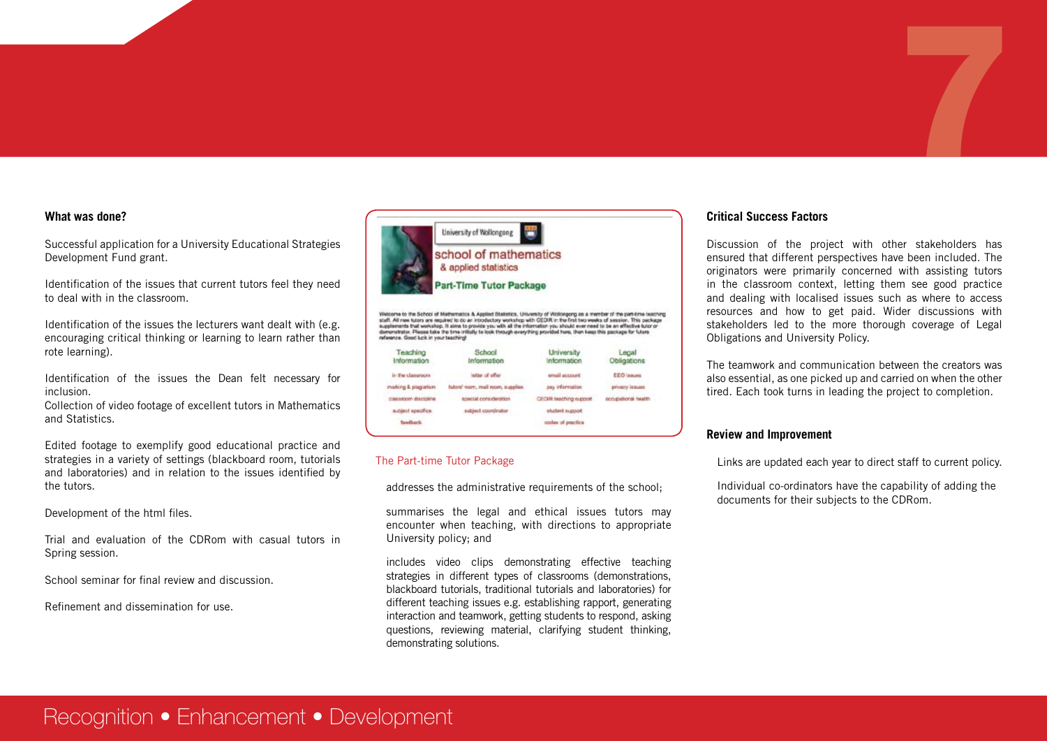### What was done?

Successful application for a University Educational Strategies Development Fund grant.

Identification of the issues that current tutors feel they need to deal with in the classroom.

Identification of the issues the lecturers want dealt with (e.g. encouraging critical thinking or learning to learn rather than rote learning).

Identification of the issues the Dean felt necessary for inclusion.

Collection of video footage of excellent tutors in Mathematics and Statistics.

Edited footage to exemplify good educational practice and strategies in a variety of settings (blackboard room, tutorials and laboratories) and in relation to the issues identified by the tutors.

Development of the html files.

Trial and evaluation of the CDRom with casual tutors in Spring session.

School seminar for final review and discussion.

Refinement and dissemination for use.

University of Wollongong

school of mathematics & applied statistics

Part-Time Tutor Package

Welcome to the School of Mathematics & Applied Statistics, University of Wollongong as a member of the part-time teaching staff. All new tutors are required to do an introductory workshop with CEDIR in the first two weeks of session. This package supplements that workshop. It aims to provide you with all the information you should ever need to be an effective tutor or demonstrator. Please take the time initially to look through everything provided here, then keep this package for future reference. Good luck in your teaching!

| Teaching Information | School Information | University Information | Legal Obligations |
|---|---|---|---|
| in the classroom | letter of offer | email account | EEO issues |
| marking & plagiarism | tutors' room, mail room, supplies | pay information | privacy issues |
| classroom discipline | special consideration | CEDIR teaching support | occupational health |
| subject specifics | subject coordinator | student support | |
| feedback | | codes of practice | |

The Part-time Tutor Package

addresses the administrative requirements of the school;

summarises the legal and ethical issues tutors may encounter when teaching, with directions to appropriate University policy; and

includes video clips demonstrating effective teaching strategies in different types of classrooms (demonstrations, blackboard tutorials, traditional tutorials and laboratories) for different teaching issues e.g. establishing rapport, generating interaction and teamwork, getting students to respond, asking questions, reviewing material, clarifying student thinking, demonstrating solutions.

### Critical Success Factors

Discussion of the project with other stakeholders has ensured that different perspectives have been included. The originators were primarily concerned with assisting tutors in the classroom context, letting them see good practice and dealing with localised issues such as where to access resources and how to get paid. Wider discussions with stakeholders led to the more thorough coverage of Legal Obligations and University Policy.

The teamwork and communication between the creators was also essential, as one picked up and carried on when the other tired. Each took turns in leading the project to completion.

### Review and Improvement

Links are updated each year to direct staff to current policy.

Individual co-ordinators have the capability of adding the documents for their subjects to the CDRom.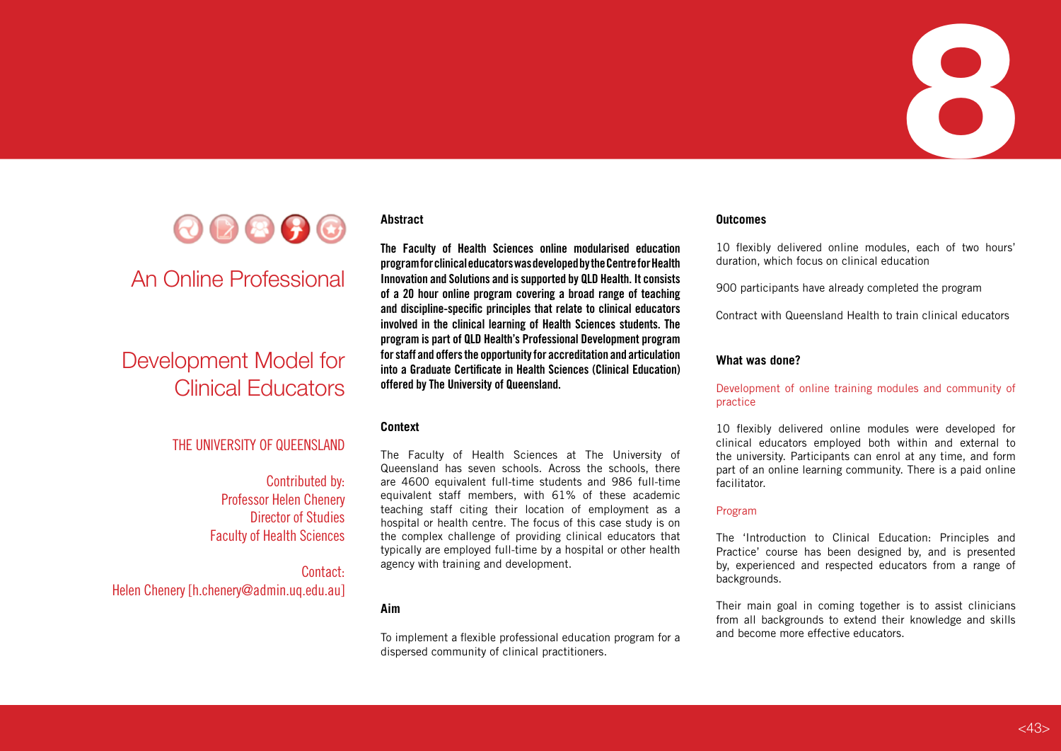# 8

## An Online Professional Development Model for Clinical Educators

THE UNIVERSITY OF QUEENSLAND

Contributed by:
Professor Helen Chenery
Director of Studies
Faculty of Health Sciences

Contact:
Helen Chenery [h.chenery@admin.uq.edu.au]

### Abstract

**The Faculty of Health Sciences online modularised education program for clinical educators was developed by the Centre for Health Innovation and Solutions and is supported by QLD Health. It consists of a 20 hour online program covering a broad range of teaching and discipline-specific principles that relate to clinical educators involved in the clinical learning of Health Sciences students. The program is part of QLD Health's Professional Development program for staff and offers the opportunity for accreditation and articulation into a Graduate Certificate in Health Sciences (Clinical Education) offered by The University of Queensland.**

### Context

The Faculty of Health Sciences at The University of Queensland has seven schools. Across the schools, there are 4600 equivalent full-time students and 986 full-time equivalent staff members, with 61% of these academic teaching staff citing their location of employment as a hospital or health centre. The focus of this case study is on the complex challenge of providing clinical educators that typically are employed full-time by a hospital or other health agency with training and development.

### Aim

To implement a flexible professional education program for a dispersed community of clinical practitioners.

### Outcomes

10 flexibly delivered online modules, each of two hours' duration, which focus on clinical education

900 participants have already completed the program

Contract with Queensland Health to train clinical educators

### What was done?

#### Development of online training modules and community of practice

10 flexibly delivered online modules were developed for clinical educators employed both within and external to the university. Participants can enrol at any time, and form part of an online learning community. There is a paid online facilitator.

#### Program

The 'Introduction to Clinical Education: Principles and Practice' course has been designed by, and is presented by, experienced and respected educators from a range of backgrounds.

Their main goal in coming together is to assist clinicians from all backgrounds to extend their knowledge and skills and become more effective educators.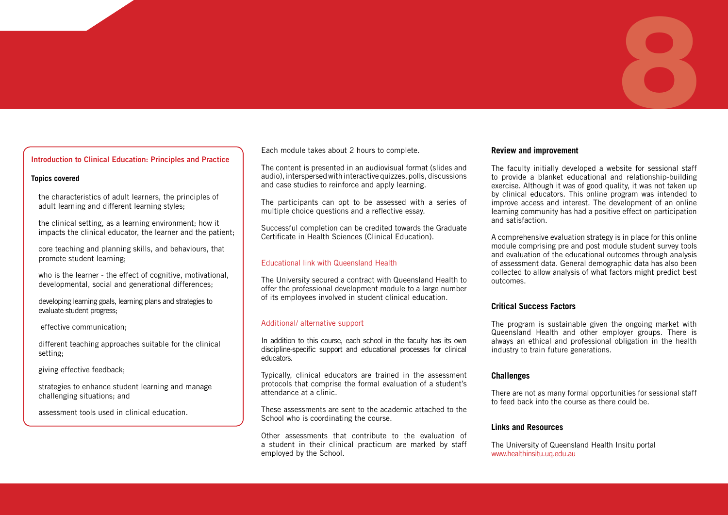### Introduction to Clinical Education: Principles and Practice

**Topics covered**

- the characteristics of adult learners, the principles of adult learning and different learning styles;
- the clinical setting, as a learning environment; how it impacts the clinical educator, the learner and the patient;
- core teaching and planning skills, and behaviours, that promote student learning;
- who is the learner - the effect of cognitive, motivational, developmental, social and generational differences;
- developing learning goals, learning plans and strategies to evaluate student progress;
- effective communication;
- different teaching approaches suitable for the clinical setting;
- giving effective feedback;
- strategies to enhance student learning and manage challenging situations; and
- assessment tools used in clinical education.

Each module takes about 2 hours to complete.

The content is presented in an audiovisual format (slides and audio), interspersed with interactive quizzes, polls, discussions and case studies to reinforce and apply learning.

The participants can opt to be assessed with a series of multiple choice questions and a reflective essay.

Successful completion can be credited towards the Graduate Certificate in Health Sciences (Clinical Education).

### Educational link with Queensland Health

The University secured a contract with Queensland Health to offer the professional development module to a large number of its employees involved in student clinical education.

### Additional/ alternative support

In addition to this course, each school in the faculty has its own discipline-specific support and educational processes for clinical educators.

Typically, clinical educators are trained in the assessment protocols that comprise the formal evaluation of a student's attendance at a clinic.

These assessments are sent to the academic attached to the School who is coordinating the course.

Other assessments that contribute to the evaluation of a student in their clinical practicum are marked by staff employed by the School.

## Review and improvement

The faculty initially developed a website for sessional staff to provide a blanket educational and relationship-building exercise. Although it was of good quality, it was not taken up by clinical educators. This online program was intended to improve access and interest. The development of an online learning community has had a positive effect on participation and satisfaction.

A comprehensive evaluation strategy is in place for this online module comprising pre and post module student survey tools and evaluation of the educational outcomes through analysis of assessment data. General demographic data has also been collected to allow analysis of what factors might predict best outcomes.

## Critical Success Factors

The program is sustainable given the ongoing market with Queensland Health and other employer groups. There is always an ethical and professional obligation in the health industry to train future generations.

## Challenges

There are not as many formal opportunities for sessional staff to feed back into the course as there could be.

## Links and Resources

The University of Queensland Health Insitu portal
www.healthinsitu.uq.edu.au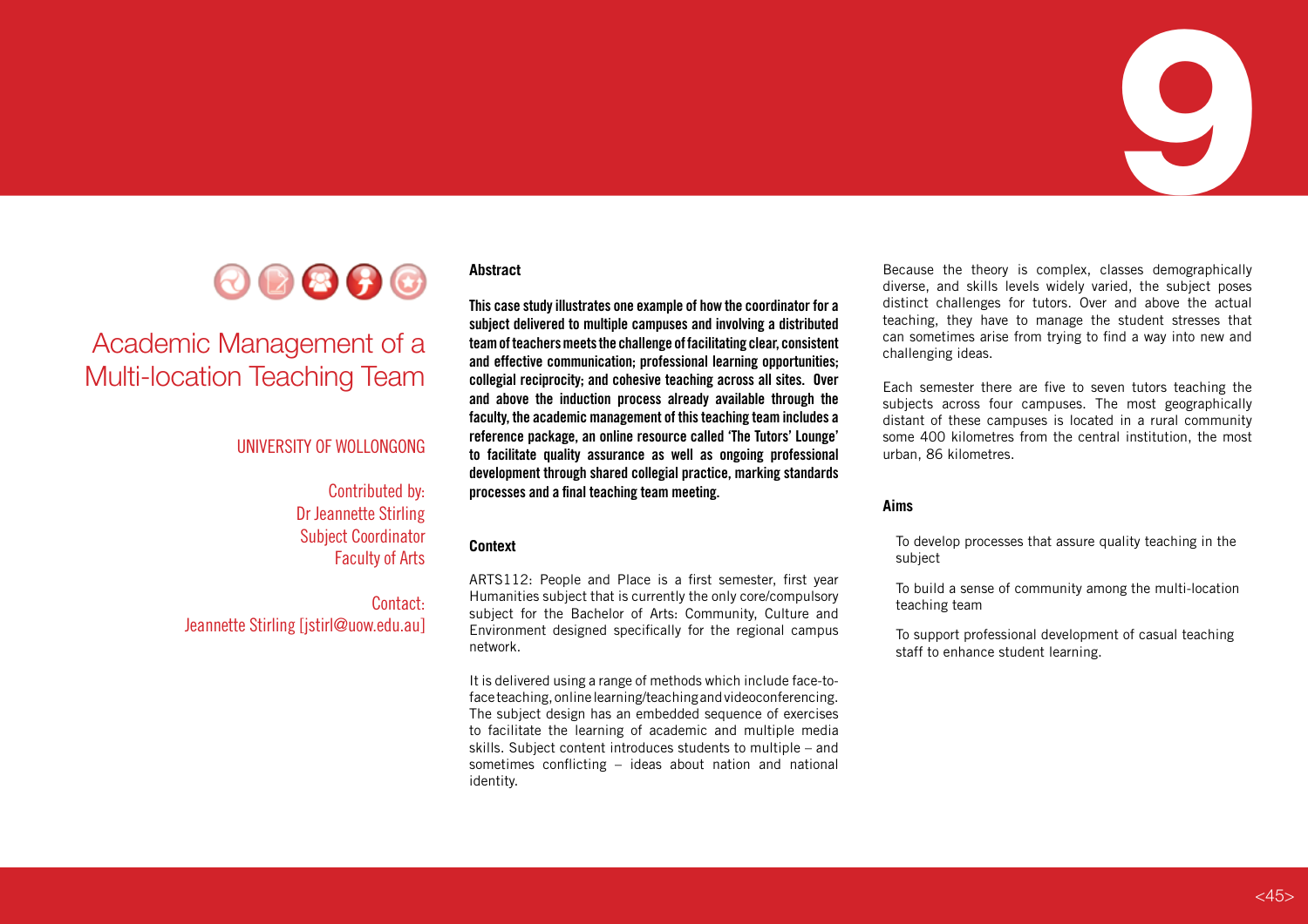# 9

## Academic Management of a Multi-location Teaching Team

UNIVERSITY OF WOLLONGONG

Contributed by:
Dr Jeannette Stirling
Subject Coordinator
Faculty of Arts

Contact:
Jeannette Stirling [jstirl@uow.edu.au]

### Abstract

**This case study illustrates one example of how the coordinator for a subject delivered to multiple campuses and involving a distributed team of teachers meets the challenge of facilitating clear, consistent and effective communication; professional learning opportunities; collegial reciprocity; and cohesive teaching across all sites. Over and above the induction process already available through the faculty, the academic management of this teaching team includes a reference package, an online resource called 'The Tutors' Lounge' to facilitate quality assurance as well as ongoing professional development through shared collegial practice, marking standards processes and a final teaching team meeting.**

### Context

ARTS112: People and Place is a first semester, first year Humanities subject that is currently the only core/compulsory subject for the Bachelor of Arts: Community, Culture and Environment designed specifically for the regional campus network.

It is delivered using a range of methods which include face-to-face teaching, online learning/teaching and videoconferencing. The subject design has an embedded sequence of exercises to facilitate the learning of academic and multiple media skills. Subject content introduces students to multiple – and sometimes conflicting – ideas about nation and national identity.

Because the theory is complex, classes demographically diverse, and skills levels widely varied, the subject poses distinct challenges for tutors. Over and above the actual teaching, they have to manage the student stresses that can sometimes arise from trying to find a way into new and challenging ideas.

Each semester there are five to seven tutors teaching the subjects across four campuses. The most geographically distant of these campuses is located in a rural community some 400 kilometres from the central institution, the most urban, 86 kilometres.

### Aims

To develop processes that assure quality teaching in the subject

To build a sense of community among the multi-location teaching team

To support professional development of casual teaching staff to enhance student learning.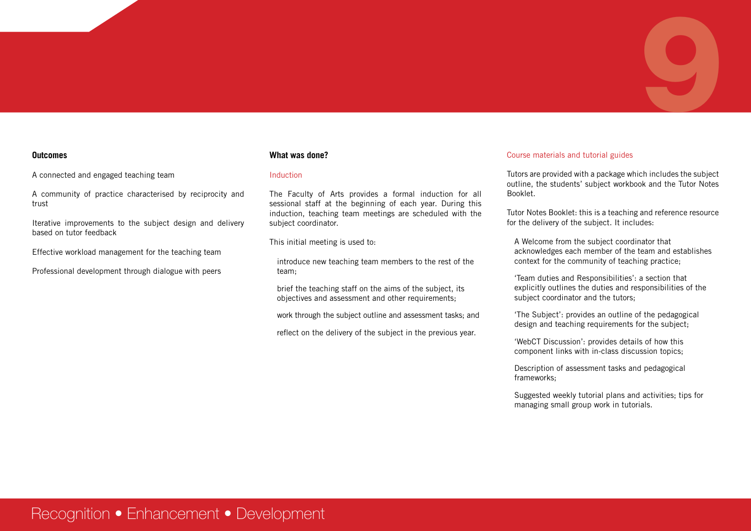### Outcomes

A connected and engaged teaching team

A community of practice characterised by reciprocity and trust

Iterative improvements to the subject design and delivery based on tutor feedback

Effective workload management for the teaching team

Professional development through dialogue with peers

### What was done?

#### Induction

The Faculty of Arts provides a formal induction for all sessional staff at the beginning of each year. During this induction, teaching team meetings are scheduled with the subject coordinator.

This initial meeting is used to:

- introduce new teaching team members to the rest of the team;
- brief the teaching staff on the aims of the subject, its objectives and assessment and other requirements;
- work through the subject outline and assessment tasks; and
- reflect on the delivery of the subject in the previous year.

#### Course materials and tutorial guides

Tutors are provided with a package which includes the subject outline, the students' subject workbook and the Tutor Notes Booklet.

Tutor Notes Booklet: this is a teaching and reference resource for the delivery of the subject. It includes:

- A Welcome from the subject coordinator that acknowledges each member of the team and establishes context for the community of teaching practice;
- 'Team duties and Responsibilities': a section that explicitly outlines the duties and responsibilities of the subject coordinator and the tutors;
- 'The Subject': provides an outline of the pedagogical design and teaching requirements for the subject;
- 'WebCT Discussion': provides details of how this component links with in-class discussion topics;
- Description of assessment tasks and pedagogical frameworks;
- Suggested weekly tutorial plans and activities; tips for managing small group work in tutorials.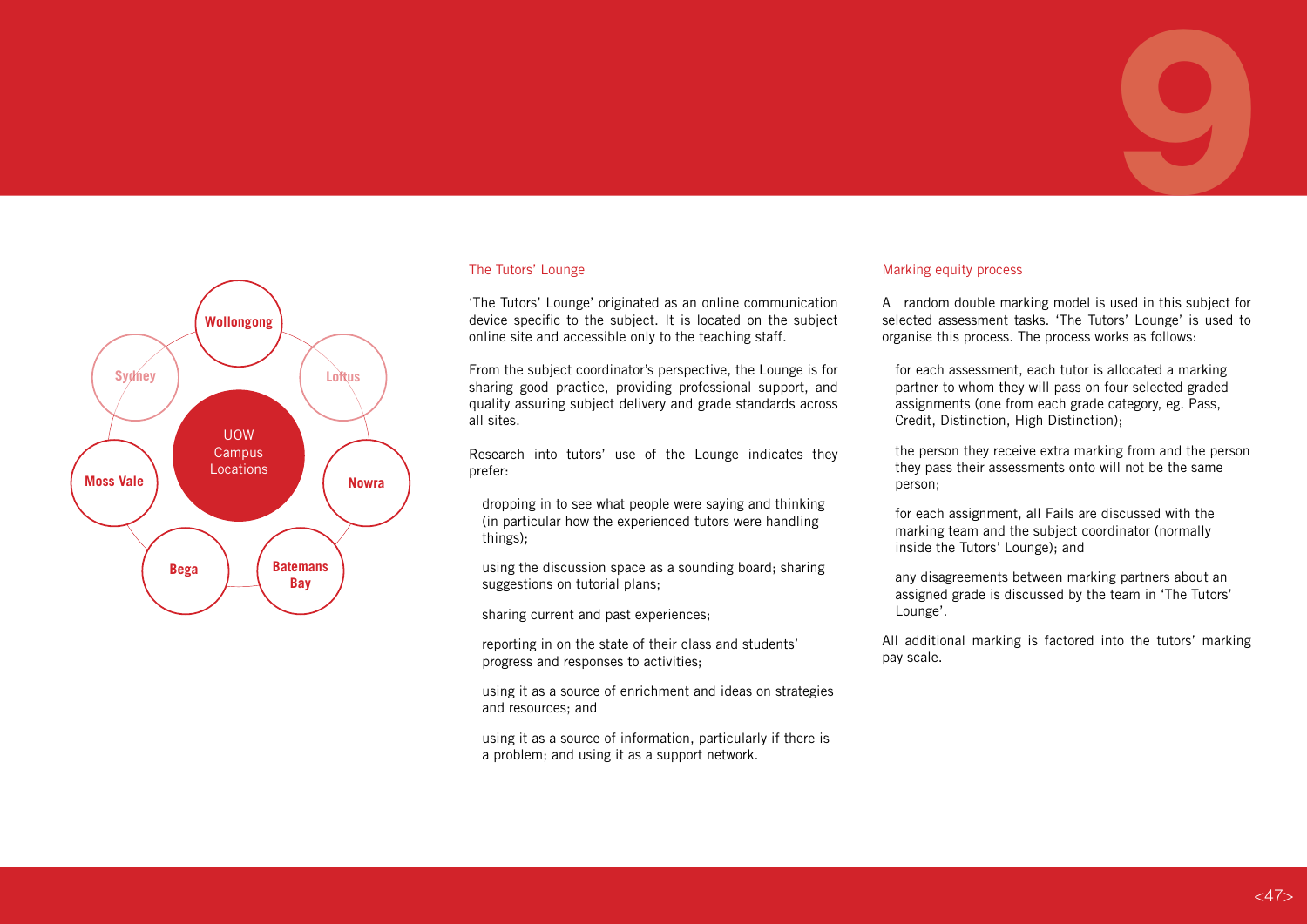UOW Campus Locations

Wollongong

Sydney

Loftus

Moss Vale

Nowra

Bega

Batemans Bay

## The Tutors' Lounge

'The Tutors' Lounge' originated as an online communication device specific to the subject. It is located on the subject online site and accessible only to the teaching staff.

From the subject coordinator's perspective, the Lounge is for sharing good practice, providing professional support, and quality assuring subject delivery and grade standards across all sites.

Research into tutors' use of the Lounge indicates they prefer:

- dropping in to see what people were saying and thinking (in particular how the experienced tutors were handling things);
- using the discussion space as a sounding board; sharing suggestions on tutorial plans;
- sharing current and past experiences;
- reporting in on the state of their class and students' progress and responses to activities;
- using it as a source of enrichment and ideas on strategies and resources; and
- using it as a source of information, particularly if there is a problem; and using it as a support network.

## Marking equity process

A random double marking model is used in this subject for selected assessment tasks. 'The Tutors' Lounge' is used to organise this process. The process works as follows:

- for each assessment, each tutor is allocated a marking partner to whom they will pass on four selected graded assignments (one from each grade category, eg. Pass, Credit, Distinction, High Distinction);
- the person they receive extra marking from and the person they pass their assessments onto will not be the same person;
- for each assignment, all Fails are discussed with the marking team and the subject coordinator (normally inside the Tutors' Lounge); and
- any disagreements between marking partners about an assigned grade is discussed by the team in 'The Tutors' Lounge'.

All additional marking is factored into the tutors' marking pay scale.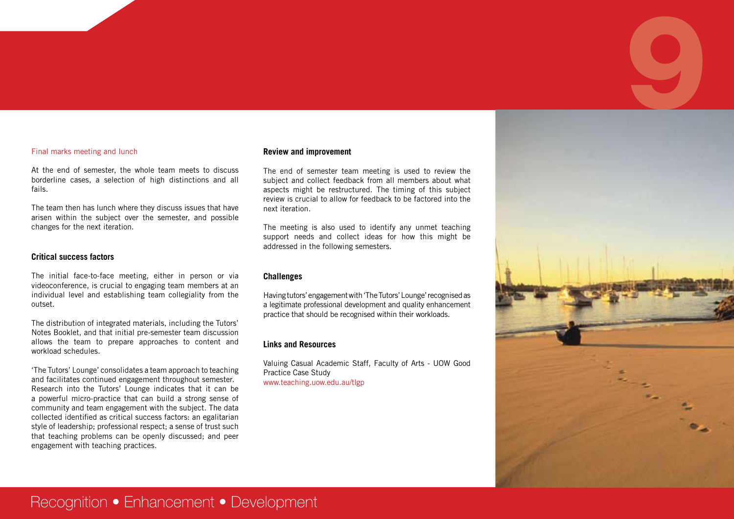Final marks meeting and lunch

At the end of semester, the whole team meets to discuss borderline cases, a selection of high distinctions and all fails.

The team then has lunch where they discuss issues that have arisen within the subject over the semester, and possible changes for the next iteration.

### Critical success factors

The initial face-to-face meeting, either in person or via videoconference, is crucial to engaging team members at an individual level and establishing team collegiality from the outset.

The distribution of integrated materials, including the Tutors' Notes Booklet, and that initial pre-semester team discussion allows the team to prepare approaches to content and workload schedules.

'The Tutors' Lounge' consolidates a team approach to teaching and facilitates continued engagement throughout semester. Research into the Tutors' Lounge indicates that it can be a powerful micro-practice that can build a strong sense of community and team engagement with the subject. The data collected identified as critical success factors: an egalitarian style of leadership; professional respect; a sense of trust such that teaching problems can be openly discussed; and peer engagement with teaching practices.

### Review and improvement

The end of semester team meeting is used to review the subject and collect feedback from all members about what aspects might be restructured. The timing of this subject review is crucial to allow for feedback to be factored into the next iteration.

The meeting is also used to identify any unmet teaching support needs and collect ideas for how this might be addressed in the following semesters.

### Challenges

Having tutors' engagement with 'The Tutors' Lounge' recognised as a legitimate professional development and quality enhancement practice that should be recognised within their workloads.

### Links and Resources

Valuing Casual Academic Staff, Faculty of Arts - UOW Good Practice Case Study
www.teaching.uow.edu.au/tlgp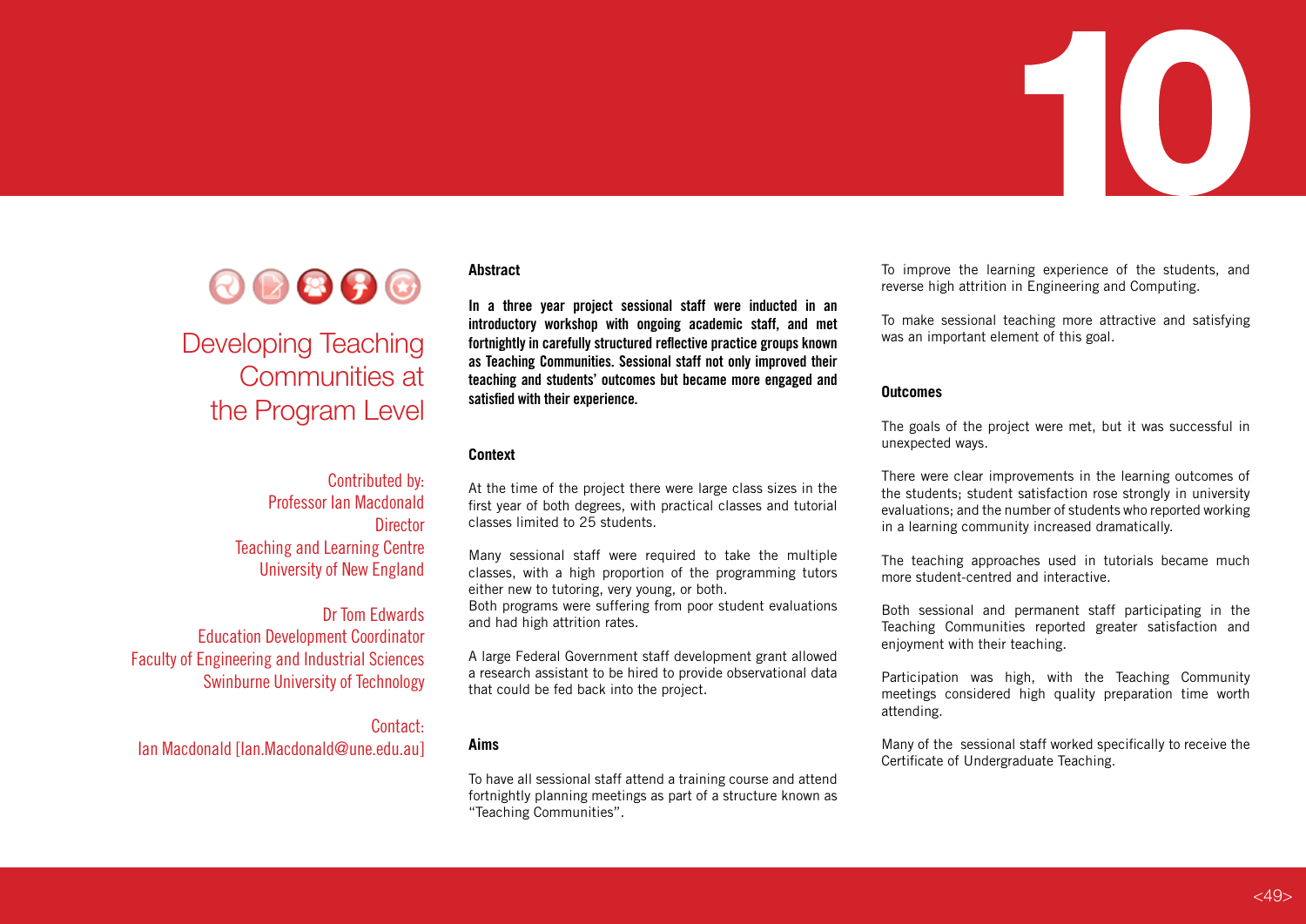# 10

## Developing Teaching Communities at the Program Level

Contributed by:
Professor Ian Macdonald
Director
Teaching and Learning Centre
University of New England

Dr Tom Edwards
Education Development Coordinator
Faculty of Engineering and Industrial Sciences
Swinburne University of Technology

Contact:
Ian Macdonald [Ian.Macdonald@une.edu.au]

### Abstract

**In a three year project sessional staff were inducted in an introductory workshop with ongoing academic staff, and met fortnightly in carefully structured reflective practice groups known as Teaching Communities. Sessional staff not only improved their teaching and students' outcomes but became more engaged and satisfied with their experience.**

### Context

At the time of the project there were large class sizes in the first year of both degrees, with practical classes and tutorial classes limited to 25 students.

Many sessional staff were required to take the multiple classes, with a high proportion of the programming tutors either new to tutoring, very young, or both.
Both programs were suffering from poor student evaluations and had high attrition rates.

A large Federal Government staff development grant allowed a research assistant to be hired to provide observational data that could be fed back into the project.

### Aims

To have all sessional staff attend a training course and attend fortnightly planning meetings as part of a structure known as "Teaching Communities".

To improve the learning experience of the students, and reverse high attrition in Engineering and Computing.

To make sessional teaching more attractive and satisfying was an important element of this goal.

### Outcomes

The goals of the project were met, but it was successful in unexpected ways.

There were clear improvements in the learning outcomes of the students; student satisfaction rose strongly in university evaluations; and the number of students who reported working in a learning community increased dramatically.

The teaching approaches used in tutorials became much more student-centred and interactive.

Both sessional and permanent staff participating in the Teaching Communities reported greater satisfaction and enjoyment with their teaching.

Participation was high, with the Teaching Community meetings considered high quality preparation time worth attending.

Many of the sessional staff worked specifically to receive the Certificate of Undergraduate Teaching.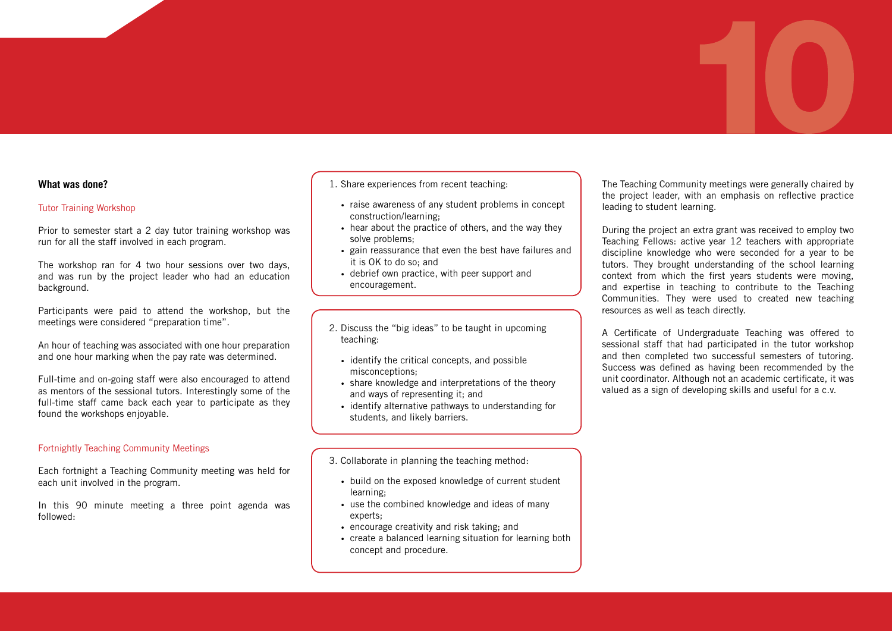### What was done?

#### Tutor Training Workshop

Prior to semester start a 2 day tutor training workshop was run for all the staff involved in each program.

The workshop ran for 4 two hour sessions over two days, and was run by the project leader who had an education background.

Participants were paid to attend the workshop, but the meetings were considered "preparation time".

An hour of teaching was associated with one hour preparation and one hour marking when the pay rate was determined.

Full-time and on-going staff were also encouraged to attend as mentors of the sessional tutors. Interestingly some of the full-time staff came back each year to participate as they found the workshops enjoyable.

#### Fortnightly Teaching Community Meetings

Each fortnight a Teaching Community meeting was held for each unit involved in the program.

In this 90 minute meeting a three point agenda was followed:

1. Share experiences from recent teaching:
   - raise awareness of any student problems in concept construction/learning;
   - hear about the practice of others, and the way they solve problems;
   - gain reassurance that even the best have failures and it is OK to do so; and
   - debrief own practice, with peer support and encouragement.

2. Discuss the "big ideas" to be taught in upcoming teaching:
   - identify the critical concepts, and possible misconceptions;
   - share knowledge and interpretations of the theory and ways of representing it; and
   - identify alternative pathways to understanding for students, and likely barriers.

3. Collaborate in planning the teaching method:
   - build on the exposed knowledge of current student learning;
   - use the combined knowledge and ideas of many experts;
   - encourage creativity and risk taking; and
   - create a balanced learning situation for learning both concept and procedure.

The Teaching Community meetings were generally chaired by the project leader, with an emphasis on reflective practice leading to student learning.

During the project an extra grant was received to employ two Teaching Fellows: active year 12 teachers with appropriate discipline knowledge who were seconded for a year to be tutors. They brought understanding of the school learning context from which the first years students were moving, and expertise in teaching to contribute to the Teaching Communities. They were used to created new teaching resources as well as teach directly.

A Certificate of Undergraduate Teaching was offered to sessional staff that had participated in the tutor workshop and then completed two successful semesters of tutoring. Success was defined as having been recommended by the unit coordinator. Although not an academic certificate, it was valued as a sign of developing skills and useful for a c.v.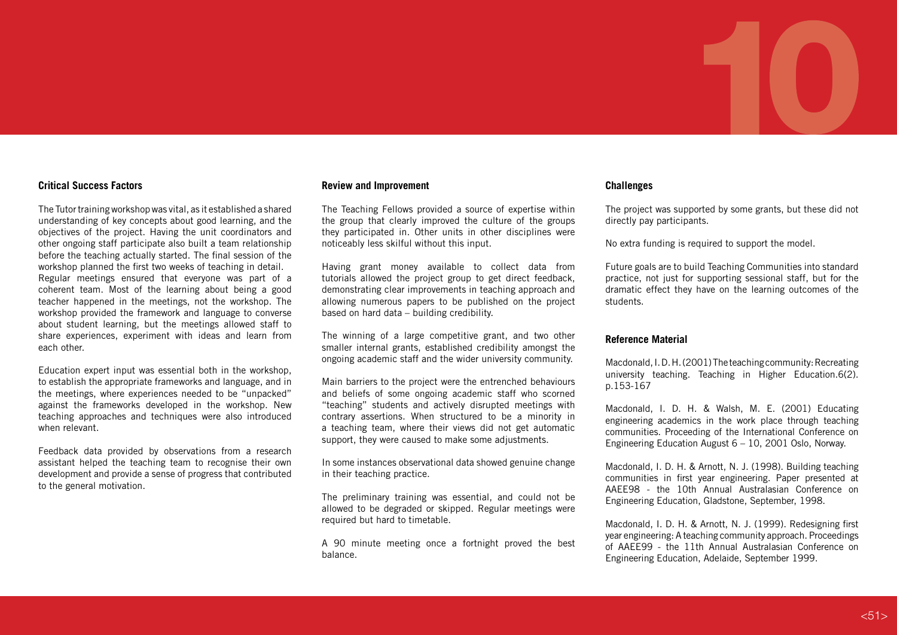### Critical Success Factors

The Tutor training workshop was vital, as it established a shared understanding of key concepts about good learning, and the objectives of the project. Having the unit coordinators and other ongoing staff participate also built a team relationship before the teaching actually started. The final session of the workshop planned the first two weeks of teaching in detail. Regular meetings ensured that everyone was part of a coherent team. Most of the learning about being a good teacher happened in the meetings, not the workshop. The workshop provided the framework and language to converse about student learning, but the meetings allowed staff to share experiences, experiment with ideas and learn from each other.

Education expert input was essential both in the workshop, to establish the appropriate frameworks and language, and in the meetings, where experiences needed to be "unpacked" against the frameworks developed in the workshop. New teaching approaches and techniques were also introduced when relevant.

Feedback data provided by observations from a research assistant helped the teaching team to recognise their own development and provide a sense of progress that contributed to the general motivation.

### Review and Improvement

The Teaching Fellows provided a source of expertise within the group that clearly improved the culture of the groups they participated in. Other units in other disciplines were noticeably less skilful without this input.

Having grant money available to collect data from tutorials allowed the project group to get direct feedback, demonstrating clear improvements in teaching approach and allowing numerous papers to be published on the project based on hard data – building credibility.

The winning of a large competitive grant, and two other smaller internal grants, established credibility amongst the ongoing academic staff and the wider university community.

Main barriers to the project were the entrenched behaviours and beliefs of some ongoing academic staff who scorned "teaching" students and actively disrupted meetings with contrary assertions. When structured to be a minority in a teaching team, where their views did not get automatic support, they were caused to make some adjustments.

In some instances observational data showed genuine change in their teaching practice.

The preliminary training was essential, and could not be allowed to be degraded or skipped. Regular meetings were required but hard to timetable.

A 90 minute meeting once a fortnight proved the best balance.

### Challenges

The project was supported by some grants, but these did not directly pay participants.

No extra funding is required to support the model.

Future goals are to build Teaching Communities into standard practice, not just for supporting sessional staff, but for the dramatic effect they have on the learning outcomes of the students.

### Reference Material

Macdonald, I. D. H. (2001) The teaching community: Recreating university teaching. Teaching in Higher Education.6(2). p.153-167

Macdonald, I. D. H. & Walsh, M. E. (2001) Educating engineering academics in the work place through teaching communities. Proceeding of the International Conference on Engineering Education August 6 – 10, 2001 Oslo, Norway.

Macdonald, I. D. H. & Arnott, N. J. (1998). Building teaching communities in first year engineering. Paper presented at AAEE98 - the 10th Annual Australasian Conference on Engineering Education, Gladstone, September, 1998.

Macdonald, I. D. H. & Arnott, N. J. (1999). Redesigning first year engineering: A teaching community approach. Proceedings of AAEE99 - the 11th Annual Australasian Conference on Engineering Education, Adelaide, September 1999.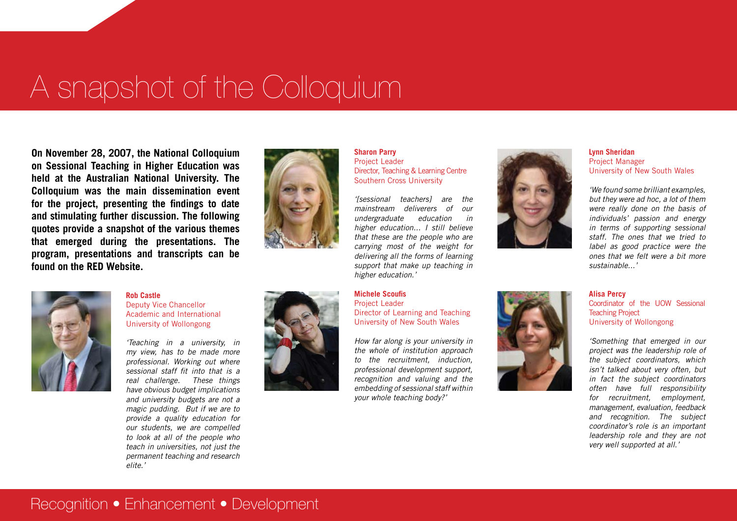# A snapshot of the Colloquium

**On November 28, 2007, the National Colloquium on Sessional Teaching in Higher Education was held at the Australian National University. The Colloquium was the main dissemination event for the project, presenting the findings to date and stimulating further discussion. The following quotes provide a snapshot of the various themes that emerged during the presentations. The program, presentations and transcripts can be found on the RED Website.**

**Rob Castle**
Deputy Vice Chancellor
Academic and International
University of Wollongong

*'Teaching in a university, in my view, has to be made more professional. Working out where sessional staff fit into that is a real challenge. These things have obvious budget implications and university budgets are not a magic pudding. But if we are to provide a quality education for our students, we are compelled to look at all of the people who teach in universities, not just the permanent teaching and research elite.'*

**Sharon Parry**
Project Leader
Director, Teaching & Learning Centre
Southern Cross University

*'[sessional teachers] are the mainstream deliverers of our undergraduate education in higher education... I still believe that these are the people who are carrying most of the weight for delivering all the forms of learning support that make up teaching in higher education.'*

**Michele Scoufis**
Project Leader
Director of Learning and Teaching
University of New South Wales

*How far along is your university in the whole of institution approach to the recruitment, induction, professional development support, recognition and valuing and the embedding of sessional staff within your whole teaching body?'*

**Lynn Sheridan**
Project Manager
University of New South Wales

*'We found some brilliant examples, but they were ad hoc, a lot of them were really done on the basis of individuals' passion and energy in terms of supporting sessional staff. The ones that we tried to label as good practice were the ones that we felt were a bit more sustainable...'*

**Alisa Percy**
Coordinator of the UOW Sessional Teaching Project
University of Wollongong

*'Something that emerged in our project was the leadership role of the subject coordinators, which isn't talked about very often, but in fact the subject coordinators often have full responsibility for recruitment, employment, management, evaluation, feedback and recognition. The subject coordinator's role is an important leadership role and they are not very well supported at all.'*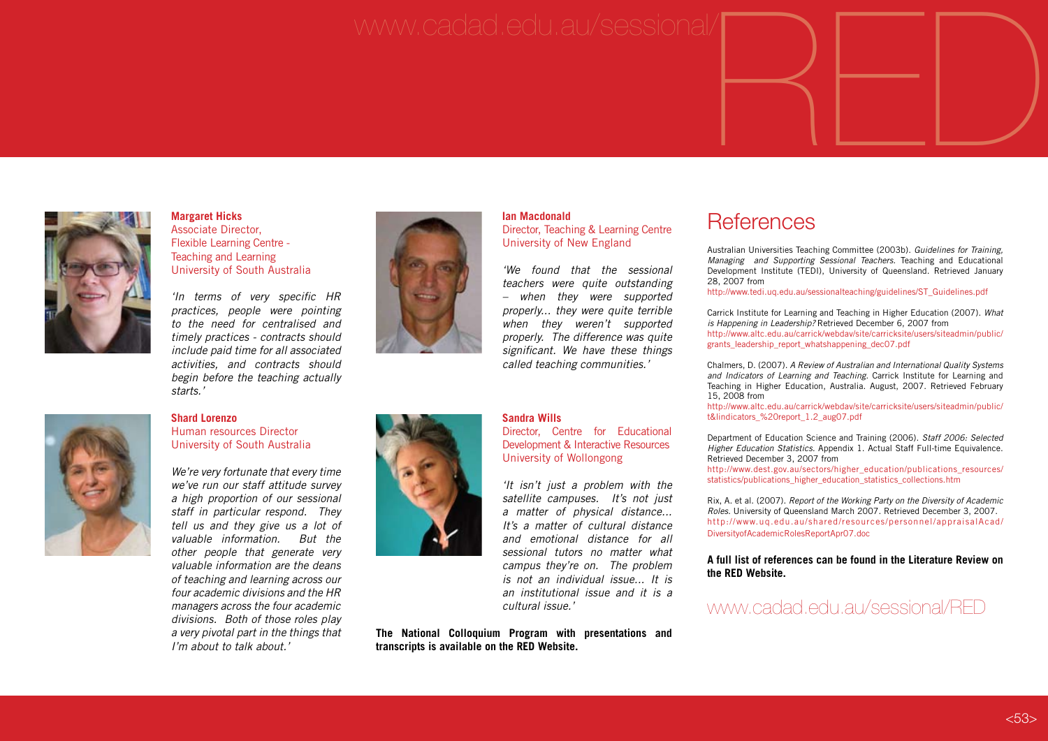www.cadad.edu.au/sessional/RED

**Margaret Hicks**
Associate Director,
Flexible Learning Centre -
Teaching and Learning
University of South Australia

*'In terms of very specific HR practices, people were pointing to the need for centralised and timely practices - contracts should include paid time for all associated activities, and contracts should begin before the teaching actually starts.'*

**Shard Lorenzo**
Human resources Director
University of South Australia

*We're very fortunate that every time we've run our staff attitude survey a high proportion of our sessional staff in particular respond. They tell us and they give us a lot of valuable information. But the other people that generate very valuable information are the deans of teaching and learning across our four academic divisions and the HR managers across the four academic divisions. Both of those roles play a very pivotal part in the things that I'm about to talk about.'*

**Ian Macdonald**
Director, Teaching & Learning Centre
University of New England

*'We found that the sessional teachers were quite outstanding – when they were supported properly... they were quite terrible when they weren't supported properly. The difference was quite significant. We have these things called teaching communities.'*

**Sandra Wills**
Director, Centre for Educational Development & Interactive Resources
University of Wollongong

*'It isn't just a problem with the satellite campuses. It's not just a matter of physical distance... It's a matter of cultural distance and emotional distance for all sessional tutors no matter what campus they're on. The problem is not an individual issue... It is an institutional issue and it is a cultural issue.'*

**The National Colloquium Program with presentations and transcripts is available on the RED Website.**

# References

Australian Universities Teaching Committee (2003b). *Guidelines for Training, Managing and Supporting Sessional Teachers.* Teaching and Educational Development Institute (TEDI), University of Queensland. Retrieved January 28, 2007 from
http://www.tedi.uq.edu.au/sessionalteaching/guidelines/ST_Guidelines.pdf

Carrick Institute for Learning and Teaching in Higher Education (2007). *What is Happening in Leadership?* Retrieved December 6, 2007 from
http://www.altc.edu.au/carrick/webdav/site/carricksite/users/siteadmin/public/grants_leadership_report_whatshappening_dec07.pdf

Chalmers, D. (2007). *A Review of Australian and International Quality Systems and Indicators of Learning and Teaching.* Carrick Institute for Learning and Teaching in Higher Education, Australia. August, 2007. Retrieved February 15, 2008 from
http://www.altc.edu.au/carrick/webdav/site/carricksite/users/siteadmin/public/t&lindicators_%20report_1.2_aug07.pdf

Department of Education Science and Training (2006). *Staff 2006: Selected Higher Education Statistics.* Appendix 1. Actual Staff Full-time Equivalence. Retrieved December 3, 2007 from
http://www.dest.gov.au/sectors/higher_education/publications_resources/statistics/publications_higher_education_statistics_collections.htm

Rix, A. et al. (2007). *Report of the Working Party on the Diversity of Academic Roles.* University of Queensland March 2007. Retrieved December 3, 2007.
http://www.uq.edu.au/shared/resources/personnel/appraisalAcad/DiversityofAcademicRolesReportApr07.doc

**A full list of references can be found in the Literature Review on the RED Website.**

www.cadad.edu.au/sessional/RED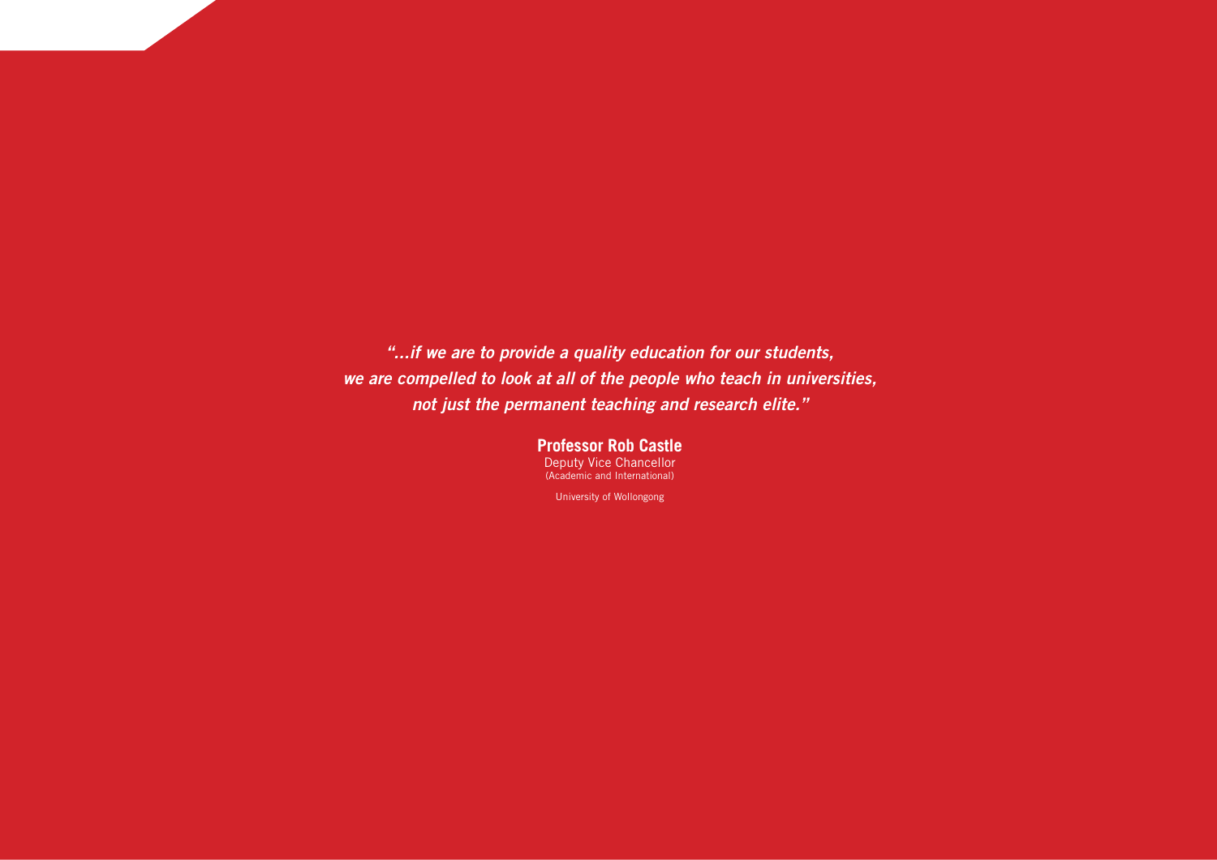*"...if we are to provide a quality education for our students,*
*we are compelled to look at all of the people who teach in universities,*
*not just the permanent teaching and research elite."*

**Professor Rob Castle**
Deputy Vice Chancellor
(Academic and International)

University of Wollongong